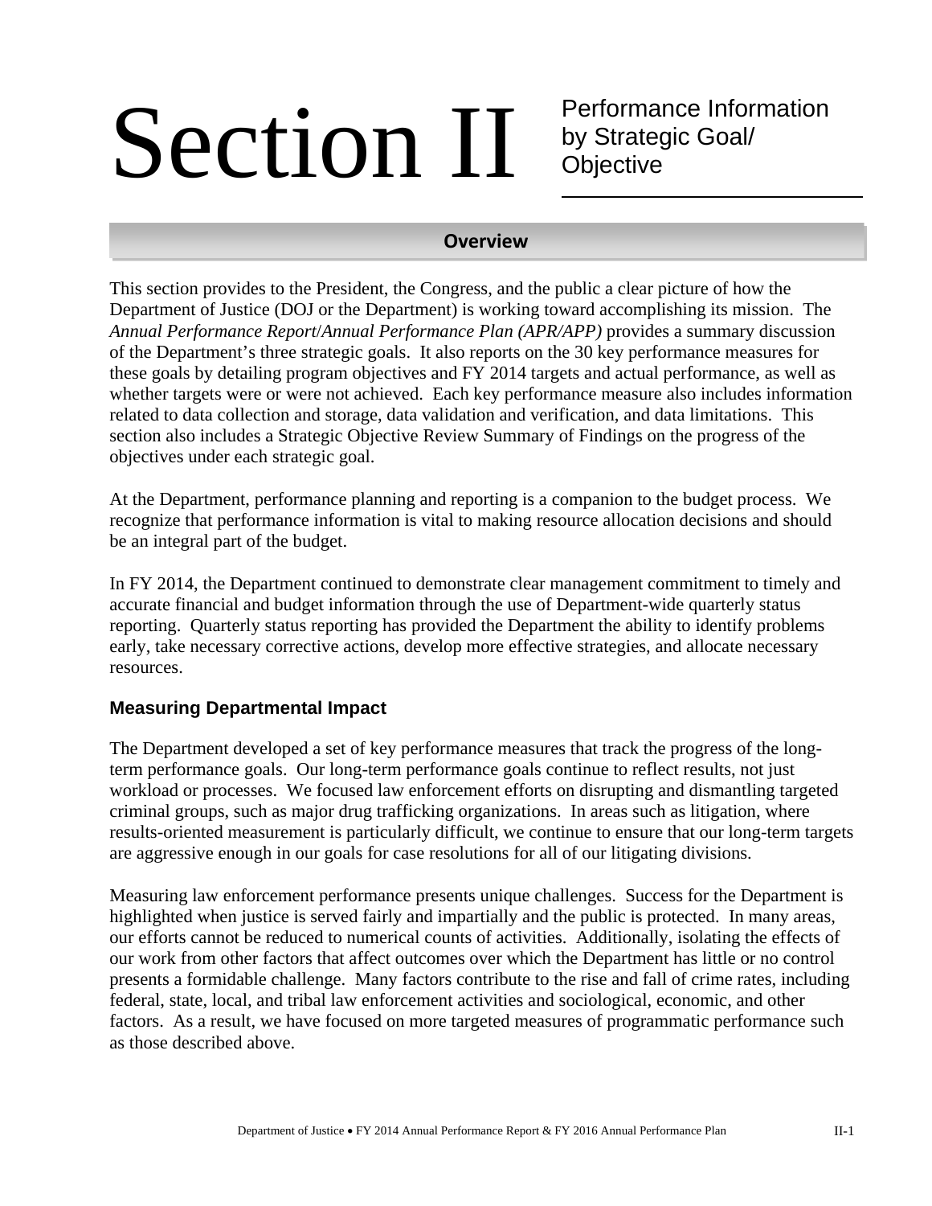# Section II Performance Information by Strategic Goal/ Objective

## Overview

This section provides to the President, the Congress, and the public a clear picture of how the Department of Justice (DOJ or the Department) is working toward accomplishing its mission. The *Annual Performance Report*/*Annual Performance Plan (APR/APP)* provides a summary discussion of the Department's three strategic goals. It also reports on the 30 key performance measures for these goals by detailing program objectives and FY 2014 targets and actual performance, as well as whether targets were or were not achieved. Each key performance measure also includes information related to data collection and storage, data validation and verification, and data limitations. This section also includes a Strategic Objective Review Summary of Findings on the progress of the objectives under each strategic goal.

At the Department, performance planning and reporting is a companion to the budget process. We recognize that performance information is vital to making resource allocation decisions and should be an integral part of the budget.

In FY 2014, the Department continued to demonstrate clear management commitment to timely and accurate financial and budget information through the use of Department-wide quarterly status reporting. Quarterly status reporting has provided the Department the ability to identify problems early, take necessary corrective actions, develop more effective strategies, and allocate necessary resources.

### Measuring Departmental Impact

The Department developed a set of key performance measures that track the progress of the long-term performance goals. Our long-term performance goals continue to reflect results, not just workload or processes. We focused law enforcement efforts on disrupting and dismantling targeted criminal groups, such as major drug trafficking organizations. In areas such as litigation, where results-oriented measurement is particularly difficult, we continue to ensure that our long-term targets are aggressive enough in our goals for case resolutions for all of our litigating divisions.

Measuring law enforcement performance presents unique challenges. Success for the Department is highlighted when justice is served fairly and impartially and the public is protected. In many areas, our efforts cannot be reduced to numerical counts of activities. Additionally, isolating the effects of our work from other factors that affect outcomes over which the Department has little or no control presents a formidable challenge. Many factors contribute to the rise and fall of crime rates, including federal, state, local, and tribal law enforcement activities and sociological, economic, and other factors. As a result, we have focused on more targeted measures of programmatic performance such as those described above.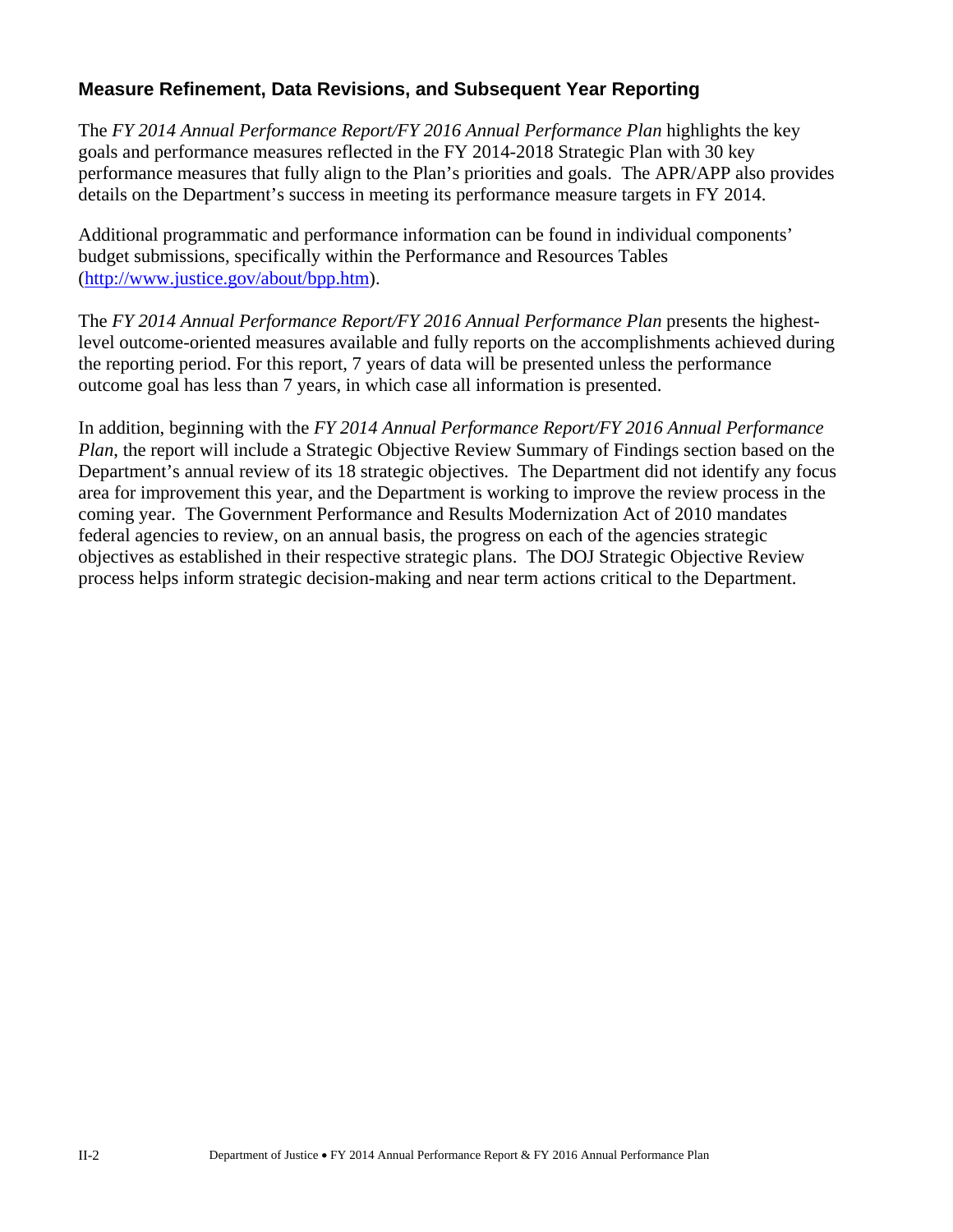## Measure Refinement, Data Revisions, and Subsequent Year Reporting

The *FY 2014 Annual Performance Report/FY 2016 Annual Performance Plan* highlights the key goals and performance measures reflected in the FY 2014-2018 Strategic Plan with 30 key performance measures that fully align to the Plan's priorities and goals. The APR/APP also provides details on the Department's success in meeting its performance measure targets in FY 2014.

Additional programmatic and performance information can be found in individual components' budget submissions, specifically within the Performance and Resources Tables (http://www.justice.gov/about/bpp.htm).

The *FY 2014 Annual Performance Report/FY 2016 Annual Performance Plan* presents the highest-level outcome-oriented measures available and fully reports on the accomplishments achieved during the reporting period. For this report, 7 years of data will be presented unless the performance outcome goal has less than 7 years, in which case all information is presented.

In addition, beginning with the *FY 2014 Annual Performance Report/FY 2016 Annual Performance Plan*, the report will include a Strategic Objective Review Summary of Findings section based on the Department's annual review of its 18 strategic objectives. The Department did not identify any focus area for improvement this year, and the Department is working to improve the review process in the coming year. The Government Performance and Results Modernization Act of 2010 mandates federal agencies to review, on an annual basis, the progress on each of the agencies strategic objectives as established in their respective strategic plans. The DOJ Strategic Objective Review process helps inform strategic decision-making and near term actions critical to the Department.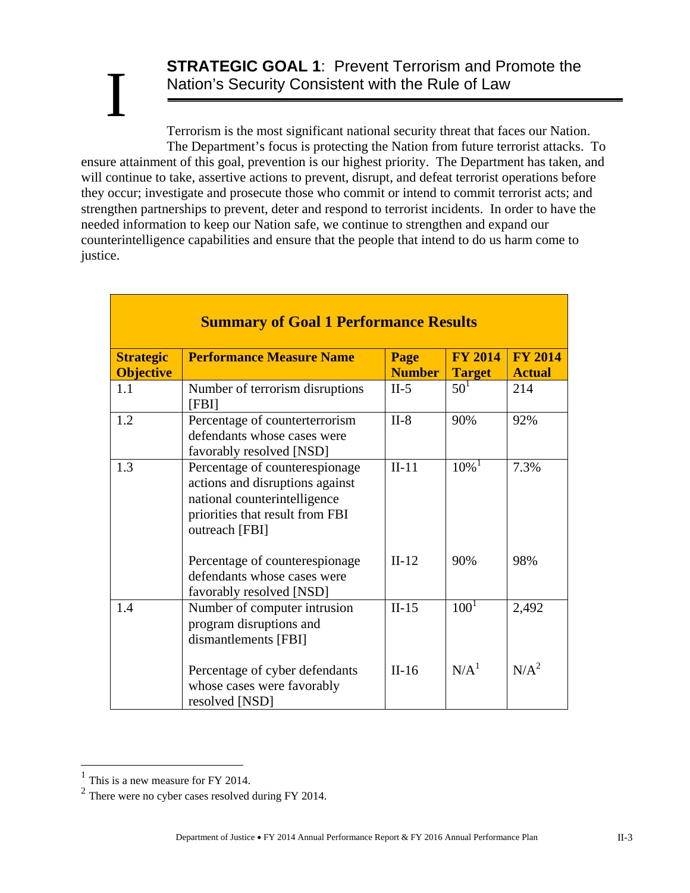# I

## STRATEGIC GOAL 1: Prevent Terrorism and Promote the Nation's Security Consistent with the Rule of Law

Terrorism is the most significant national security threat that faces our Nation. The Department's focus is protecting the Nation from future terrorist attacks. To ensure attainment of this goal, prevention is our highest priority. The Department has taken, and will continue to take, assertive actions to prevent, disrupt, and defeat terrorist operations before they occur; investigate and prosecute those who commit or intend to commit terrorist acts; and strengthen partnerships to prevent, deter and respond to terrorist incidents. In order to have the needed information to keep our Nation safe, we continue to strengthen and expand our counterintelligence capabilities and ensure that the people that intend to do us harm come to justice.

**Summary of Goal 1 Performance Results**

| Strategic Objective | Performance Measure Name | Page Number | FY 2014 Target | FY 2014 Actual |
|---|---|---|---|---|
| 1.1 | Number of terrorism disruptions [FBI] | II-5 | 50[1] | 214 |
| 1.2 | Percentage of counterterrorism defendants whose cases were favorably resolved [NSD] | II-8 | 90% | 92% |
| 1.3 | Percentage of counterespionage actions and disruptions against national counterintelligence priorities that result from FBI outreach [FBI] | II-11 | 10%[1] | 7.3% |
| | Percentage of counterespionage defendants whose cases were favorably resolved [NSD] | II-12 | 90% | 98% |
| 1.4 | Number of computer intrusion program disruptions and dismantlements [FBI] | II-15 | 100[1] | 2,492 |
| | Percentage of cyber defendants whose cases were favorably resolved [NSD] | II-16 | N/A[1] | N/A[2] |

[1] This is a new measure for FY 2014.

[2] There were no cyber cases resolved during FY 2014.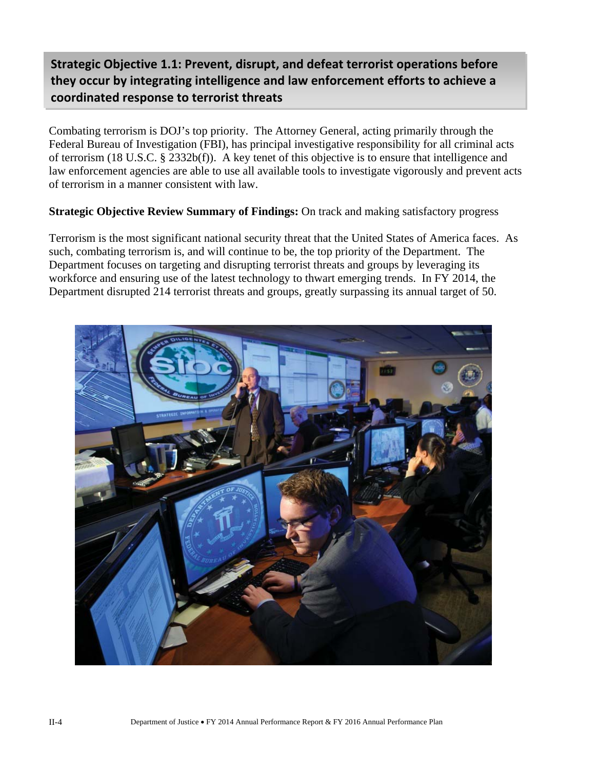## Strategic Objective 1.1: Prevent, disrupt, and defeat terrorist operations before they occur by integrating intelligence and law enforcement efforts to achieve a coordinated response to terrorist threats

Combating terrorism is DOJ's top priority. The Attorney General, acting primarily through the Federal Bureau of Investigation (FBI), has principal investigative responsibility for all criminal acts of terrorism (18 U.S.C. § 2332b(f)). A key tenet of this objective is to ensure that intelligence and law enforcement agencies are able to use all available tools to investigate vigorously and prevent acts of terrorism in a manner consistent with law.

**Strategic Objective Review Summary of Findings:** On track and making satisfactory progress

Terrorism is the most significant national security threat that the United States of America faces. As such, combating terrorism is, and will continue to be, the top priority of the Department. The Department focuses on targeting and disrupting terrorist threats and groups by leveraging its workforce and ensuring use of the latest technology to thwart emerging trends. In FY 2014, the Department disrupted 214 terrorist threats and groups, greatly surpassing its annual target of 50.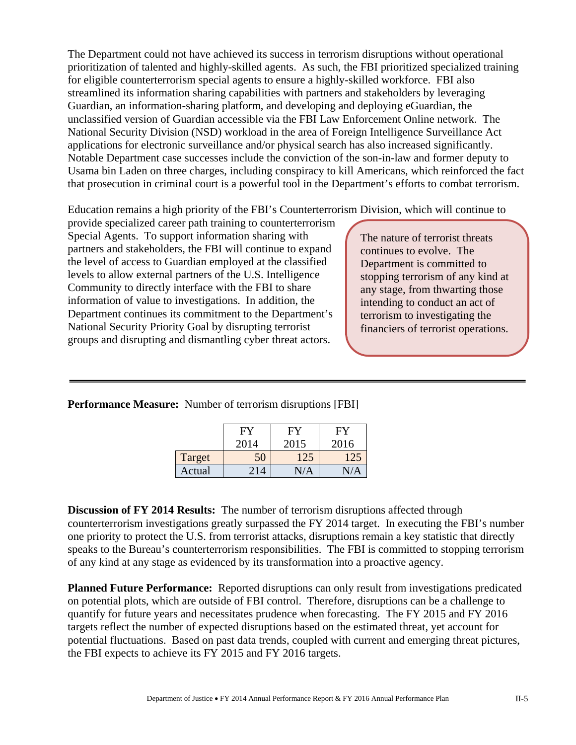The Department could not have achieved its success in terrorism disruptions without operational prioritization of talented and highly-skilled agents. As such, the FBI prioritized specialized training for eligible counterterrorism special agents to ensure a highly-skilled workforce. FBI also streamlined its information sharing capabilities with partners and stakeholders by leveraging Guardian, an information-sharing platform, and developing and deploying eGuardian, the unclassified version of Guardian accessible via the FBI Law Enforcement Online network. The National Security Division (NSD) workload in the area of Foreign Intelligence Surveillance Act applications for electronic surveillance and/or physical search has also increased significantly. Notable Department case successes include the conviction of the son-in-law and former deputy to Usama bin Laden on three charges, including conspiracy to kill Americans, which reinforced the fact that prosecution in criminal court is a powerful tool in the Department's efforts to combat terrorism.

Education remains a high priority of the FBI's Counterterrorism Division, which will continue to provide specialized career path training to counterterrorism Special Agents. To support information sharing with partners and stakeholders, the FBI will continue to expand the level of access to Guardian employed at the classified levels to allow external partners of the U.S. Intelligence Community to directly interface with the FBI to share information of value to investigations. In addition, the Department continues its commitment to the Department's National Security Priority Goal by disrupting terrorist groups and disrupting and dismantling cyber threat actors.

> The nature of terrorist threats continues to evolve. The Department is committed to stopping terrorism of any kind at any stage, from thwarting those intending to conduct an act of terrorism to investigating the financiers of terrorist operations.

---

**Performance Measure:** Number of terrorism disruptions [FBI]

| | FY 2014 | FY 2015 | FY 2016 |
|---|---|---|---|
| Target | 50 | 125 | 125 |
| Actual | 214 | N/A | N/A |

**Discussion of FY 2014 Results:** The number of terrorism disruptions affected through counterterrorism investigations greatly surpassed the FY 2014 target. In executing the FBI's number one priority to protect the U.S. from terrorist attacks, disruptions remain a key statistic that directly speaks to the Bureau's counterterrorism responsibilities. The FBI is committed to stopping terrorism of any kind at any stage as evidenced by its transformation into a proactive agency.

**Planned Future Performance:** Reported disruptions can only result from investigations predicated on potential plots, which are outside of FBI control. Therefore, disruptions can be a challenge to quantify for future years and necessitates prudence when forecasting. The FY 2015 and FY 2016 targets reflect the number of expected disruptions based on the estimated threat, yet account for potential fluctuations. Based on past data trends, coupled with current and emerging threat pictures, the FBI expects to achieve its FY 2015 and FY 2016 targets.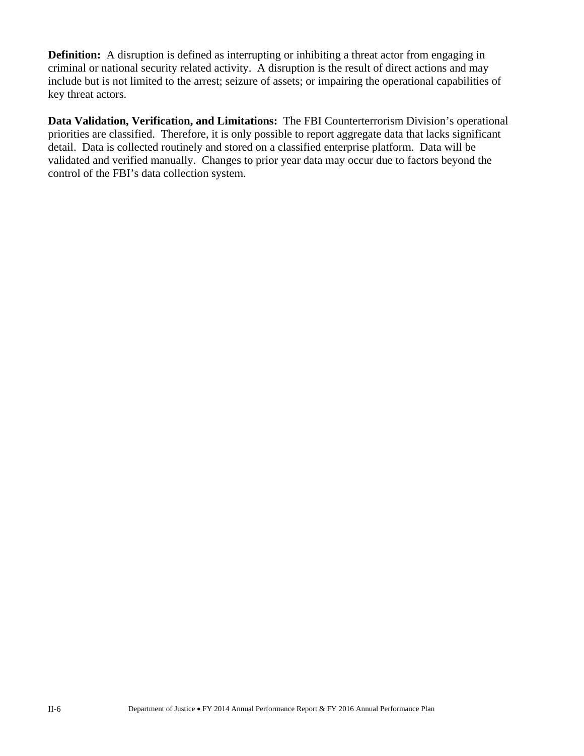**Definition:** A disruption is defined as interrupting or inhibiting a threat actor from engaging in criminal or national security related activity. A disruption is the result of direct actions and may include but is not limited to the arrest; seizure of assets; or impairing the operational capabilities of key threat actors.

**Data Validation, Verification, and Limitations:** The FBI Counterterrorism Division's operational priorities are classified. Therefore, it is only possible to report aggregate data that lacks significant detail. Data is collected routinely and stored on a classified enterprise platform. Data will be validated and verified manually. Changes to prior year data may occur due to factors beyond the control of the FBI's data collection system.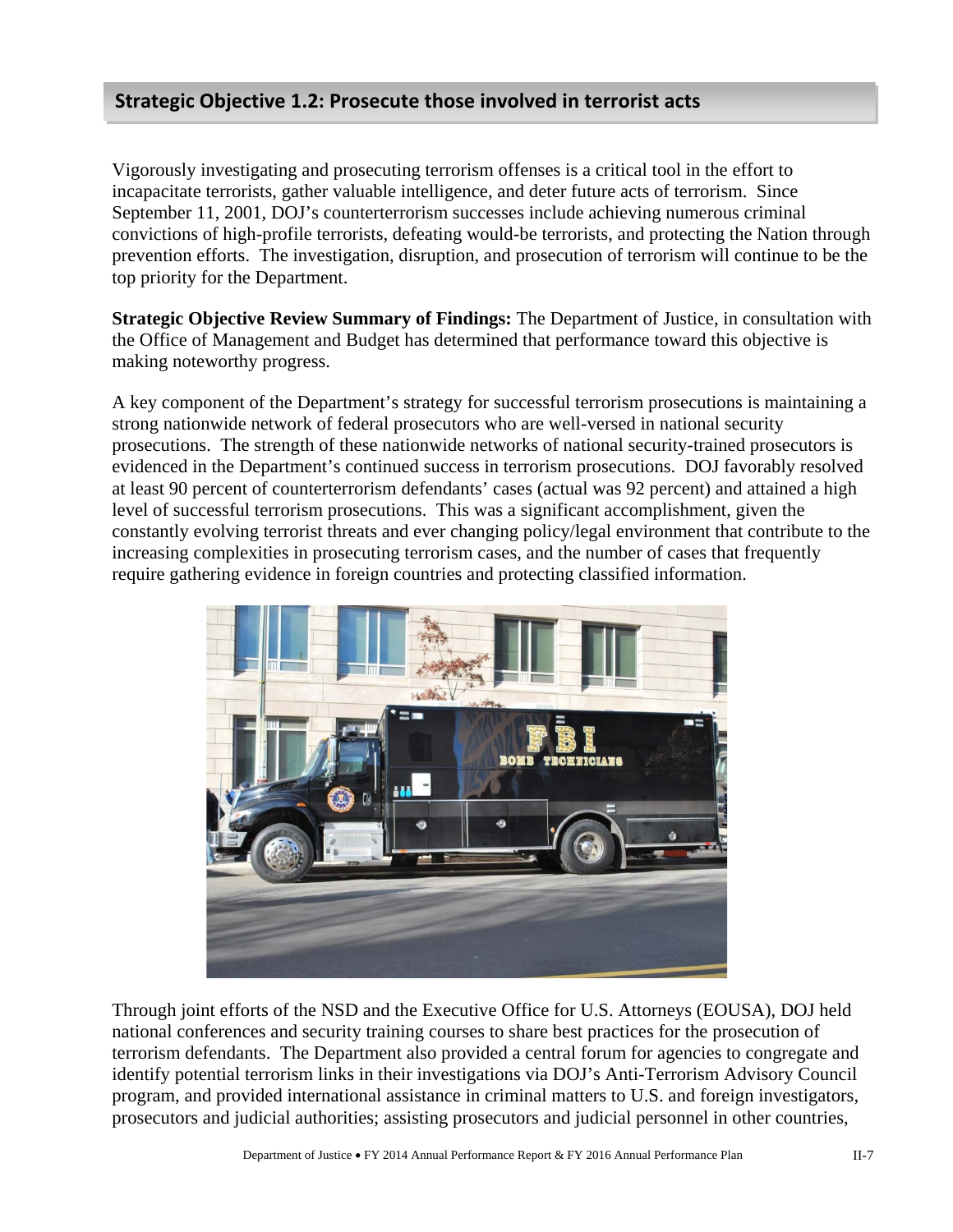## Strategic Objective 1.2: Prosecute those involved in terrorist acts

Vigorously investigating and prosecuting terrorism offenses is a critical tool in the effort to incapacitate terrorists, gather valuable intelligence, and deter future acts of terrorism. Since September 11, 2001, DOJ's counterterrorism successes include achieving numerous criminal convictions of high-profile terrorists, defeating would-be terrorists, and protecting the Nation through prevention efforts. The investigation, disruption, and prosecution of terrorism will continue to be the top priority for the Department.

**Strategic Objective Review Summary of Findings:** The Department of Justice, in consultation with the Office of Management and Budget has determined that performance toward this objective is making noteworthy progress.

A key component of the Department's strategy for successful terrorism prosecutions is maintaining a strong nationwide network of federal prosecutors who are well-versed in national security prosecutions. The strength of these nationwide networks of national security-trained prosecutors is evidenced in the Department's continued success in terrorism prosecutions. DOJ favorably resolved at least 90 percent of counterterrorism defendants' cases (actual was 92 percent) and attained a high level of successful terrorism prosecutions. This was a significant accomplishment, given the constantly evolving terrorist threats and ever changing policy/legal environment that contribute to the increasing complexities in prosecuting terrorism cases, and the number of cases that frequently require gathering evidence in foreign countries and protecting classified information.

Through joint efforts of the NSD and the Executive Office for U.S. Attorneys (EOUSA), DOJ held national conferences and security training courses to share best practices for the prosecution of terrorism defendants. The Department also provided a central forum for agencies to congregate and identify potential terrorism links in their investigations via DOJ's Anti-Terrorism Advisory Council program, and provided international assistance in criminal matters to U.S. and foreign investigators, prosecutors and judicial authorities; assisting prosecutors and judicial personnel in other countries,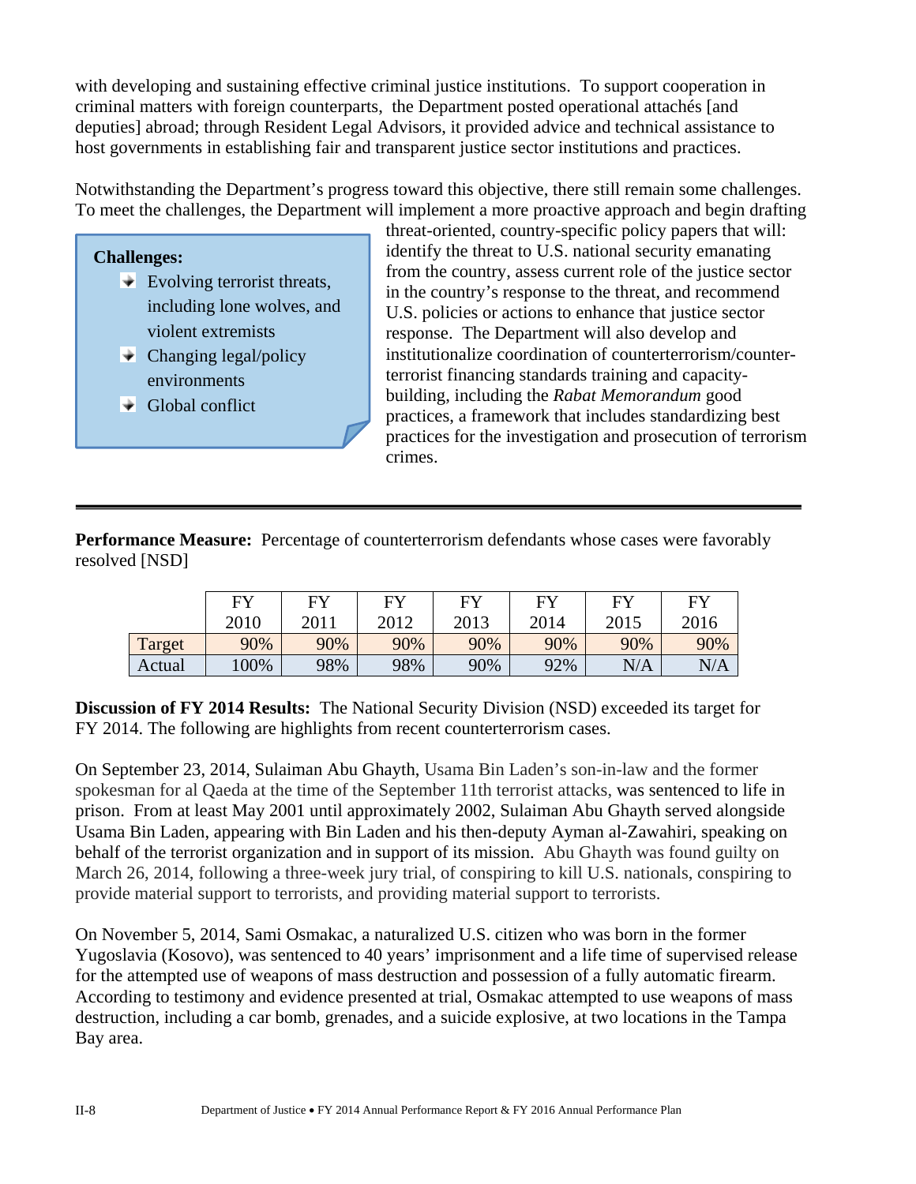with developing and sustaining effective criminal justice institutions. To support cooperation in criminal matters with foreign counterparts, the Department posted operational attachés [and deputies] abroad; through Resident Legal Advisors, it provided advice and technical assistance to host governments in establishing fair and transparent justice sector institutions and practices.

Notwithstanding the Department's progress toward this objective, there still remain some challenges. To meet the challenges, the Department will implement a more proactive approach and begin drafting threat-oriented, country-specific policy papers that will: identify the threat to U.S. national security emanating from the country, assess current role of the justice sector in the country's response to the threat, and recommend U.S. policies or actions to enhance that justice sector response. The Department will also develop and institutionalize coordination of counterterrorism/counter-terrorist financing standards training and capacity-building, including the *Rabat Memorandum* good practices, a framework that includes standardizing best practices for the investigation and prosecution of terrorism crimes.

**Challenges:**

- Evolving terrorist threats, including lone wolves, and violent extremists
- Changing legal/policy environments
- Global conflict

---

**Performance Measure:** Percentage of counterterrorism defendants whose cases were favorably resolved [NSD]

| | FY 2010 | FY 2011 | FY 2012 | FY 2013 | FY 2014 | FY 2015 | FY 2016 |
|---|---|---|---|---|---|---|---|
| Target | 90% | 90% | 90% | 90% | 90% | 90% | 90% |
| Actual | 100% | 98% | 98% | 90% | 92% | N/A | N/A |

**Discussion of FY 2014 Results:** The National Security Division (NSD) exceeded its target for FY 2014. The following are highlights from recent counterterrorism cases.

On September 23, 2014, Sulaiman Abu Ghayth, Usama Bin Laden's son-in-law and the former spokesman for al Qaeda at the time of the September 11th terrorist attacks, was sentenced to life in prison. From at least May 2001 until approximately 2002, Sulaiman Abu Ghayth served alongside Usama Bin Laden, appearing with Bin Laden and his then-deputy Ayman al-Zawahiri, speaking on behalf of the terrorist organization and in support of its mission. Abu Ghayth was found guilty on March 26, 2014, following a three-week jury trial, of conspiring to kill U.S. nationals, conspiring to provide material support to terrorists, and providing material support to terrorists.

On November 5, 2014, Sami Osmakac, a naturalized U.S. citizen who was born in the former Yugoslavia (Kosovo), was sentenced to 40 years' imprisonment and a life time of supervised release for the attempted use of weapons of mass destruction and possession of a fully automatic firearm. According to testimony and evidence presented at trial, Osmakac attempted to use weapons of mass destruction, including a car bomb, grenades, and a suicide explosive, at two locations in the Tampa Bay area.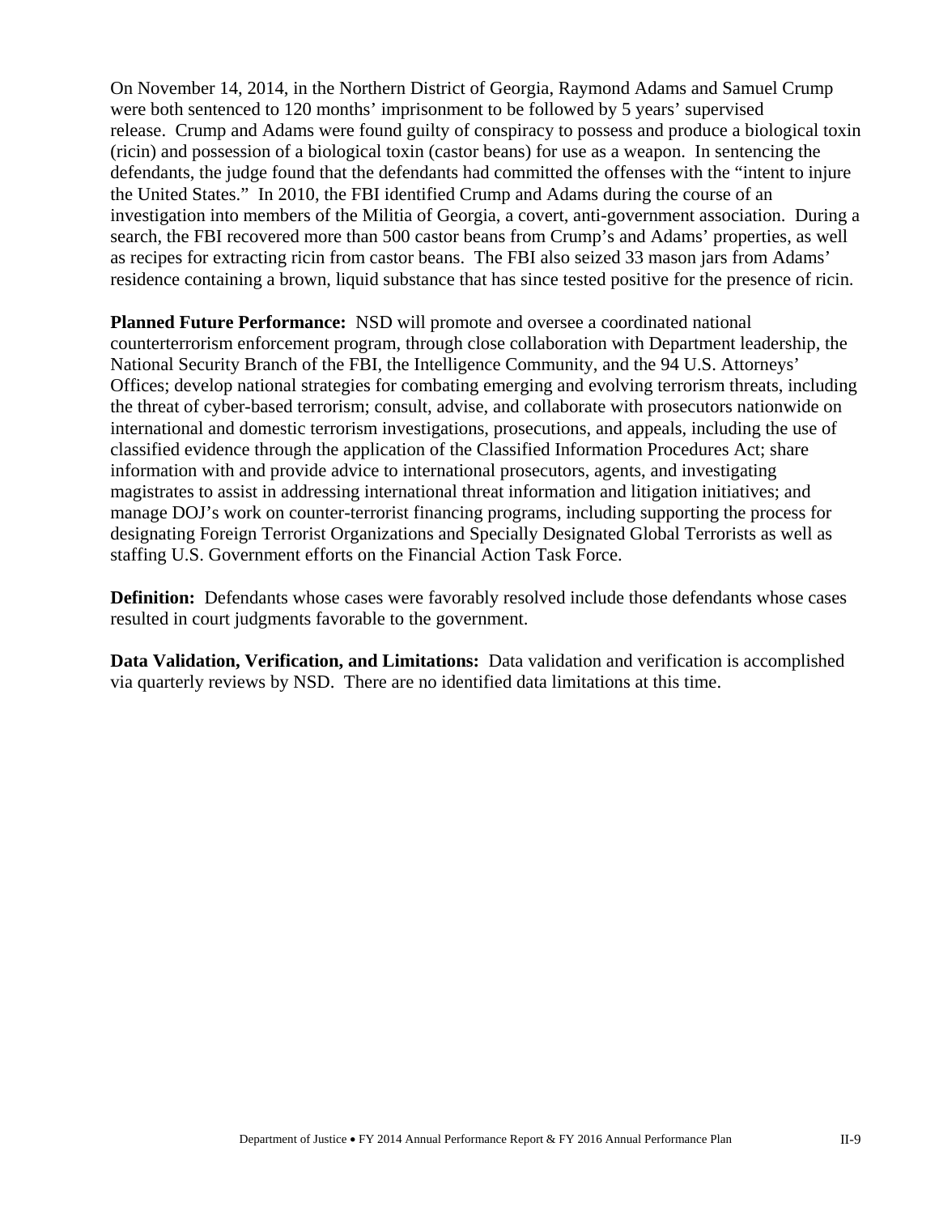On November 14, 2014, in the Northern District of Georgia, Raymond Adams and Samuel Crump were both sentenced to 120 months' imprisonment to be followed by 5 years' supervised release. Crump and Adams were found guilty of conspiracy to possess and produce a biological toxin (ricin) and possession of a biological toxin (castor beans) for use as a weapon. In sentencing the defendants, the judge found that the defendants had committed the offenses with the "intent to injure the United States." In 2010, the FBI identified Crump and Adams during the course of an investigation into members of the Militia of Georgia, a covert, anti-government association. During a search, the FBI recovered more than 500 castor beans from Crump's and Adams' properties, as well as recipes for extracting ricin from castor beans. The FBI also seized 33 mason jars from Adams' residence containing a brown, liquid substance that has since tested positive for the presence of ricin.

**Planned Future Performance:** NSD will promote and oversee a coordinated national counterterrorism enforcement program, through close collaboration with Department leadership, the National Security Branch of the FBI, the Intelligence Community, and the 94 U.S. Attorneys' Offices; develop national strategies for combating emerging and evolving terrorism threats, including the threat of cyber-based terrorism; consult, advise, and collaborate with prosecutors nationwide on international and domestic terrorism investigations, prosecutions, and appeals, including the use of classified evidence through the application of the Classified Information Procedures Act; share information with and provide advice to international prosecutors, agents, and investigating magistrates to assist in addressing international threat information and litigation initiatives; and manage DOJ's work on counter-terrorist financing programs, including supporting the process for designating Foreign Terrorist Organizations and Specially Designated Global Terrorists as well as staffing U.S. Government efforts on the Financial Action Task Force.

**Definition:** Defendants whose cases were favorably resolved include those defendants whose cases resulted in court judgments favorable to the government.

**Data Validation, Verification, and Limitations:** Data validation and verification is accomplished via quarterly reviews by NSD. There are no identified data limitations at this time.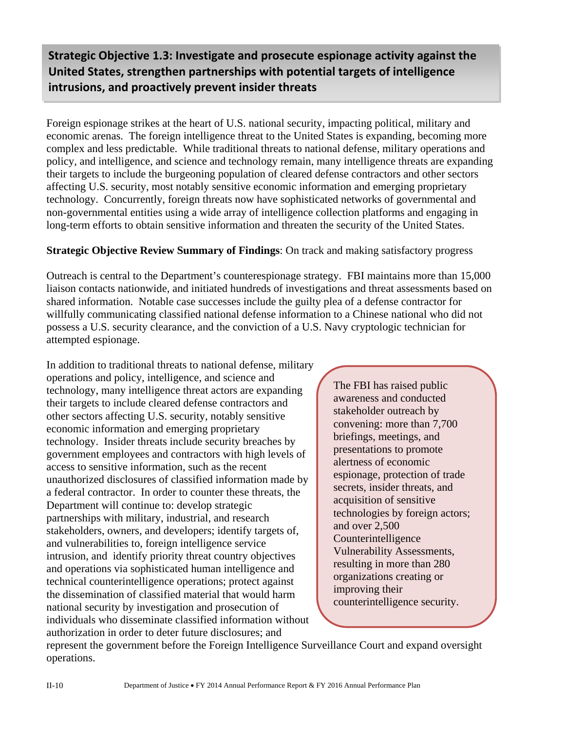## Strategic Objective 1.3: Investigate and prosecute espionage activity against the United States, strengthen partnerships with potential targets of intelligence intrusions, and proactively prevent insider threats

Foreign espionage strikes at the heart of U.S. national security, impacting political, military and economic arenas. The foreign intelligence threat to the United States is expanding, becoming more complex and less predictable. While traditional threats to national defense, military operations and policy, and intelligence, and science and technology remain, many intelligence threats are expanding their targets to include the burgeoning population of cleared defense contractors and other sectors affecting U.S. security, most notably sensitive economic information and emerging proprietary technology. Concurrently, foreign threats now have sophisticated networks of governmental and non-governmental entities using a wide array of intelligence collection platforms and engaging in long-term efforts to obtain sensitive information and threaten the security of the United States.

**Strategic Objective Review Summary of Findings**: On track and making satisfactory progress

Outreach is central to the Department's counterespionage strategy. FBI maintains more than 15,000 liaison contacts nationwide, and initiated hundreds of investigations and threat assessments based on shared information. Notable case successes include the guilty plea of a defense contractor for willfully communicating classified national defense information to a Chinese national who did not possess a U.S. security clearance, and the conviction of a U.S. Navy cryptologic technician for attempted espionage.

In addition to traditional threats to national defense, military operations and policy, intelligence, and science and technology, many intelligence threat actors are expanding their targets to include cleared defense contractors and other sectors affecting U.S. security, notably sensitive economic information and emerging proprietary technology. Insider threats include security breaches by government employees and contractors with high levels of access to sensitive information, such as the recent unauthorized disclosures of classified information made by a federal contractor. In order to counter these threats, the Department will continue to: develop strategic partnerships with military, industrial, and research stakeholders, owners, and developers; identify targets of, and vulnerabilities to, foreign intelligence service intrusion, and identify priority threat country objectives and operations via sophisticated human intelligence and technical counterintelligence operations; protect against the dissemination of classified material that would harm national security by investigation and prosecution of individuals who disseminate classified information without authorization in order to deter future disclosures; and represent the government before the Foreign Intelligence Surveillance Court and expand oversight operations.

> The FBI has raised public awareness and conducted stakeholder outreach by convening: more than 7,700 briefings, meetings, and presentations to promote alertness of economic espionage, protection of trade secrets, insider threats, and acquisition of sensitive technologies by foreign actors; and over 2,500 Counterintelligence Vulnerability Assessments, resulting in more than 280 organizations creating or improving their counterintelligence security.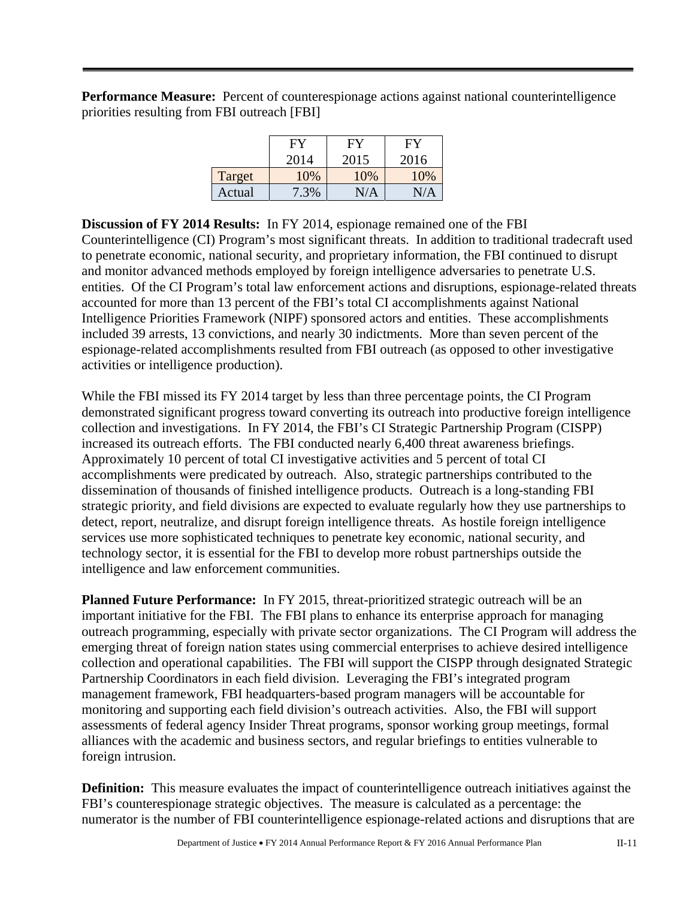**Performance Measure:** Percent of counterespionage actions against national counterintelligence priorities resulting from FBI outreach [FBI]

| | FY 2014 | FY 2015 | FY 2016 |
|---|---|---|---|
| Target | 10% | 10% | 10% |
| Actual | 7.3% | N/A | N/A |

**Discussion of FY 2014 Results:** In FY 2014, espionage remained one of the FBI Counterintelligence (CI) Program's most significant threats. In addition to traditional tradecraft used to penetrate economic, national security, and proprietary information, the FBI continued to disrupt and monitor advanced methods employed by foreign intelligence adversaries to penetrate U.S. entities. Of the CI Program's total law enforcement actions and disruptions, espionage-related threats accounted for more than 13 percent of the FBI's total CI accomplishments against National Intelligence Priorities Framework (NIPF) sponsored actors and entities. These accomplishments included 39 arrests, 13 convictions, and nearly 30 indictments. More than seven percent of the espionage-related accomplishments resulted from FBI outreach (as opposed to other investigative activities or intelligence production).

While the FBI missed its FY 2014 target by less than three percentage points, the CI Program demonstrated significant progress toward converting its outreach into productive foreign intelligence collection and investigations. In FY 2014, the FBI's CI Strategic Partnership Program (CISPP) increased its outreach efforts. The FBI conducted nearly 6,400 threat awareness briefings. Approximately 10 percent of total CI investigative activities and 5 percent of total CI accomplishments were predicated by outreach. Also, strategic partnerships contributed to the dissemination of thousands of finished intelligence products. Outreach is a long-standing FBI strategic priority, and field divisions are expected to evaluate regularly how they use partnerships to detect, report, neutralize, and disrupt foreign intelligence threats. As hostile foreign intelligence services use more sophisticated techniques to penetrate key economic, national security, and technology sector, it is essential for the FBI to develop more robust partnerships outside the intelligence and law enforcement communities.

**Planned Future Performance:** In FY 2015, threat-prioritized strategic outreach will be an important initiative for the FBI. The FBI plans to enhance its enterprise approach for managing outreach programming, especially with private sector organizations. The CI Program will address the emerging threat of foreign nation states using commercial enterprises to achieve desired intelligence collection and operational capabilities. The FBI will support the CISPP through designated Strategic Partnership Coordinators in each field division. Leveraging the FBI's integrated program management framework, FBI headquarters-based program managers will be accountable for monitoring and supporting each field division's outreach activities. Also, the FBI will support assessments of federal agency Insider Threat programs, sponsor working group meetings, formal alliances with the academic and business sectors, and regular briefings to entities vulnerable to foreign intrusion.

**Definition:** This measure evaluates the impact of counterintelligence outreach initiatives against the FBI's counterespionage strategic objectives. The measure is calculated as a percentage: the numerator is the number of FBI counterintelligence espionage-related actions and disruptions that are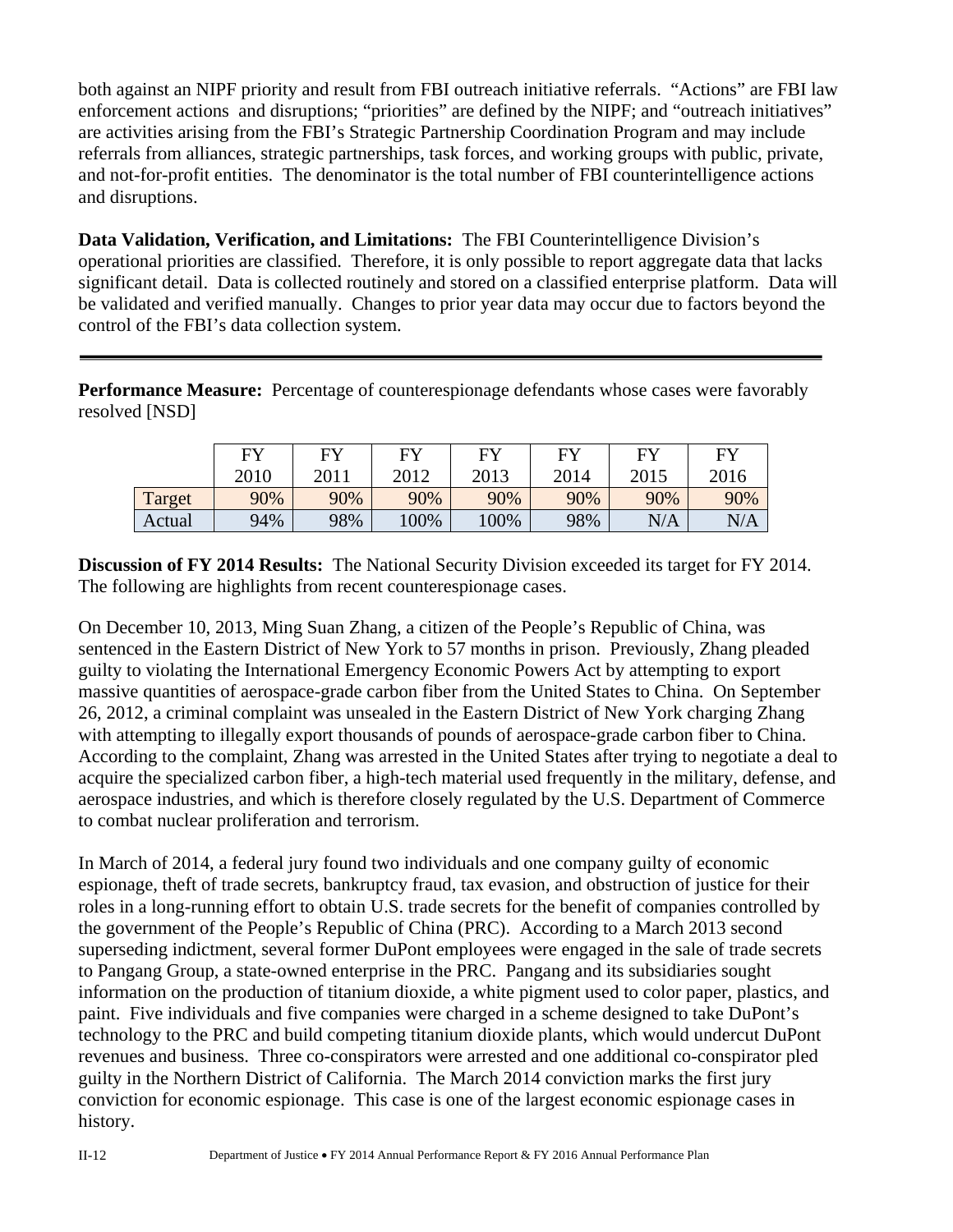both against an NIPF priority and result from FBI outreach initiative referrals. "Actions" are FBI law enforcement actions and disruptions; "priorities" are defined by the NIPF; and "outreach initiatives" are activities arising from the FBI's Strategic Partnership Coordination Program and may include referrals from alliances, strategic partnerships, task forces, and working groups with public, private, and not-for-profit entities. The denominator is the total number of FBI counterintelligence actions and disruptions.

**Data Validation, Verification, and Limitations:** The FBI Counterintelligence Division's operational priorities are classified. Therefore, it is only possible to report aggregate data that lacks significant detail. Data is collected routinely and stored on a classified enterprise platform. Data will be validated and verified manually. Changes to prior year data may occur due to factors beyond the control of the FBI's data collection system.

---

**Performance Measure:** Percentage of counterespionage defendants whose cases were favorably resolved [NSD]

| | FY 2010 | FY 2011 | FY 2012 | FY 2013 | FY 2014 | FY 2015 | FY 2016 |
|---|---|---|---|---|---|---|---|
| Target | 90% | 90% | 90% | 90% | 90% | 90% | 90% |
| Actual | 94% | 98% | 100% | 100% | 98% | N/A | N/A |

**Discussion of FY 2014 Results:** The National Security Division exceeded its target for FY 2014. The following are highlights from recent counterespionage cases.

On December 10, 2013, Ming Suan Zhang, a citizen of the People's Republic of China, was sentenced in the Eastern District of New York to 57 months in prison. Previously, Zhang pleaded guilty to violating the International Emergency Economic Powers Act by attempting to export massive quantities of aerospace-grade carbon fiber from the United States to China. On September 26, 2012, a criminal complaint was unsealed in the Eastern District of New York charging Zhang with attempting to illegally export thousands of pounds of aerospace-grade carbon fiber to China. According to the complaint, Zhang was arrested in the United States after trying to negotiate a deal to acquire the specialized carbon fiber, a high-tech material used frequently in the military, defense, and aerospace industries, and which is therefore closely regulated by the U.S. Department of Commerce to combat nuclear proliferation and terrorism.

In March of 2014, a federal jury found two individuals and one company guilty of economic espionage, theft of trade secrets, bankruptcy fraud, tax evasion, and obstruction of justice for their roles in a long-running effort to obtain U.S. trade secrets for the benefit of companies controlled by the government of the People's Republic of China (PRC). According to a March 2013 second superseding indictment, several former DuPont employees were engaged in the sale of trade secrets to Pangang Group, a state-owned enterprise in the PRC. Pangang and its subsidiaries sought information on the production of titanium dioxide, a white pigment used to color paper, plastics, and paint. Five individuals and five companies were charged in a scheme designed to take DuPont's technology to the PRC and build competing titanium dioxide plants, which would undercut DuPont revenues and business. Three co-conspirators were arrested and one additional co-conspirator pled guilty in the Northern District of California. The March 2014 conviction marks the first jury conviction for economic espionage. This case is one of the largest economic espionage cases in history.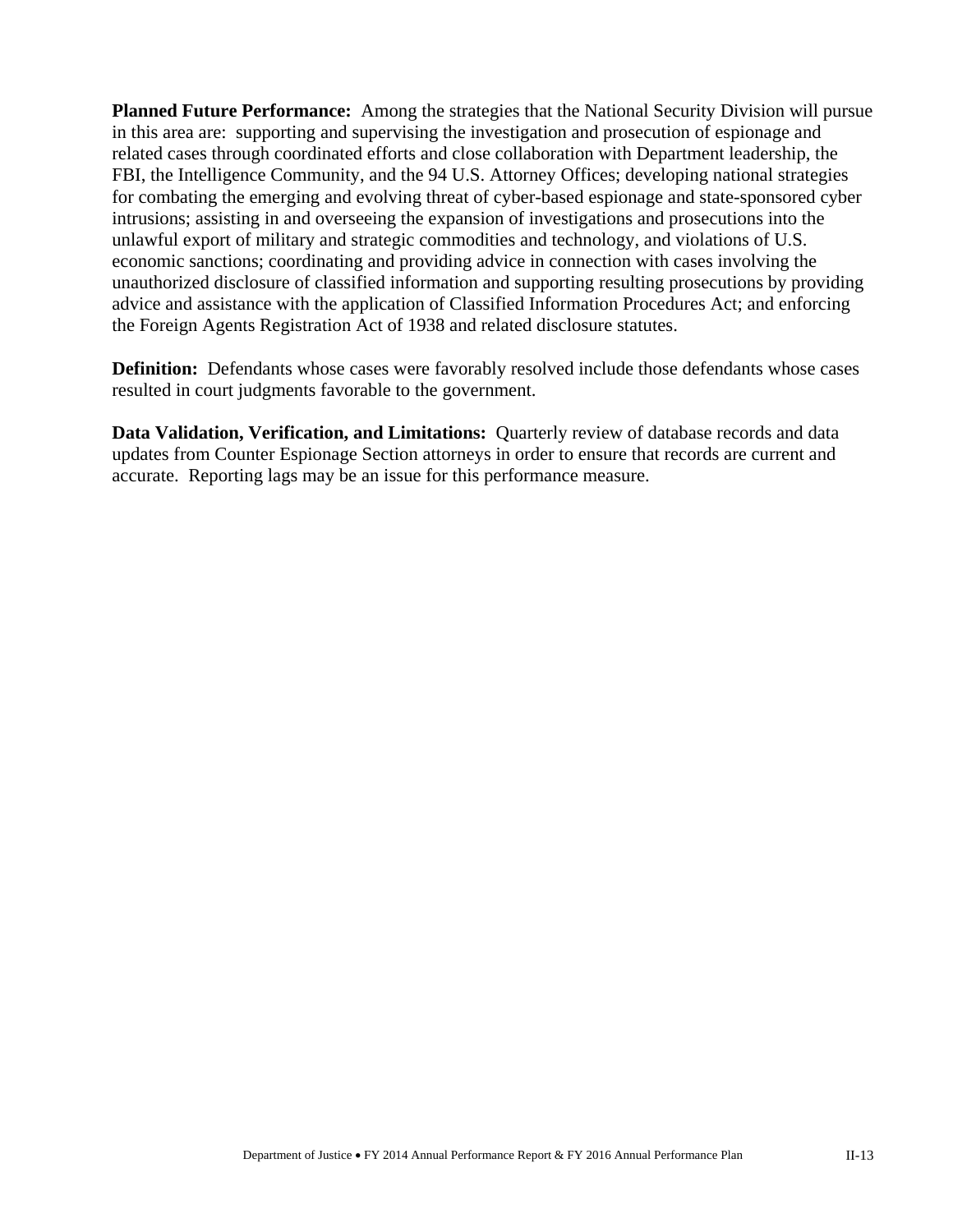**Planned Future Performance:** Among the strategies that the National Security Division will pursue in this area are: supporting and supervising the investigation and prosecution of espionage and related cases through coordinated efforts and close collaboration with Department leadership, the FBI, the Intelligence Community, and the 94 U.S. Attorney Offices; developing national strategies for combating the emerging and evolving threat of cyber-based espionage and state-sponsored cyber intrusions; assisting in and overseeing the expansion of investigations and prosecutions into the unlawful export of military and strategic commodities and technology, and violations of U.S. economic sanctions; coordinating and providing advice in connection with cases involving the unauthorized disclosure of classified information and supporting resulting prosecutions by providing advice and assistance with the application of Classified Information Procedures Act; and enforcing the Foreign Agents Registration Act of 1938 and related disclosure statutes.

**Definition:** Defendants whose cases were favorably resolved include those defendants whose cases resulted in court judgments favorable to the government.

**Data Validation, Verification, and Limitations:** Quarterly review of database records and data updates from Counter Espionage Section attorneys in order to ensure that records are current and accurate. Reporting lags may be an issue for this performance measure.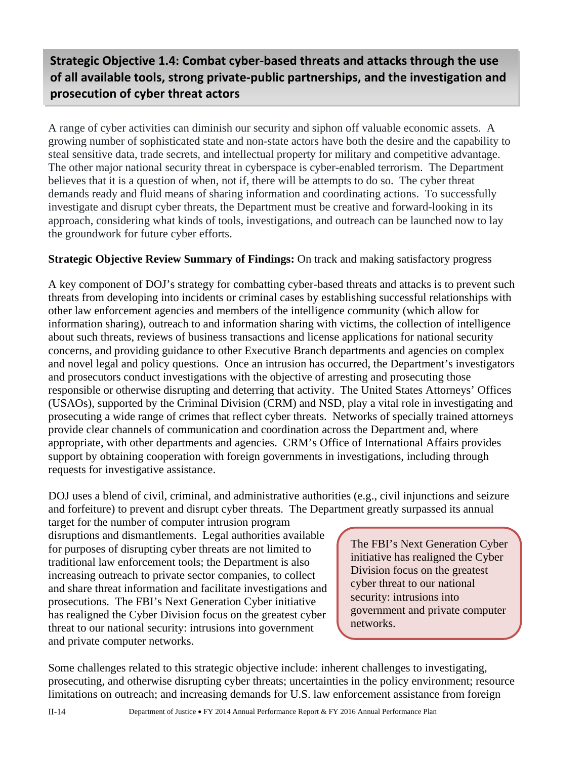## Strategic Objective 1.4: Combat cyber-based threats and attacks through the use of all available tools, strong private-public partnerships, and the investigation and prosecution of cyber threat actors

A range of cyber activities can diminish our security and siphon off valuable economic assets. A growing number of sophisticated state and non-state actors have both the desire and the capability to steal sensitive data, trade secrets, and intellectual property for military and competitive advantage. The other major national security threat in cyberspace is cyber-enabled terrorism. The Department believes that it is a question of when, not if, there will be attempts to do so. The cyber threat demands ready and fluid means of sharing information and coordinating actions. To successfully investigate and disrupt cyber threats, the Department must be creative and forward-looking in its approach, considering what kinds of tools, investigations, and outreach can be launched now to lay the groundwork for future cyber efforts.

**Strategic Objective Review Summary of Findings:** On track and making satisfactory progress

A key component of DOJ's strategy for combatting cyber-based threats and attacks is to prevent such threats from developing into incidents or criminal cases by establishing successful relationships with other law enforcement agencies and members of the intelligence community (which allow for information sharing), outreach to and information sharing with victims, the collection of intelligence about such threats, reviews of business transactions and license applications for national security concerns, and providing guidance to other Executive Branch departments and agencies on complex and novel legal and policy questions. Once an intrusion has occurred, the Department's investigators and prosecutors conduct investigations with the objective of arresting and prosecuting those responsible or otherwise disrupting and deterring that activity. The United States Attorneys' Offices (USAOs), supported by the Criminal Division (CRM) and NSD, play a vital role in investigating and prosecuting a wide range of crimes that reflect cyber threats. Networks of specially trained attorneys provide clear channels of communication and coordination across the Department and, where appropriate, with other departments and agencies. CRM's Office of International Affairs provides support by obtaining cooperation with foreign governments in investigations, including through requests for investigative assistance.

DOJ uses a blend of civil, criminal, and administrative authorities (e.g., civil injunctions and seizure and forfeiture) to prevent and disrupt cyber threats. The Department greatly surpassed its annual target for the number of computer intrusion program disruptions and dismantlements. Legal authorities available for purposes of disrupting cyber threats are not limited to traditional law enforcement tools; the Department is also increasing outreach to private sector companies, to collect and share threat information and facilitate investigations and prosecutions. The FBI's Next Generation Cyber initiative has realigned the Cyber Division focus on the greatest cyber threat to our national security: intrusions into government and private computer networks.

> The FBI's Next Generation Cyber initiative has realigned the Cyber Division focus on the greatest cyber threat to our national security: intrusions into government and private computer networks.

Some challenges related to this strategic objective include: inherent challenges to investigating, prosecuting, and otherwise disrupting cyber threats; uncertainties in the policy environment; resource limitations on outreach; and increasing demands for U.S. law enforcement assistance from foreign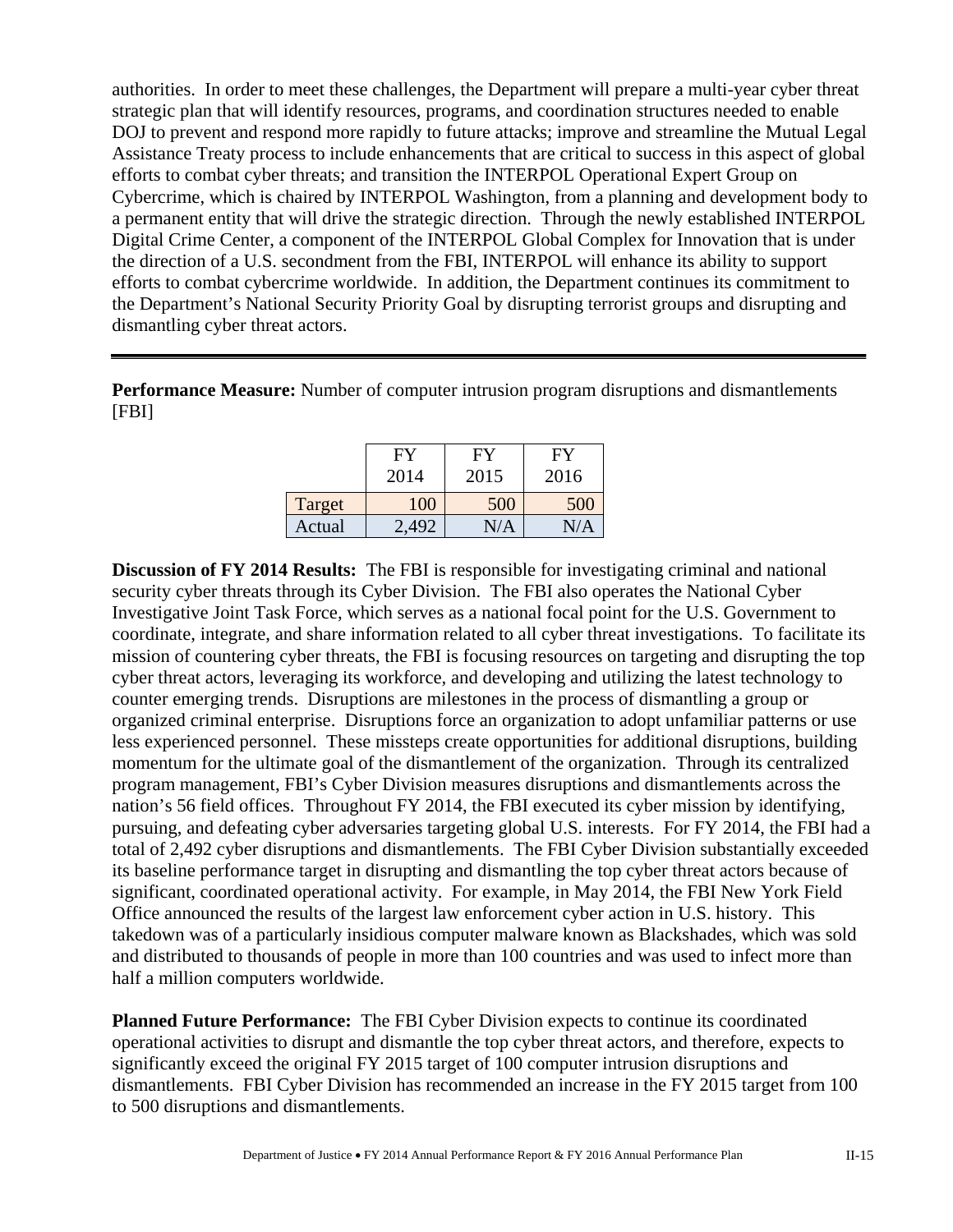authorities. In order to meet these challenges, the Department will prepare a multi-year cyber threat strategic plan that will identify resources, programs, and coordination structures needed to enable DOJ to prevent and respond more rapidly to future attacks; improve and streamline the Mutual Legal Assistance Treaty process to include enhancements that are critical to success in this aspect of global efforts to combat cyber threats; and transition the INTERPOL Operational Expert Group on Cybercrime, which is chaired by INTERPOL Washington, from a planning and development body to a permanent entity that will drive the strategic direction. Through the newly established INTERPOL Digital Crime Center, a component of the INTERPOL Global Complex for Innovation that is under the direction of a U.S. secondment from the FBI, INTERPOL will enhance its ability to support efforts to combat cybercrime worldwide. In addition, the Department continues its commitment to the Department's National Security Priority Goal by disrupting terrorist groups and disrupting and dismantling cyber threat actors.

---

**Performance Measure:** Number of computer intrusion program disruptions and dismantlements [FBI]

| | FY 2014 | FY 2015 | FY 2016 |
|---|---|---|---|
| Target | 100 | 500 | 500 |
| Actual | 2,492 | N/A | N/A |

**Discussion of FY 2014 Results:** The FBI is responsible for investigating criminal and national security cyber threats through its Cyber Division. The FBI also operates the National Cyber Investigative Joint Task Force, which serves as a national focal point for the U.S. Government to coordinate, integrate, and share information related to all cyber threat investigations. To facilitate its mission of countering cyber threats, the FBI is focusing resources on targeting and disrupting the top cyber threat actors, leveraging its workforce, and developing and utilizing the latest technology to counter emerging trends. Disruptions are milestones in the process of dismantling a group or organized criminal enterprise. Disruptions force an organization to adopt unfamiliar patterns or use less experienced personnel. These missteps create opportunities for additional disruptions, building momentum for the ultimate goal of the dismantlement of the organization. Through its centralized program management, FBI's Cyber Division measures disruptions and dismantlements across the nation's 56 field offices. Throughout FY 2014, the FBI executed its cyber mission by identifying, pursuing, and defeating cyber adversaries targeting global U.S. interests. For FY 2014, the FBI had a total of 2,492 cyber disruptions and dismantlements. The FBI Cyber Division substantially exceeded its baseline performance target in disrupting and dismantling the top cyber threat actors because of significant, coordinated operational activity. For example, in May 2014, the FBI New York Field Office announced the results of the largest law enforcement cyber action in U.S. history. This takedown was of a particularly insidious computer malware known as Blackshades, which was sold and distributed to thousands of people in more than 100 countries and was used to infect more than half a million computers worldwide.

**Planned Future Performance:** The FBI Cyber Division expects to continue its coordinated operational activities to disrupt and dismantle the top cyber threat actors, and therefore, expects to significantly exceed the original FY 2015 target of 100 computer intrusion disruptions and dismantlements. FBI Cyber Division has recommended an increase in the FY 2015 target from 100 to 500 disruptions and dismantlements.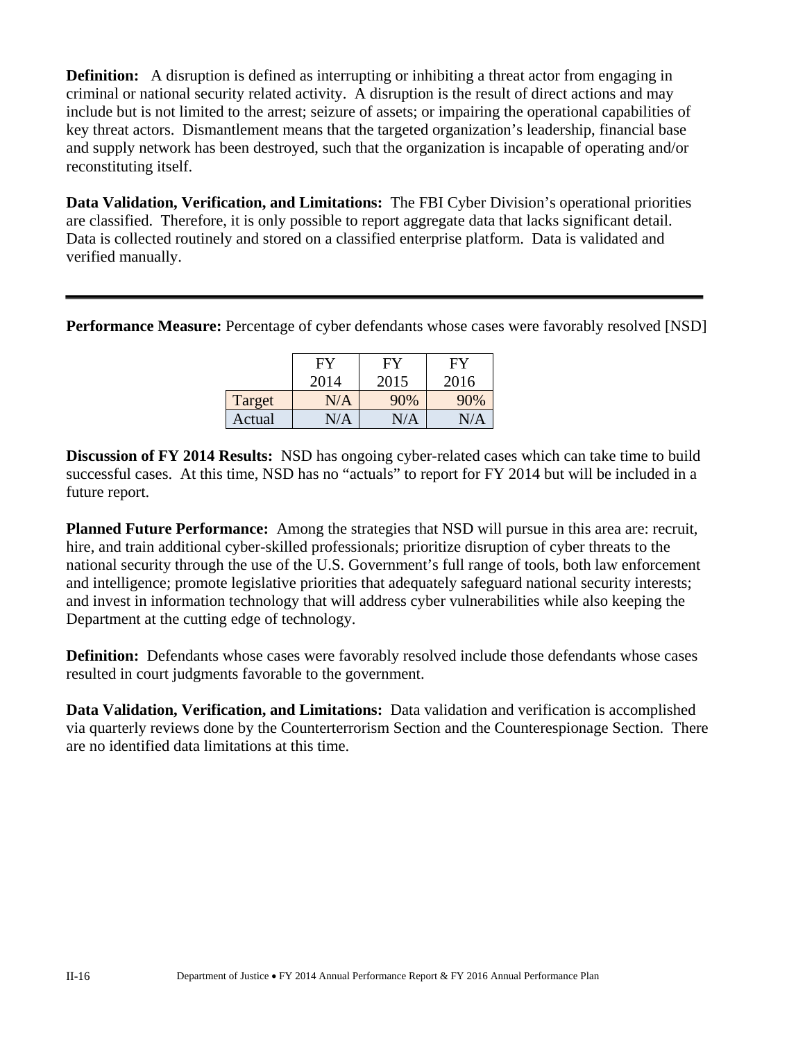**Definition:** A disruption is defined as interrupting or inhibiting a threat actor from engaging in criminal or national security related activity. A disruption is the result of direct actions and may include but is not limited to the arrest; seizure of assets; or impairing the operational capabilities of key threat actors. Dismantlement means that the targeted organization's leadership, financial base and supply network has been destroyed, such that the organization is incapable of operating and/or reconstituting itself.

**Data Validation, Verification, and Limitations:** The FBI Cyber Division's operational priorities are classified. Therefore, it is only possible to report aggregate data that lacks significant detail. Data is collected routinely and stored on a classified enterprise platform. Data is validated and verified manually.

---

**Performance Measure:** Percentage of cyber defendants whose cases were favorably resolved [NSD]

| | FY 2014 | FY 2015 | FY 2016 |
|---|---|---|---|
| Target | N/A | 90% | 90% |
| Actual | N/A | N/A | N/A |

**Discussion of FY 2014 Results:** NSD has ongoing cyber-related cases which can take time to build successful cases. At this time, NSD has no "actuals" to report for FY 2014 but will be included in a future report.

**Planned Future Performance:** Among the strategies that NSD will pursue in this area are: recruit, hire, and train additional cyber-skilled professionals; prioritize disruption of cyber threats to the national security through the use of the U.S. Government's full range of tools, both law enforcement and intelligence; promote legislative priorities that adequately safeguard national security interests; and invest in information technology that will address cyber vulnerabilities while also keeping the Department at the cutting edge of technology.

**Definition:** Defendants whose cases were favorably resolved include those defendants whose cases resulted in court judgments favorable to the government.

**Data Validation, Verification, and Limitations:** Data validation and verification is accomplished via quarterly reviews done by the Counterterrorism Section and the Counterespionage Section. There are no identified data limitations at this time.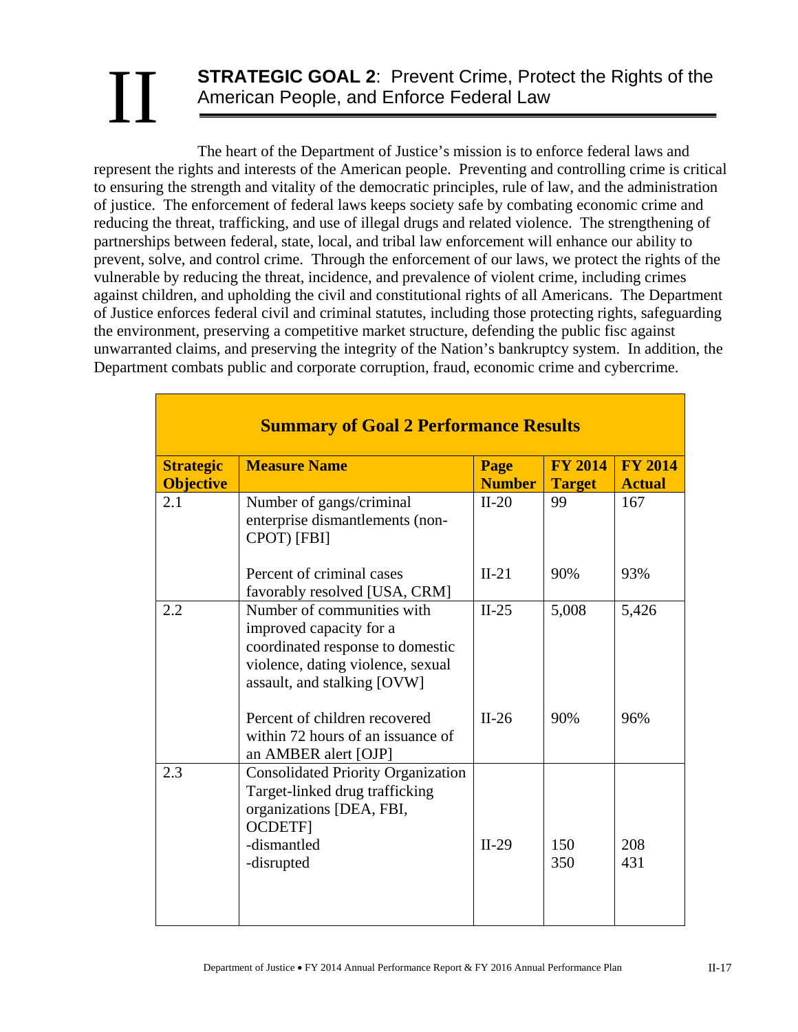# II STRATEGIC GOAL 2: Prevent Crime, Protect the Rights of the American People, and Enforce Federal Law

The heart of the Department of Justice's mission is to enforce federal laws and represent the rights and interests of the American people. Preventing and controlling crime is critical to ensuring the strength and vitality of the democratic principles, rule of law, and the administration of justice. The enforcement of federal laws keeps society safe by combating economic crime and reducing the threat, trafficking, and use of illegal drugs and related violence. The strengthening of partnerships between federal, state, local, and tribal law enforcement will enhance our ability to prevent, solve, and control crime. Through the enforcement of our laws, we protect the rights of the vulnerable by reducing the threat, incidence, and prevalence of violent crime, including crimes against children, and upholding the civil and constitutional rights of all Americans. The Department of Justice enforces federal civil and criminal statutes, including those protecting rights, safeguarding the environment, preserving a competitive market structure, defending the public fisc against unwarranted claims, and preserving the integrity of the Nation's bankruptcy system. In addition, the Department combats public and corporate corruption, fraud, economic crime and cybercrime.

**Summary of Goal 2 Performance Results**

| Strategic Objective | Measure Name | Page Number | FY 2014 Target | FY 2014 Actual |
|---|---|---|---|---|
| 2.1 | Number of gangs/criminal enterprise dismantlements (non-CPOT) [FBI] | II-20 | 99 | 167 |
| | Percent of criminal cases favorably resolved [USA, CRM] | II-21 | 90% | 93% |
| 2.2 | Number of communities with improved capacity for a coordinated response to domestic violence, dating violence, sexual assault, and stalking [OVW] | II-25 | 5,008 | 5,426 |
| | Percent of children recovered within 72 hours of an issuance of an AMBER alert [OJP] | II-26 | 90% | 96% |
| 2.3 | Consolidated Priority Organization Target-linked drug trafficking organizations [DEA, FBI, OCDETF] -dismantled -disrupted | II-29 | 150<br>350 | 208<br>431 |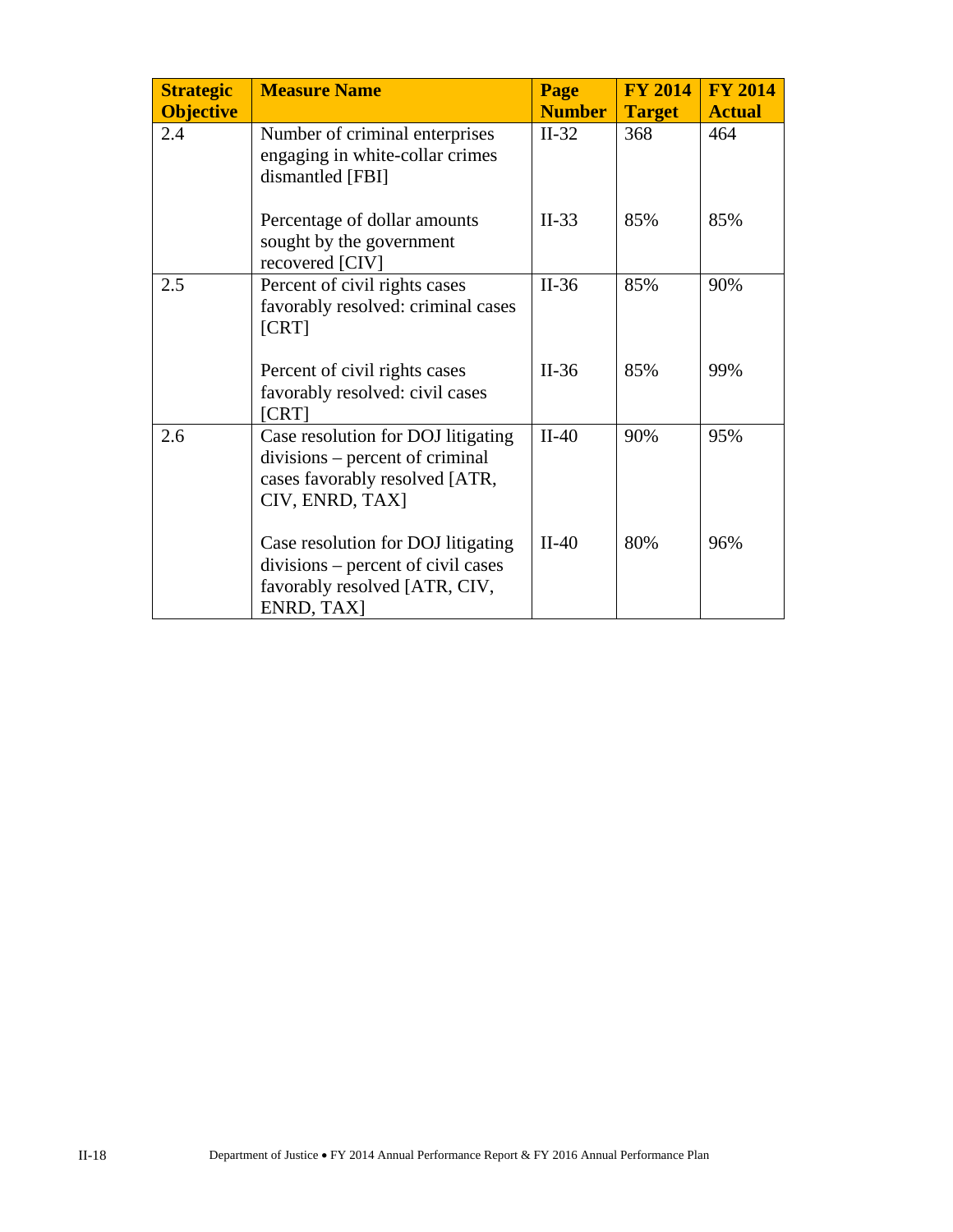| Strategic Objective | Measure Name | Page Number | FY 2014 Target | FY 2014 Actual |
|---|---|---|---|---|
| 2.4 | Number of criminal enterprises engaging in white-collar crimes dismantled [FBI] | II-32 | 368 | 464 |
| | Percentage of dollar amounts sought by the government recovered [CIV] | II-33 | 85% | 85% |
| 2.5 | Percent of civil rights cases favorably resolved: criminal cases [CRT] | II-36 | 85% | 90% |
| | Percent of civil rights cases favorably resolved: civil cases [CRT] | II-36 | 85% | 99% |
| 2.6 | Case resolution for DOJ litigating divisions – percent of criminal cases favorably resolved [ATR, CIV, ENRD, TAX] | II-40 | 90% | 95% |
| | Case resolution for DOJ litigating divisions – percent of civil cases favorably resolved [ATR, CIV, ENRD, TAX] | II-40 | 80% | 96% |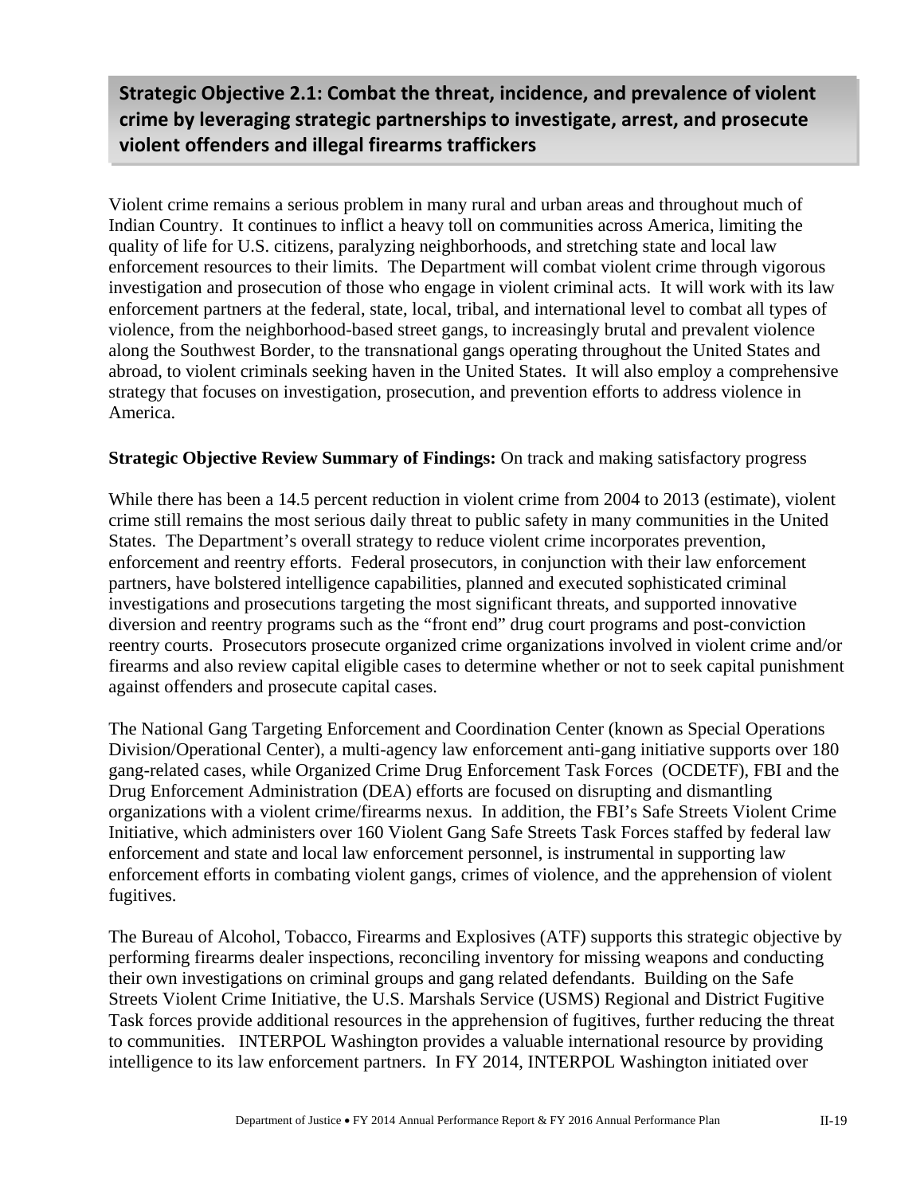## Strategic Objective 2.1: Combat the threat, incidence, and prevalence of violent crime by leveraging strategic partnerships to investigate, arrest, and prosecute violent offenders and illegal firearms traffickers

Violent crime remains a serious problem in many rural and urban areas and throughout much of Indian Country. It continues to inflict a heavy toll on communities across America, limiting the quality of life for U.S. citizens, paralyzing neighborhoods, and stretching state and local law enforcement resources to their limits. The Department will combat violent crime through vigorous investigation and prosecution of those who engage in violent criminal acts. It will work with its law enforcement partners at the federal, state, local, tribal, and international level to combat all types of violence, from the neighborhood-based street gangs, to increasingly brutal and prevalent violence along the Southwest Border, to the transnational gangs operating throughout the United States and abroad, to violent criminals seeking haven in the United States. It will also employ a comprehensive strategy that focuses on investigation, prosecution, and prevention efforts to address violence in America.

**Strategic Objective Review Summary of Findings:** On track and making satisfactory progress

While there has been a 14.5 percent reduction in violent crime from 2004 to 2013 (estimate), violent crime still remains the most serious daily threat to public safety in many communities in the United States. The Department's overall strategy to reduce violent crime incorporates prevention, enforcement and reentry efforts. Federal prosecutors, in conjunction with their law enforcement partners, have bolstered intelligence capabilities, planned and executed sophisticated criminal investigations and prosecutions targeting the most significant threats, and supported innovative diversion and reentry programs such as the "front end" drug court programs and post-conviction reentry courts. Prosecutors prosecute organized crime organizations involved in violent crime and/or firearms and also review capital eligible cases to determine whether or not to seek capital punishment against offenders and prosecute capital cases.

The National Gang Targeting Enforcement and Coordination Center (known as Special Operations Division/Operational Center), a multi-agency law enforcement anti-gang initiative supports over 180 gang-related cases, while Organized Crime Drug Enforcement Task Forces (OCDETF), FBI and the Drug Enforcement Administration (DEA) efforts are focused on disrupting and dismantling organizations with a violent crime/firearms nexus. In addition, the FBI's Safe Streets Violent Crime Initiative, which administers over 160 Violent Gang Safe Streets Task Forces staffed by federal law enforcement and state and local law enforcement personnel, is instrumental in supporting law enforcement efforts in combating violent gangs, crimes of violence, and the apprehension of violent fugitives.

The Bureau of Alcohol, Tobacco, Firearms and Explosives (ATF) supports this strategic objective by performing firearms dealer inspections, reconciling inventory for missing weapons and conducting their own investigations on criminal groups and gang related defendants. Building on the Safe Streets Violent Crime Initiative, the U.S. Marshals Service (USMS) Regional and District Fugitive Task forces provide additional resources in the apprehension of fugitives, further reducing the threat to communities. INTERPOL Washington provides a valuable international resource by providing intelligence to its law enforcement partners. In FY 2014, INTERPOL Washington initiated over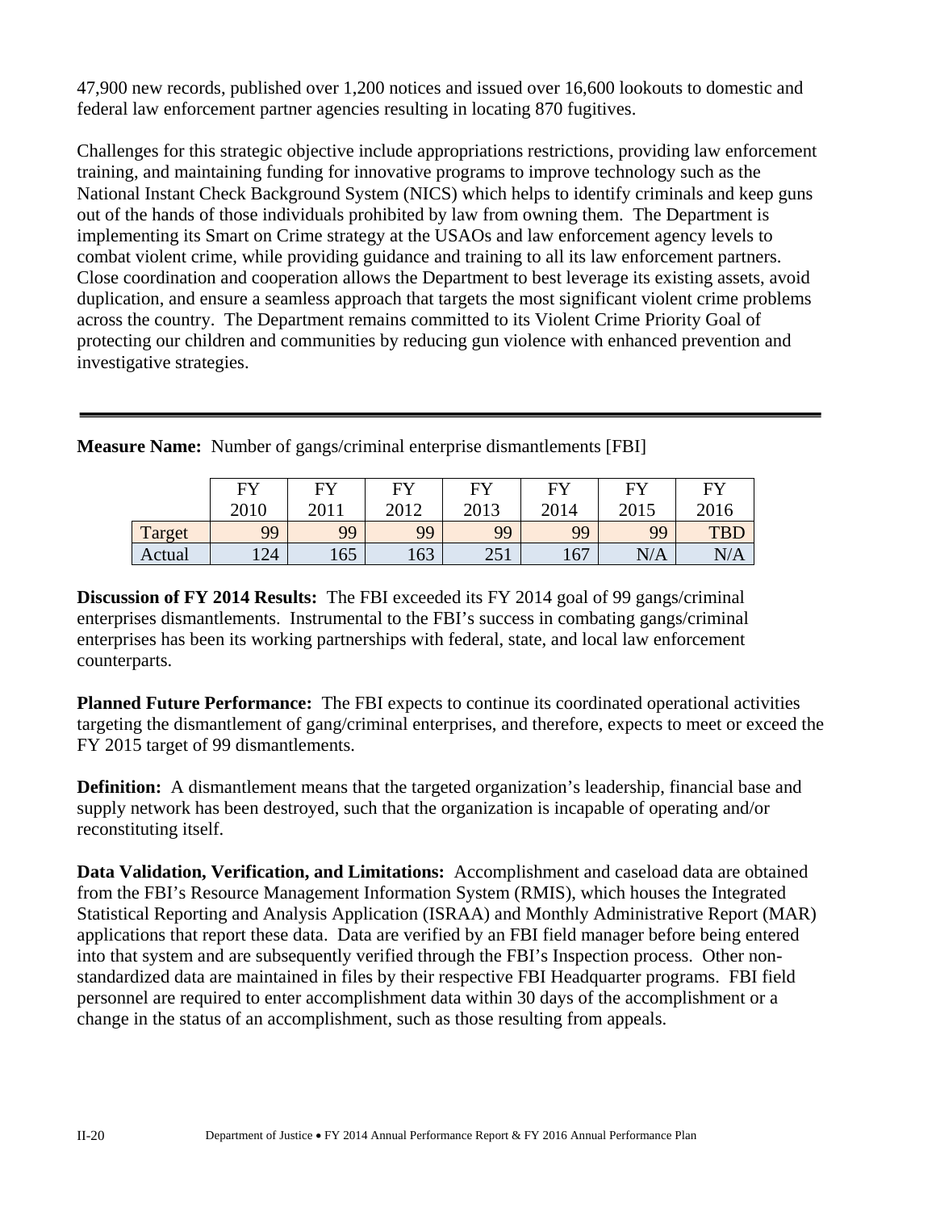47,900 new records, published over 1,200 notices and issued over 16,600 lookouts to domestic and federal law enforcement partner agencies resulting in locating 870 fugitives.

Challenges for this strategic objective include appropriations restrictions, providing law enforcement training, and maintaining funding for innovative programs to improve technology such as the National Instant Check Background System (NICS) which helps to identify criminals and keep guns out of the hands of those individuals prohibited by law from owning them. The Department is implementing its Smart on Crime strategy at the USAOs and law enforcement agency levels to combat violent crime, while providing guidance and training to all its law enforcement partners. Close coordination and cooperation allows the Department to best leverage its existing assets, avoid duplication, and ensure a seamless approach that targets the most significant violent crime problems across the country. The Department remains committed to its Violent Crime Priority Goal of protecting our children and communities by reducing gun violence with enhanced prevention and investigative strategies.

---

**Measure Name:** Number of gangs/criminal enterprise dismantlements [FBI]

| | FY 2010 | FY 2011 | FY 2012 | FY 2013 | FY 2014 | FY 2015 | FY 2016 |
|---|---|---|---|---|---|---|---|
| Target | 99 | 99 | 99 | 99 | 99 | 99 | TBD |
| Actual | 124 | 165 | 163 | 251 | 167 | N/A | N/A |

**Discussion of FY 2014 Results:** The FBI exceeded its FY 2014 goal of 99 gangs/criminal enterprises dismantlements. Instrumental to the FBI's success in combating gangs/criminal enterprises has been its working partnerships with federal, state, and local law enforcement counterparts.

**Planned Future Performance:** The FBI expects to continue its coordinated operational activities targeting the dismantlement of gang/criminal enterprises, and therefore, expects to meet or exceed the FY 2015 target of 99 dismantlements.

**Definition:** A dismantlement means that the targeted organization's leadership, financial base and supply network has been destroyed, such that the organization is incapable of operating and/or reconstituting itself.

**Data Validation, Verification, and Limitations:** Accomplishment and caseload data are obtained from the FBI's Resource Management Information System (RMIS), which houses the Integrated Statistical Reporting and Analysis Application (ISRAA) and Monthly Administrative Report (MAR) applications that report these data. Data are verified by an FBI field manager before being entered into that system and are subsequently verified through the FBI's Inspection process. Other non-standardized data are maintained in files by their respective FBI Headquarter programs. FBI field personnel are required to enter accomplishment data within 30 days of the accomplishment or a change in the status of an accomplishment, such as those resulting from appeals.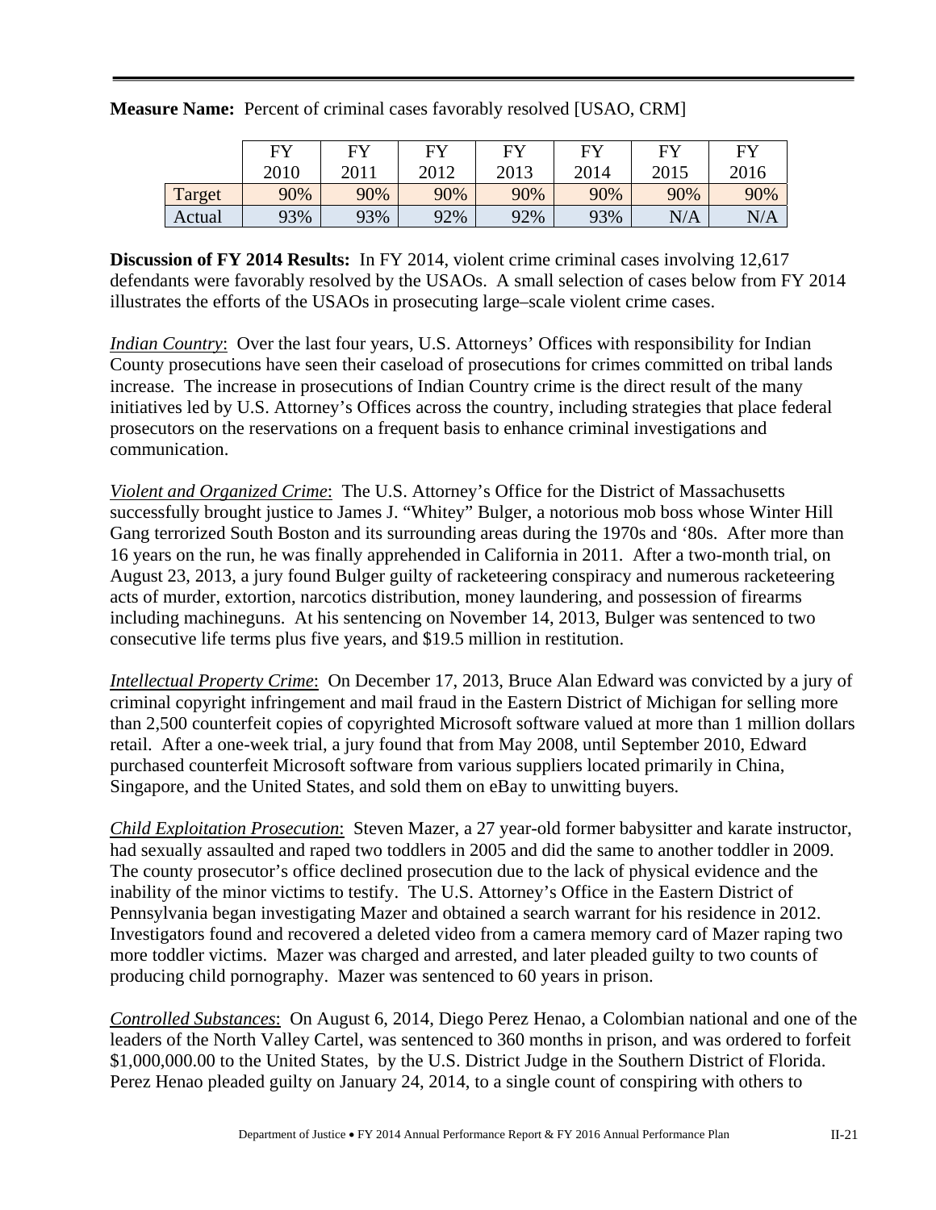**Measure Name:** Percent of criminal cases favorably resolved [USAO, CRM]

| | FY 2010 | FY 2011 | FY 2012 | FY 2013 | FY 2014 | FY 2015 | FY 2016 |
|---|---|---|---|---|---|---|---|
| Target | 90% | 90% | 90% | 90% | 90% | 90% | 90% |
| Actual | 93% | 93% | 92% | 92% | 93% | N/A | N/A |

**Discussion of FY 2014 Results:** In FY 2014, violent crime criminal cases involving 12,617 defendants were favorably resolved by the USAOs. A small selection of cases below from FY 2014 illustrates the efforts of the USAOs in prosecuting large–scale violent crime cases.

*Indian Country*: Over the last four years, U.S. Attorneys' Offices with responsibility for Indian County prosecutions have seen their caseload of prosecutions for crimes committed on tribal lands increase. The increase in prosecutions of Indian Country crime is the direct result of the many initiatives led by U.S. Attorney's Offices across the country, including strategies that place federal prosecutors on the reservations on a frequent basis to enhance criminal investigations and communication.

*Violent and Organized Crime*: The U.S. Attorney's Office for the District of Massachusetts successfully brought justice to James J. "Whitey" Bulger, a notorious mob boss whose Winter Hill Gang terrorized South Boston and its surrounding areas during the 1970s and '80s. After more than 16 years on the run, he was finally apprehended in California in 2011. After a two-month trial, on August 23, 2013, a jury found Bulger guilty of racketeering conspiracy and numerous racketeering acts of murder, extortion, narcotics distribution, money laundering, and possession of firearms including machineguns. At his sentencing on November 14, 2013, Bulger was sentenced to two consecutive life terms plus five years, and $19.5 million in restitution.

*Intellectual Property Crime*: On December 17, 2013, Bruce Alan Edward was convicted by a jury of criminal copyright infringement and mail fraud in the Eastern District of Michigan for selling more than 2,500 counterfeit copies of copyrighted Microsoft software valued at more than 1 million dollars retail. After a one-week trial, a jury found that from May 2008, until September 2010, Edward purchased counterfeit Microsoft software from various suppliers located primarily in China, Singapore, and the United States, and sold them on eBay to unwitting buyers.

*Child Exploitation Prosecution*: Steven Mazer, a 27 year-old former babysitter and karate instructor, had sexually assaulted and raped two toddlers in 2005 and did the same to another toddler in 2009. The county prosecutor's office declined prosecution due to the lack of physical evidence and the inability of the minor victims to testify. The U.S. Attorney's Office in the Eastern District of Pennsylvania began investigating Mazer and obtained a search warrant for his residence in 2012. Investigators found and recovered a deleted video from a camera memory card of Mazer raping two more toddler victims. Mazer was charged and arrested, and later pleaded guilty to two counts of producing child pornography. Mazer was sentenced to 60 years in prison.

*Controlled Substances*: On August 6, 2014, Diego Perez Henao, a Colombian national and one of the leaders of the North Valley Cartel, was sentenced to 360 months in prison, and was ordered to forfeit $1,000,000.00 to the United States, by the U.S. District Judge in the Southern District of Florida. Perez Henao pleaded guilty on January 24, 2014, to a single count of conspiring with others to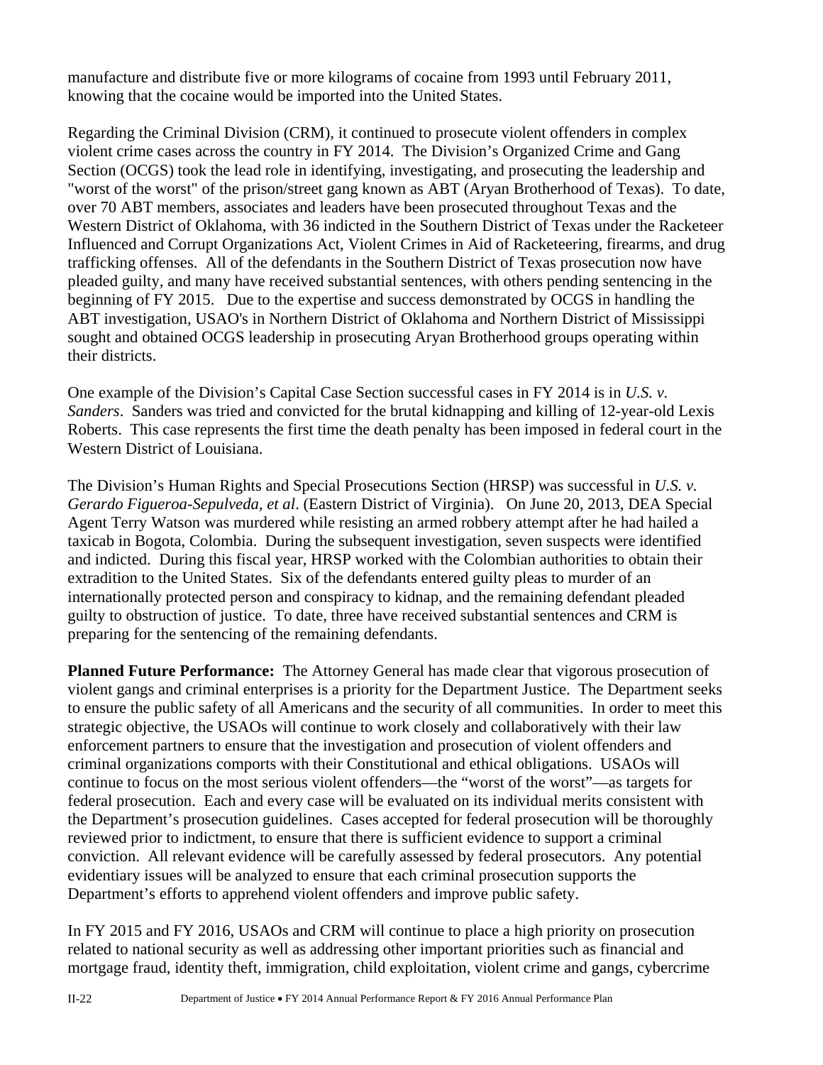manufacture and distribute five or more kilograms of cocaine from 1993 until February 2011, knowing that the cocaine would be imported into the United States.

Regarding the Criminal Division (CRM), it continued to prosecute violent offenders in complex violent crime cases across the country in FY 2014. The Division's Organized Crime and Gang Section (OCGS) took the lead role in identifying, investigating, and prosecuting the leadership and "worst of the worst" of the prison/street gang known as ABT (Aryan Brotherhood of Texas). To date, over 70 ABT members, associates and leaders have been prosecuted throughout Texas and the Western District of Oklahoma, with 36 indicted in the Southern District of Texas under the Racketeer Influenced and Corrupt Organizations Act, Violent Crimes in Aid of Racketeering, firearms, and drug trafficking offenses. All of the defendants in the Southern District of Texas prosecution now have pleaded guilty, and many have received substantial sentences, with others pending sentencing in the beginning of FY 2015. Due to the expertise and success demonstrated by OCGS in handling the ABT investigation, USAO's in Northern District of Oklahoma and Northern District of Mississippi sought and obtained OCGS leadership in prosecuting Aryan Brotherhood groups operating within their districts.

One example of the Division's Capital Case Section successful cases in FY 2014 is in *U.S. v. Sanders*. Sanders was tried and convicted for the brutal kidnapping and killing of 12-year-old Lexis Roberts. This case represents the first time the death penalty has been imposed in federal court in the Western District of Louisiana.

The Division's Human Rights and Special Prosecutions Section (HRSP) was successful in *U.S. v. Gerardo Figueroa-Sepulveda, et al*. (Eastern District of Virginia). On June 20, 2013, DEA Special Agent Terry Watson was murdered while resisting an armed robbery attempt after he had hailed a taxicab in Bogota, Colombia. During the subsequent investigation, seven suspects were identified and indicted. During this fiscal year, HRSP worked with the Colombian authorities to obtain their extradition to the United States. Six of the defendants entered guilty pleas to murder of an internationally protected person and conspiracy to kidnap, and the remaining defendant pleaded guilty to obstruction of justice. To date, three have received substantial sentences and CRM is preparing for the sentencing of the remaining defendants.

**Planned Future Performance:** The Attorney General has made clear that vigorous prosecution of violent gangs and criminal enterprises is a priority for the Department Justice. The Department seeks to ensure the public safety of all Americans and the security of all communities. In order to meet this strategic objective, the USAOs will continue to work closely and collaboratively with their law enforcement partners to ensure that the investigation and prosecution of violent offenders and criminal organizations comports with their Constitutional and ethical obligations. USAOs will continue to focus on the most serious violent offenders—the "worst of the worst"—as targets for federal prosecution. Each and every case will be evaluated on its individual merits consistent with the Department's prosecution guidelines. Cases accepted for federal prosecution will be thoroughly reviewed prior to indictment, to ensure that there is sufficient evidence to support a criminal conviction. All relevant evidence will be carefully assessed by federal prosecutors. Any potential evidentiary issues will be analyzed to ensure that each criminal prosecution supports the Department's efforts to apprehend violent offenders and improve public safety.

In FY 2015 and FY 2016, USAOs and CRM will continue to place a high priority on prosecution related to national security as well as addressing other important priorities such as financial and mortgage fraud, identity theft, immigration, child exploitation, violent crime and gangs, cybercrime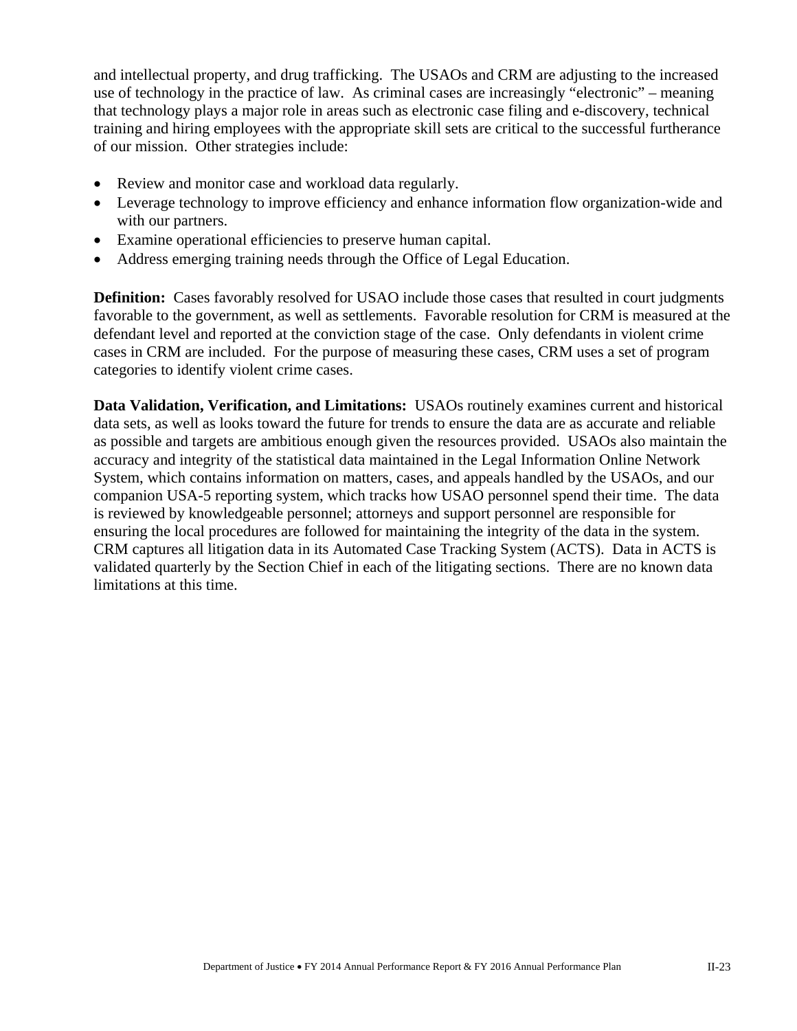and intellectual property, and drug trafficking. The USAOs and CRM are adjusting to the increased use of technology in the practice of law. As criminal cases are increasingly "electronic" – meaning that technology plays a major role in areas such as electronic case filing and e-discovery, technical training and hiring employees with the appropriate skill sets are critical to the successful furtherance of our mission. Other strategies include:

- Review and monitor case and workload data regularly.
- Leverage technology to improve efficiency and enhance information flow organization-wide and with our partners.
- Examine operational efficiencies to preserve human capital.
- Address emerging training needs through the Office of Legal Education.

**Definition:** Cases favorably resolved for USAO include those cases that resulted in court judgments favorable to the government, as well as settlements. Favorable resolution for CRM is measured at the defendant level and reported at the conviction stage of the case. Only defendants in violent crime cases in CRM are included. For the purpose of measuring these cases, CRM uses a set of program categories to identify violent crime cases.

**Data Validation, Verification, and Limitations:** USAOs routinely examines current and historical data sets, as well as looks toward the future for trends to ensure the data are as accurate and reliable as possible and targets are ambitious enough given the resources provided. USAOs also maintain the accuracy and integrity of the statistical data maintained in the Legal Information Online Network System, which contains information on matters, cases, and appeals handled by the USAOs, and our companion USA-5 reporting system, which tracks how USAO personnel spend their time. The data is reviewed by knowledgeable personnel; attorneys and support personnel are responsible for ensuring the local procedures are followed for maintaining the integrity of the data in the system. CRM captures all litigation data in its Automated Case Tracking System (ACTS). Data in ACTS is validated quarterly by the Section Chief in each of the litigating sections. There are no known data limitations at this time.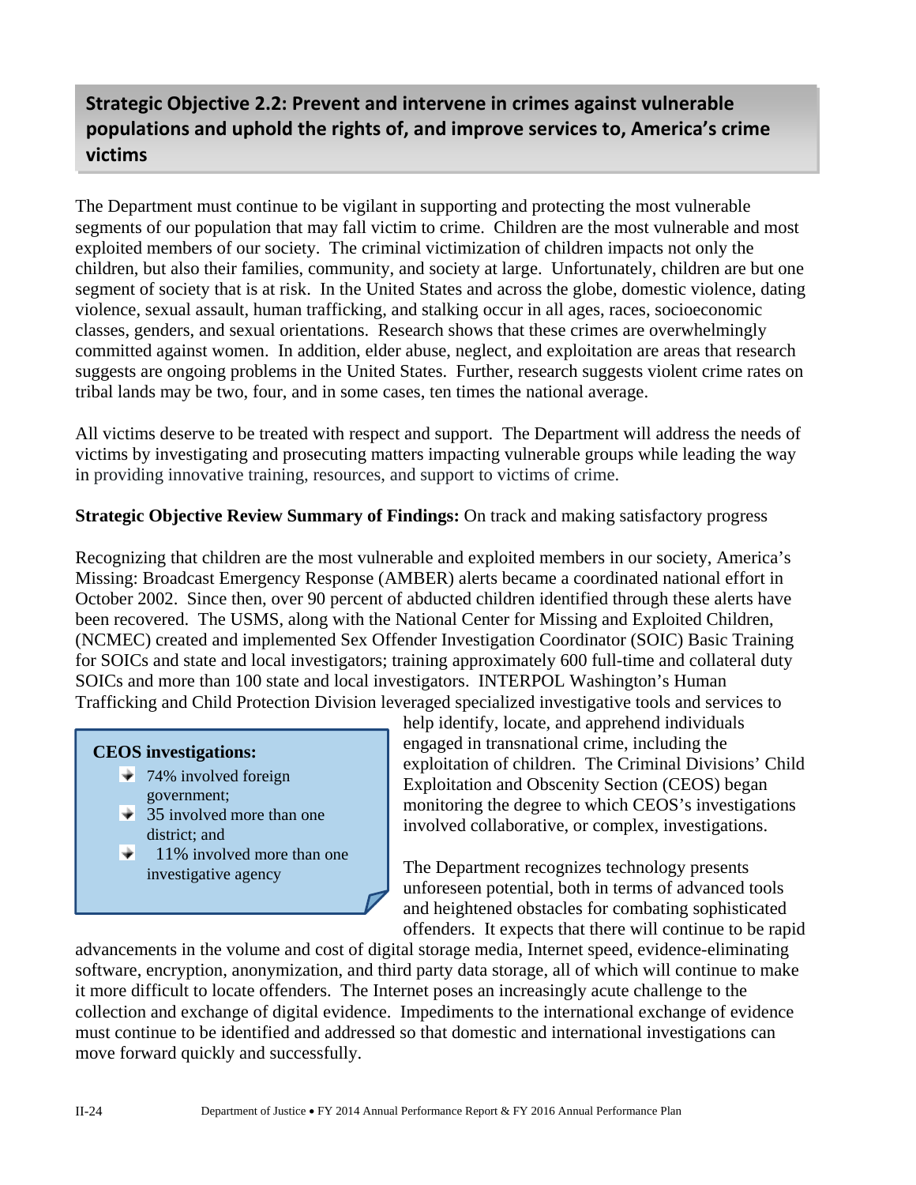## Strategic Objective 2.2: Prevent and intervene in crimes against vulnerable populations and uphold the rights of, and improve services to, America's crime victims

The Department must continue to be vigilant in supporting and protecting the most vulnerable segments of our population that may fall victim to crime. Children are the most vulnerable and most exploited members of our society. The criminal victimization of children impacts not only the children, but also their families, community, and society at large. Unfortunately, children are but one segment of society that is at risk. In the United States and across the globe, domestic violence, dating violence, sexual assault, human trafficking, and stalking occur in all ages, races, socioeconomic classes, genders, and sexual orientations. Research shows that these crimes are overwhelmingly committed against women. In addition, elder abuse, neglect, and exploitation are areas that research suggests are ongoing problems in the United States. Further, research suggests violent crime rates on tribal lands may be two, four, and in some cases, ten times the national average.

All victims deserve to be treated with respect and support. The Department will address the needs of victims by investigating and prosecuting matters impacting vulnerable groups while leading the way in providing innovative training, resources, and support to victims of crime.

**Strategic Objective Review Summary of Findings:** On track and making satisfactory progress

Recognizing that children are the most vulnerable and exploited members in our society, America's Missing: Broadcast Emergency Response (AMBER) alerts became a coordinated national effort in October 2002. Since then, over 90 percent of abducted children identified through these alerts have been recovered. The USMS, along with the National Center for Missing and Exploited Children, (NCMEC) created and implemented Sex Offender Investigation Coordinator (SOIC) Basic Training for SOICs and state and local investigators; training approximately 600 full-time and collateral duty SOICs and more than 100 state and local investigators. INTERPOL Washington's Human Trafficking and Child Protection Division leveraged specialized investigative tools and services to help identify, locate, and apprehend individuals engaged in transnational crime, including the exploitation of children. The Criminal Divisions' Child Exploitation and Obscenity Section (CEOS) began monitoring the degree to which CEOS's investigations involved collaborative, or complex, investigations.

**CEOS investigations:**

- 74% involved foreign government;
- 35 involved more than one district; and
- 11% involved more than one investigative agency

The Department recognizes technology presents unforeseen potential, both in terms of advanced tools and heightened obstacles for combating sophisticated offenders. It expects that there will continue to be rapid advancements in the volume and cost of digital storage media, Internet speed, evidence-eliminating software, encryption, anonymization, and third party data storage, all of which will continue to make it more difficult to locate offenders. The Internet poses an increasingly acute challenge to the collection and exchange of digital evidence. Impediments to the international exchange of evidence must continue to be identified and addressed so that domestic and international investigations can move forward quickly and successfully.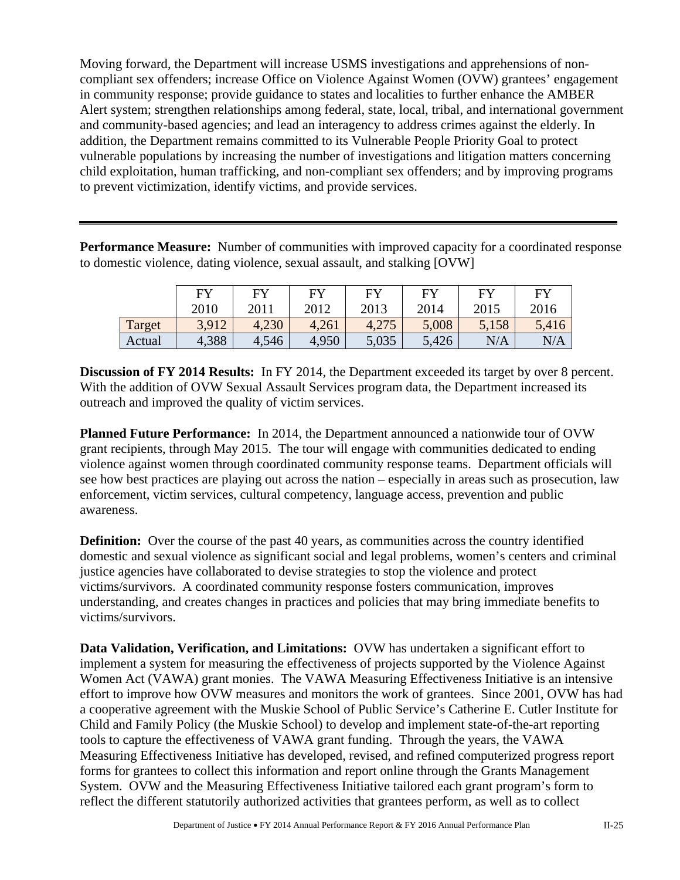Moving forward, the Department will increase USMS investigations and apprehensions of non-compliant sex offenders; increase Office on Violence Against Women (OVW) grantees' engagement in community response; provide guidance to states and localities to further enhance the AMBER Alert system; strengthen relationships among federal, state, local, tribal, and international government and community-based agencies; and lead an interagency to address crimes against the elderly. In addition, the Department remains committed to its Vulnerable People Priority Goal to protect vulnerable populations by increasing the number of investigations and litigation matters concerning child exploitation, human trafficking, and non-compliant sex offenders; and by improving programs to prevent victimization, identify victims, and provide services.

---

**Performance Measure:** Number of communities with improved capacity for a coordinated response to domestic violence, dating violence, sexual assault, and stalking [OVW]

| | FY 2010 | FY 2011 | FY 2012 | FY 2013 | FY 2014 | FY 2015 | FY 2016 |
|---|---|---|---|---|---|---|---|
| Target | 3,912 | 4,230 | 4,261 | 4,275 | 5,008 | 5,158 | 5,416 |
| Actual | 4,388 | 4,546 | 4,950 | 5,035 | 5,426 | N/A | N/A |

**Discussion of FY 2014 Results:** In FY 2014, the Department exceeded its target by over 8 percent. With the addition of OVW Sexual Assault Services program data, the Department increased its outreach and improved the quality of victim services.

**Planned Future Performance:** In 2014, the Department announced a nationwide tour of OVW grant recipients, through May 2015. The tour will engage with communities dedicated to ending violence against women through coordinated community response teams. Department officials will see how best practices are playing out across the nation – especially in areas such as prosecution, law enforcement, victim services, cultural competency, language access, prevention and public awareness.

**Definition:** Over the course of the past 40 years, as communities across the country identified domestic and sexual violence as significant social and legal problems, women's centers and criminal justice agencies have collaborated to devise strategies to stop the violence and protect victims/survivors. A coordinated community response fosters communication, improves understanding, and creates changes in practices and policies that may bring immediate benefits to victims/survivors.

**Data Validation, Verification, and Limitations:** OVW has undertaken a significant effort to implement a system for measuring the effectiveness of projects supported by the Violence Against Women Act (VAWA) grant monies. The VAWA Measuring Effectiveness Initiative is an intensive effort to improve how OVW measures and monitors the work of grantees. Since 2001, OVW has had a cooperative agreement with the Muskie School of Public Service's Catherine E. Cutler Institute for Child and Family Policy (the Muskie School) to develop and implement state-of-the-art reporting tools to capture the effectiveness of VAWA grant funding. Through the years, the VAWA Measuring Effectiveness Initiative has developed, revised, and refined computerized progress report forms for grantees to collect this information and report online through the Grants Management System. OVW and the Measuring Effectiveness Initiative tailored each grant program's form to reflect the different statutorily authorized activities that grantees perform, as well as to collect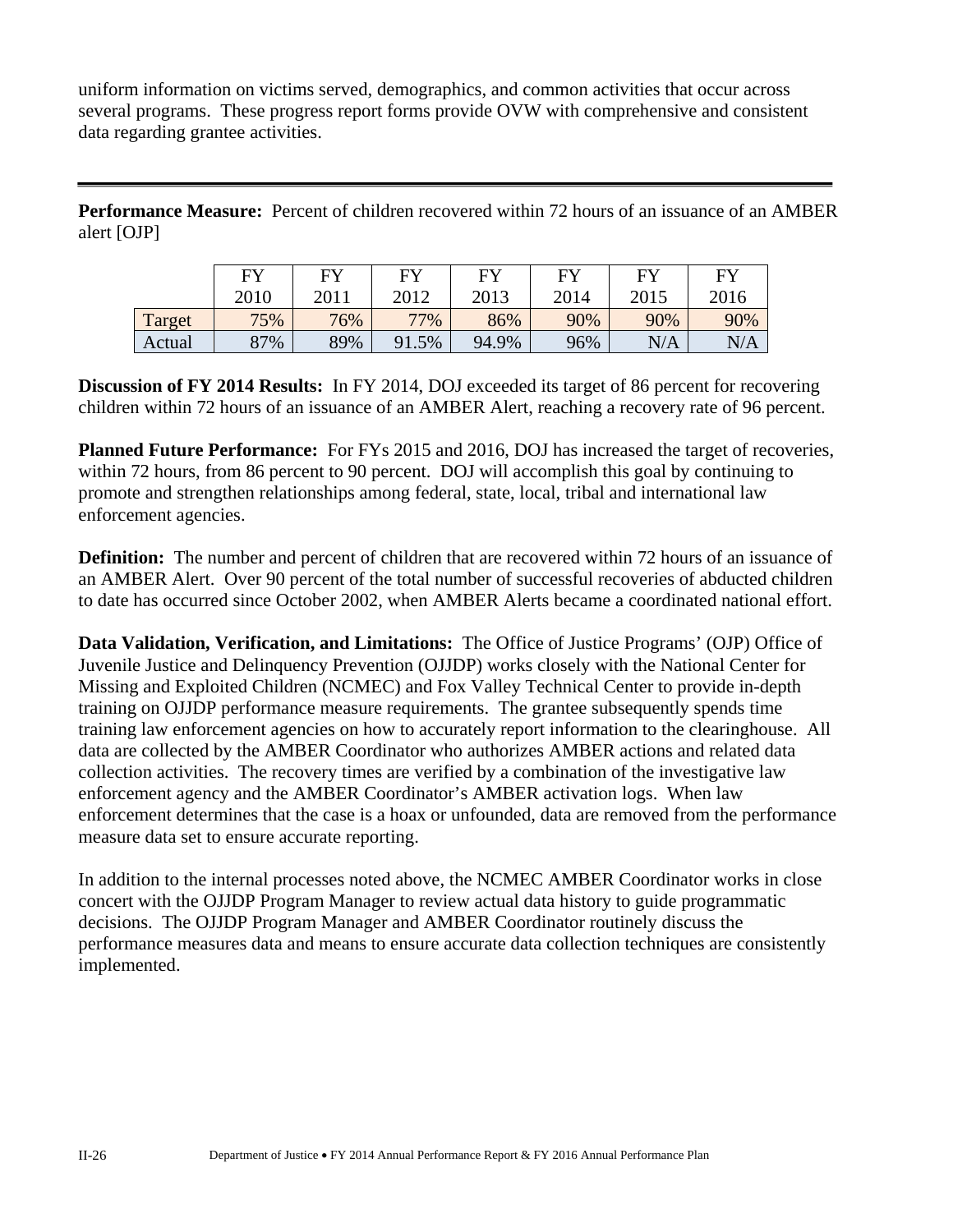uniform information on victims served, demographics, and common activities that occur across several programs. These progress report forms provide OVW with comprehensive and consistent data regarding grantee activities.

---

**Performance Measure:** Percent of children recovered within 72 hours of an issuance of an AMBER alert [OJP]

| | FY 2010 | FY 2011 | FY 2012 | FY 2013 | FY 2014 | FY 2015 | FY 2016 |
|---|---|---|---|---|---|---|---|
| Target | 75% | 76% | 77% | 86% | 90% | 90% | 90% |
| Actual | 87% | 89% | 91.5% | 94.9% | 96% | N/A | N/A |

**Discussion of FY 2014 Results:** In FY 2014, DOJ exceeded its target of 86 percent for recovering children within 72 hours of an issuance of an AMBER Alert, reaching a recovery rate of 96 percent.

**Planned Future Performance:** For FYs 2015 and 2016, DOJ has increased the target of recoveries, within 72 hours, from 86 percent to 90 percent. DOJ will accomplish this goal by continuing to promote and strengthen relationships among federal, state, local, tribal and international law enforcement agencies.

**Definition:** The number and percent of children that are recovered within 72 hours of an issuance of an AMBER Alert. Over 90 percent of the total number of successful recoveries of abducted children to date has occurred since October 2002, when AMBER Alerts became a coordinated national effort.

**Data Validation, Verification, and Limitations:** The Office of Justice Programs' (OJP) Office of Juvenile Justice and Delinquency Prevention (OJJDP) works closely with the National Center for Missing and Exploited Children (NCMEC) and Fox Valley Technical Center to provide in-depth training on OJJDP performance measure requirements. The grantee subsequently spends time training law enforcement agencies on how to accurately report information to the clearinghouse. All data are collected by the AMBER Coordinator who authorizes AMBER actions and related data collection activities. The recovery times are verified by a combination of the investigative law enforcement agency and the AMBER Coordinator's AMBER activation logs. When law enforcement determines that the case is a hoax or unfounded, data are removed from the performance measure data set to ensure accurate reporting.

In addition to the internal processes noted above, the NCMEC AMBER Coordinator works in close concert with the OJJDP Program Manager to review actual data history to guide programmatic decisions. The OJJDP Program Manager and AMBER Coordinator routinely discuss the performance measures data and means to ensure accurate data collection techniques are consistently implemented.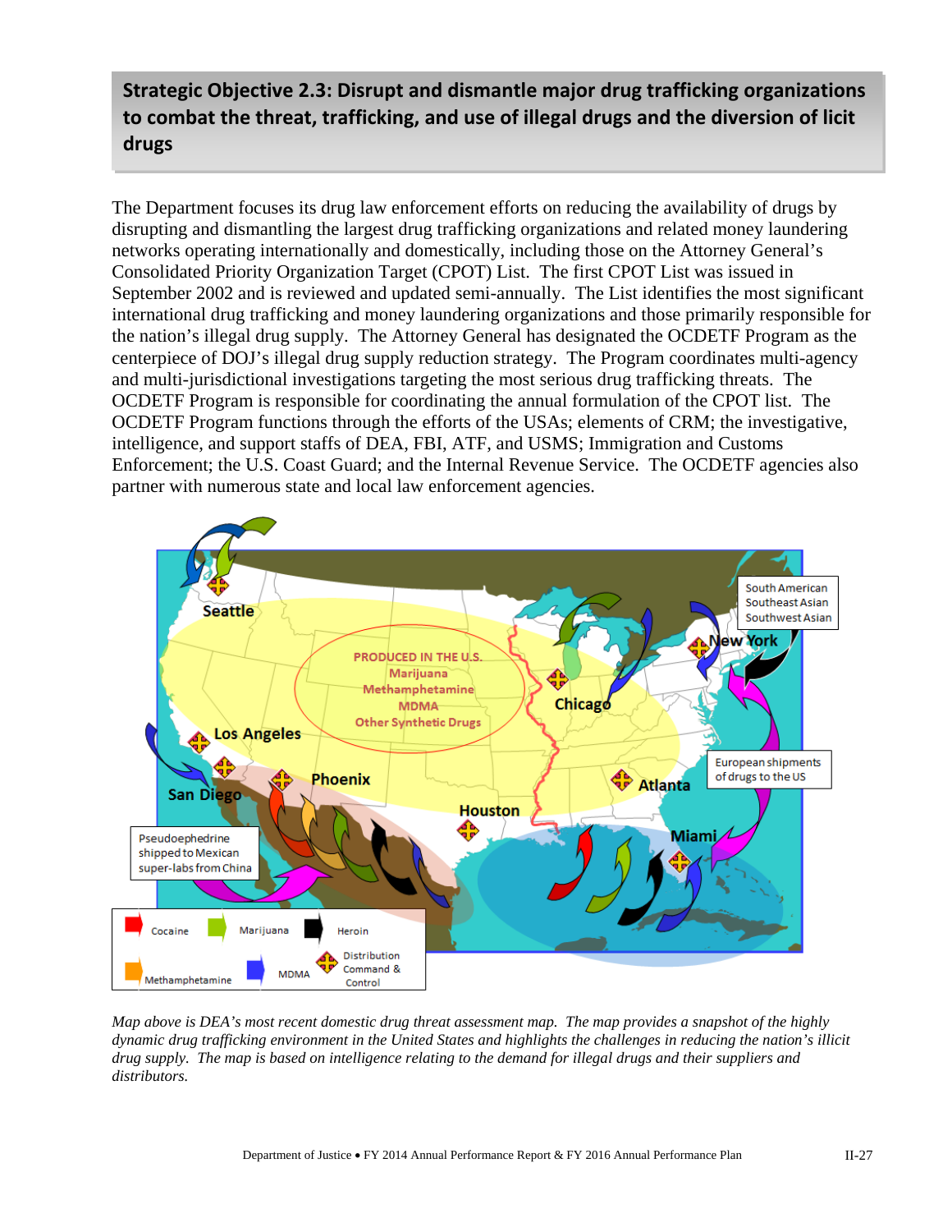## Strategic Objective 2.3: Disrupt and dismantle major drug trafficking organizations to combat the threat, trafficking, and use of illegal drugs and the diversion of licit drugs

The Department focuses its drug law enforcement efforts on reducing the availability of drugs by disrupting and dismantling the largest drug trafficking organizations and related money laundering networks operating internationally and domestically, including those on the Attorney General's Consolidated Priority Organization Target (CPOT) List. The first CPOT List was issued in September 2002 and is reviewed and updated semi-annually. The List identifies the most significant international drug trafficking and money laundering organizations and those primarily responsible for the nation's illegal drug supply. The Attorney General has designated the OCDETF Program as the centerpiece of DOJ's illegal drug supply reduction strategy. The Program coordinates multi-agency and multi-jurisdictional investigations targeting the most serious drug trafficking threats. The OCDETF Program is responsible for coordinating the annual formulation of the CPOT list. The OCDETF Program functions through the efforts of the USAs; elements of CRM; the investigative, intelligence, and support staffs of DEA, FBI, ATF, and USMS; Immigration and Customs Enforcement; the U.S. Coast Guard; and the Internal Revenue Service. The OCDETF agencies also partner with numerous state and local law enforcement agencies.

*Map above is DEA's most recent domestic drug threat assessment map. The map provides a snapshot of the highly dynamic drug trafficking environment in the United States and highlights the challenges in reducing the nation's illicit drug supply. The map is based on intelligence relating to the demand for illegal drugs and their suppliers and distributors.*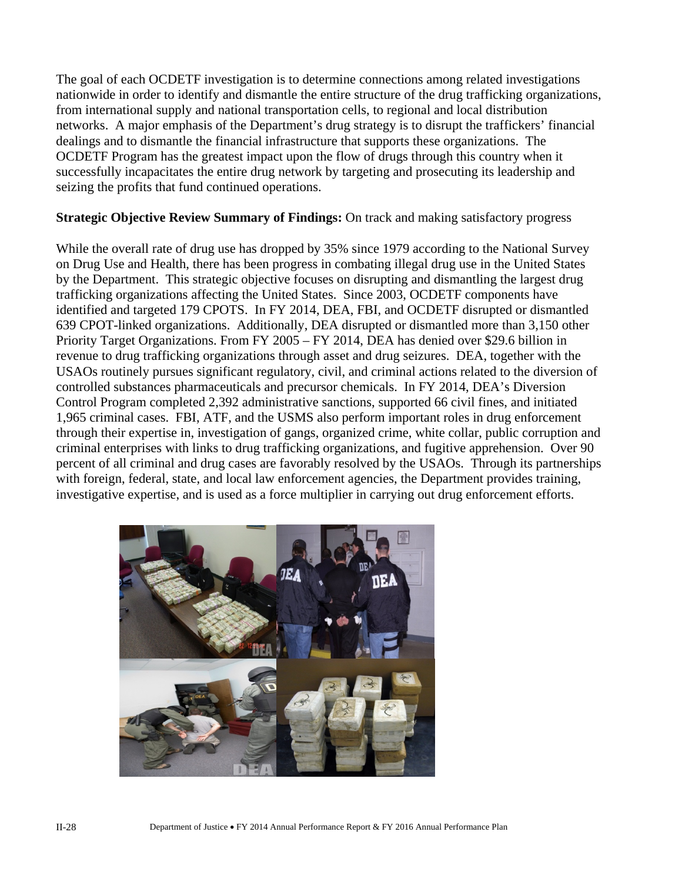The goal of each OCDETF investigation is to determine connections among related investigations nationwide in order to identify and dismantle the entire structure of the drug trafficking organizations, from international supply and national transportation cells, to regional and local distribution networks. A major emphasis of the Department's drug strategy is to disrupt the traffickers' financial dealings and to dismantle the financial infrastructure that supports these organizations. The OCDETF Program has the greatest impact upon the flow of drugs through this country when it successfully incapacitates the entire drug network by targeting and prosecuting its leadership and seizing the profits that fund continued operations.

**Strategic Objective Review Summary of Findings:** On track and making satisfactory progress

While the overall rate of drug use has dropped by 35% since 1979 according to the National Survey on Drug Use and Health, there has been progress in combating illegal drug use in the United States by the Department. This strategic objective focuses on disrupting and dismantling the largest drug trafficking organizations affecting the United States. Since 2003, OCDETF components have identified and targeted 179 CPOTS. In FY 2014, DEA, FBI, and OCDETF disrupted or dismantled 639 CPOT-linked organizations. Additionally, DEA disrupted or dismantled more than 3,150 other Priority Target Organizations. From FY 2005 – FY 2014, DEA has denied over $29.6 billion in revenue to drug trafficking organizations through asset and drug seizures. DEA, together with the USAOs routinely pursues significant regulatory, civil, and criminal actions related to the diversion of controlled substances pharmaceuticals and precursor chemicals. In FY 2014, DEA's Diversion Control Program completed 2,392 administrative sanctions, supported 66 civil fines, and initiated 1,965 criminal cases. FBI, ATF, and the USMS also perform important roles in drug enforcement through their expertise in, investigation of gangs, organized crime, white collar, public corruption and criminal enterprises with links to drug trafficking organizations, and fugitive apprehension. Over 90 percent of all criminal and drug cases are favorably resolved by the USAOs. Through its partnerships with foreign, federal, state, and local law enforcement agencies, the Department provides training, investigative expertise, and is used as a force multiplier in carrying out drug enforcement efforts.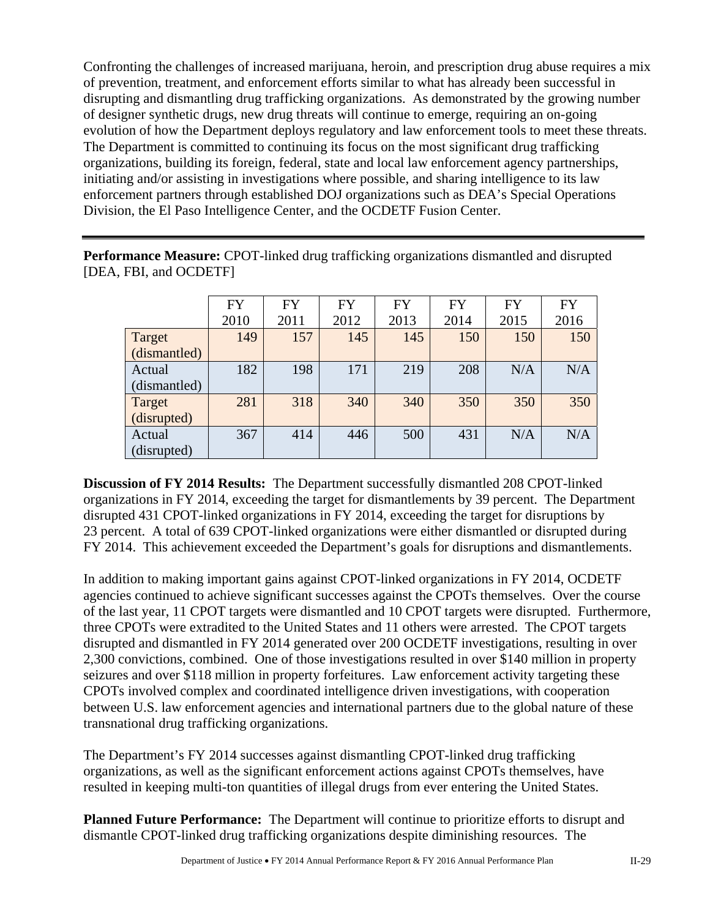Confronting the challenges of increased marijuana, heroin, and prescription drug abuse requires a mix of prevention, treatment, and enforcement efforts similar to what has already been successful in disrupting and dismantling drug trafficking organizations. As demonstrated by the growing number of designer synthetic drugs, new drug threats will continue to emerge, requiring an on-going evolution of how the Department deploys regulatory and law enforcement tools to meet these threats. The Department is committed to continuing its focus on the most significant drug trafficking organizations, building its foreign, federal, state and local law enforcement agency partnerships, initiating and/or assisting in investigations where possible, and sharing intelligence to its law enforcement partners through established DOJ organizations such as DEA's Special Operations Division, the El Paso Intelligence Center, and the OCDETF Fusion Center.

---

**Performance Measure:** CPOT-linked drug trafficking organizations dismantled and disrupted [DEA, FBI, and OCDETF]

| | FY 2010 | FY 2011 | FY 2012 | FY 2013 | FY 2014 | FY 2015 | FY 2016 |
|---|---|---|---|---|---|---|---|
| Target (dismantled) | 149 | 157 | 145 | 145 | 150 | 150 | 150 |
| Actual (dismantled) | 182 | 198 | 171 | 219 | 208 | N/A | N/A |
| Target (disrupted) | 281 | 318 | 340 | 340 | 350 | 350 | 350 |
| Actual (disrupted) | 367 | 414 | 446 | 500 | 431 | N/A | N/A |

**Discussion of FY 2014 Results:** The Department successfully dismantled 208 CPOT-linked organizations in FY 2014, exceeding the target for dismantlements by 39 percent. The Department disrupted 431 CPOT-linked organizations in FY 2014, exceeding the target for disruptions by 23 percent. A total of 639 CPOT-linked organizations were either dismantled or disrupted during FY 2014. This achievement exceeded the Department's goals for disruptions and dismantlements.

In addition to making important gains against CPOT-linked organizations in FY 2014, OCDETF agencies continued to achieve significant successes against the CPOTs themselves. Over the course of the last year, 11 CPOT targets were dismantled and 10 CPOT targets were disrupted. Furthermore, three CPOTs were extradited to the United States and 11 others were arrested. The CPOT targets disrupted and dismantled in FY 2014 generated over 200 OCDETF investigations, resulting in over 2,300 convictions, combined. One of those investigations resulted in over $140 million in property seizures and over $118 million in property forfeitures. Law enforcement activity targeting these CPOTs involved complex and coordinated intelligence driven investigations, with cooperation between U.S. law enforcement agencies and international partners due to the global nature of these transnational drug trafficking organizations.

The Department's FY 2014 successes against dismantling CPOT-linked drug trafficking organizations, as well as the significant enforcement actions against CPOTs themselves, have resulted in keeping multi-ton quantities of illegal drugs from ever entering the United States.

**Planned Future Performance:** The Department will continue to prioritize efforts to disrupt and dismantle CPOT-linked drug trafficking organizations despite diminishing resources. The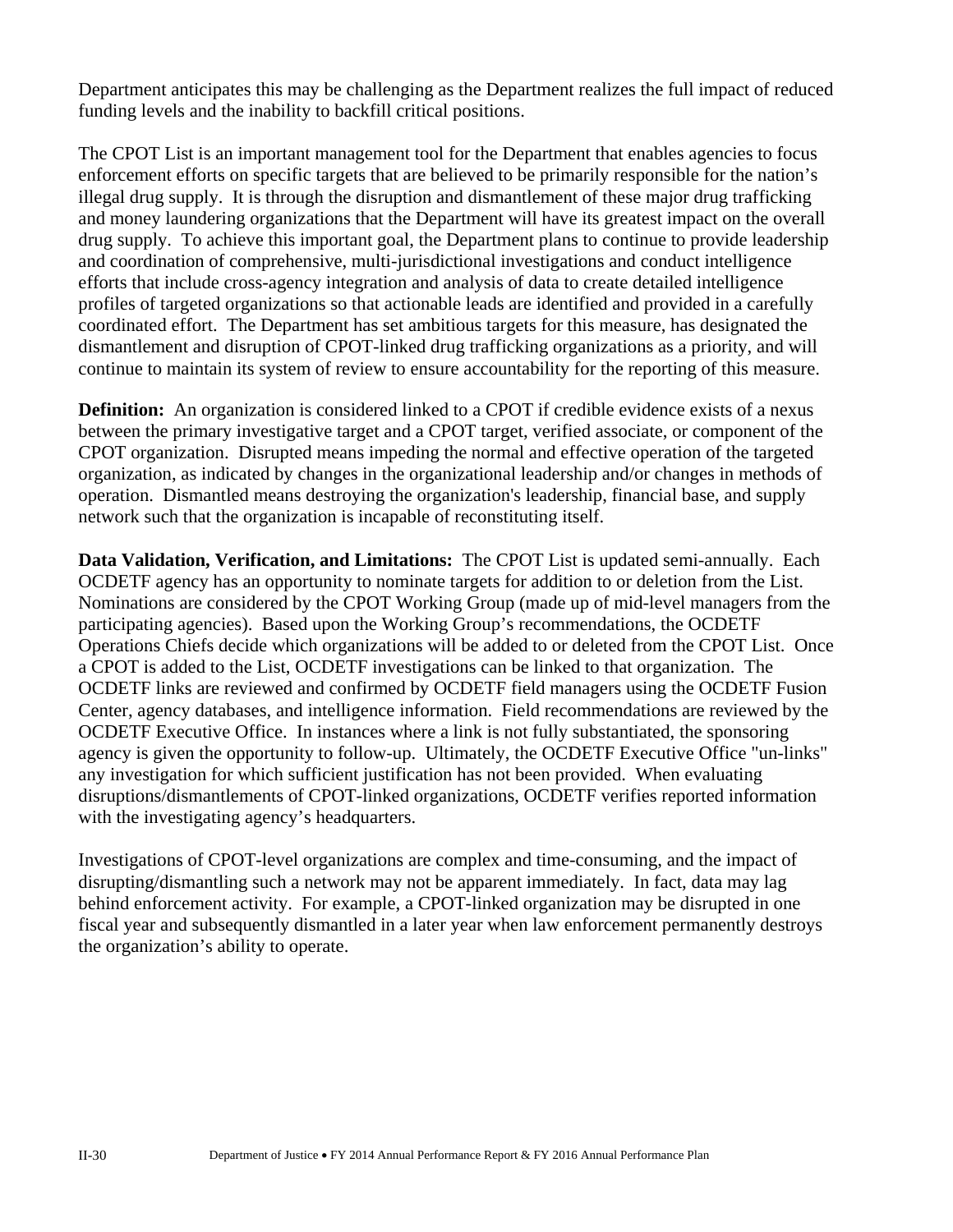Department anticipates this may be challenging as the Department realizes the full impact of reduced funding levels and the inability to backfill critical positions.

The CPOT List is an important management tool for the Department that enables agencies to focus enforcement efforts on specific targets that are believed to be primarily responsible for the nation's illegal drug supply. It is through the disruption and dismantlement of these major drug trafficking and money laundering organizations that the Department will have its greatest impact on the overall drug supply. To achieve this important goal, the Department plans to continue to provide leadership and coordination of comprehensive, multi-jurisdictional investigations and conduct intelligence efforts that include cross-agency integration and analysis of data to create detailed intelligence profiles of targeted organizations so that actionable leads are identified and provided in a carefully coordinated effort. The Department has set ambitious targets for this measure, has designated the dismantlement and disruption of CPOT-linked drug trafficking organizations as a priority, and will continue to maintain its system of review to ensure accountability for the reporting of this measure.

**Definition:** An organization is considered linked to a CPOT if credible evidence exists of a nexus between the primary investigative target and a CPOT target, verified associate, or component of the CPOT organization. Disrupted means impeding the normal and effective operation of the targeted organization, as indicated by changes in the organizational leadership and/or changes in methods of operation. Dismantled means destroying the organization's leadership, financial base, and supply network such that the organization is incapable of reconstituting itself.

**Data Validation, Verification, and Limitations:** The CPOT List is updated semi-annually. Each OCDETF agency has an opportunity to nominate targets for addition to or deletion from the List. Nominations are considered by the CPOT Working Group (made up of mid-level managers from the participating agencies). Based upon the Working Group's recommendations, the OCDETF Operations Chiefs decide which organizations will be added to or deleted from the CPOT List. Once a CPOT is added to the List, OCDETF investigations can be linked to that organization. The OCDETF links are reviewed and confirmed by OCDETF field managers using the OCDETF Fusion Center, agency databases, and intelligence information. Field recommendations are reviewed by the OCDETF Executive Office. In instances where a link is not fully substantiated, the sponsoring agency is given the opportunity to follow-up. Ultimately, the OCDETF Executive Office "un-links" any investigation for which sufficient justification has not been provided. When evaluating disruptions/dismantlements of CPOT-linked organizations, OCDETF verifies reported information with the investigating agency's headquarters.

Investigations of CPOT-level organizations are complex and time-consuming, and the impact of disrupting/dismantling such a network may not be apparent immediately. In fact, data may lag behind enforcement activity. For example, a CPOT-linked organization may be disrupted in one fiscal year and subsequently dismantled in a later year when law enforcement permanently destroys the organization's ability to operate.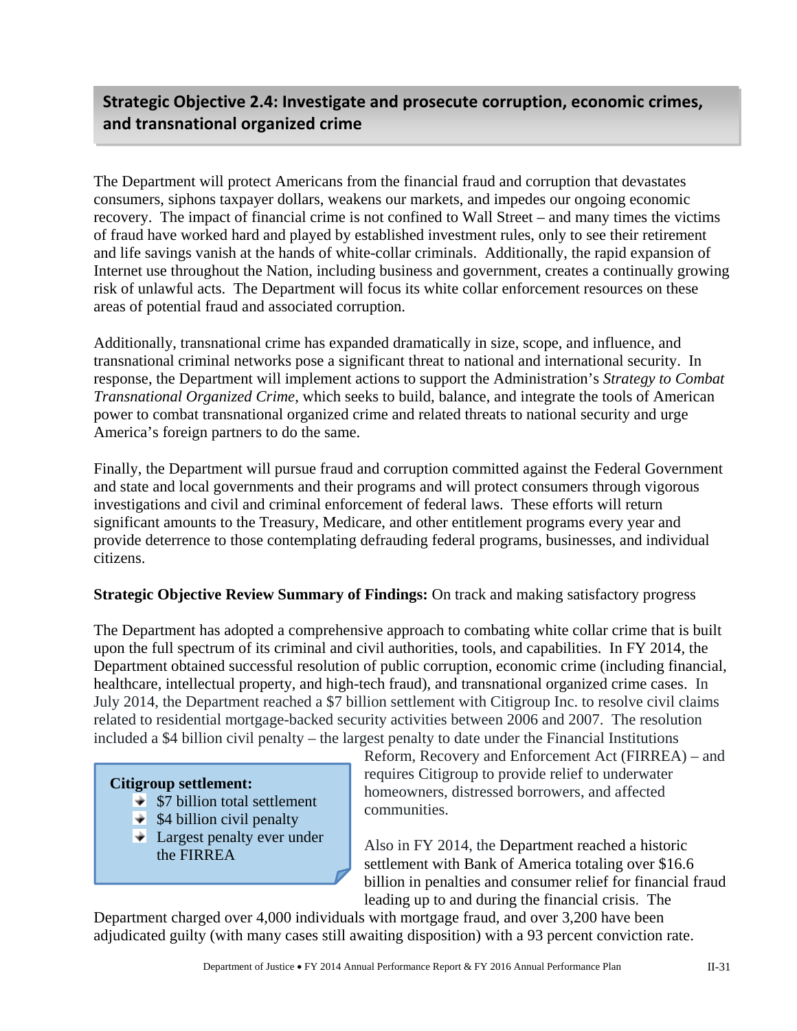## Strategic Objective 2.4: Investigate and prosecute corruption, economic crimes, and transnational organized crime

The Department will protect Americans from the financial fraud and corruption that devastates consumers, siphons taxpayer dollars, weakens our markets, and impedes our ongoing economic recovery. The impact of financial crime is not confined to Wall Street – and many times the victims of fraud have worked hard and played by established investment rules, only to see their retirement and life savings vanish at the hands of white-collar criminals. Additionally, the rapid expansion of Internet use throughout the Nation, including business and government, creates a continually growing risk of unlawful acts. The Department will focus its white collar enforcement resources on these areas of potential fraud and associated corruption.

Additionally, transnational crime has expanded dramatically in size, scope, and influence, and transnational criminal networks pose a significant threat to national and international security. In response, the Department will implement actions to support the Administration's *Strategy to Combat Transnational Organized Crime*, which seeks to build, balance, and integrate the tools of American power to combat transnational organized crime and related threats to national security and urge America's foreign partners to do the same.

Finally, the Department will pursue fraud and corruption committed against the Federal Government and state and local governments and their programs and will protect consumers through vigorous investigations and civil and criminal enforcement of federal laws. These efforts will return significant amounts to the Treasury, Medicare, and other entitlement programs every year and provide deterrence to those contemplating defrauding federal programs, businesses, and individual citizens.

**Strategic Objective Review Summary of Findings:** On track and making satisfactory progress

The Department has adopted a comprehensive approach to combating white collar crime that is built upon the full spectrum of its criminal and civil authorities, tools, and capabilities. In FY 2014, the Department obtained successful resolution of public corruption, economic crime (including financial, healthcare, intellectual property, and high-tech fraud), and transnational organized crime cases. In July 2014, the Department reached a $7 billion settlement with Citigroup Inc. to resolve civil claims related to residential mortgage-backed security activities between 2006 and 2007. The resolution included a $4 billion civil penalty – the largest penalty to date under the Financial Institutions Reform, Recovery and Enforcement Act (FIRREA) – and requires Citigroup to provide relief to underwater homeowners, distressed borrowers, and affected communities.

> **Citigroup settlement:**
> - $7 billion total settlement
> - $4 billion civil penalty
> - Largest penalty ever under the FIRREA

Also in FY 2014, the Department reached a historic settlement with Bank of America totaling over $16.6 billion in penalties and consumer relief for financial fraud leading up to and during the financial crisis. The Department charged over 4,000 individuals with mortgage fraud, and over 3,200 have been adjudicated guilty (with many cases still awaiting disposition) with a 93 percent conviction rate.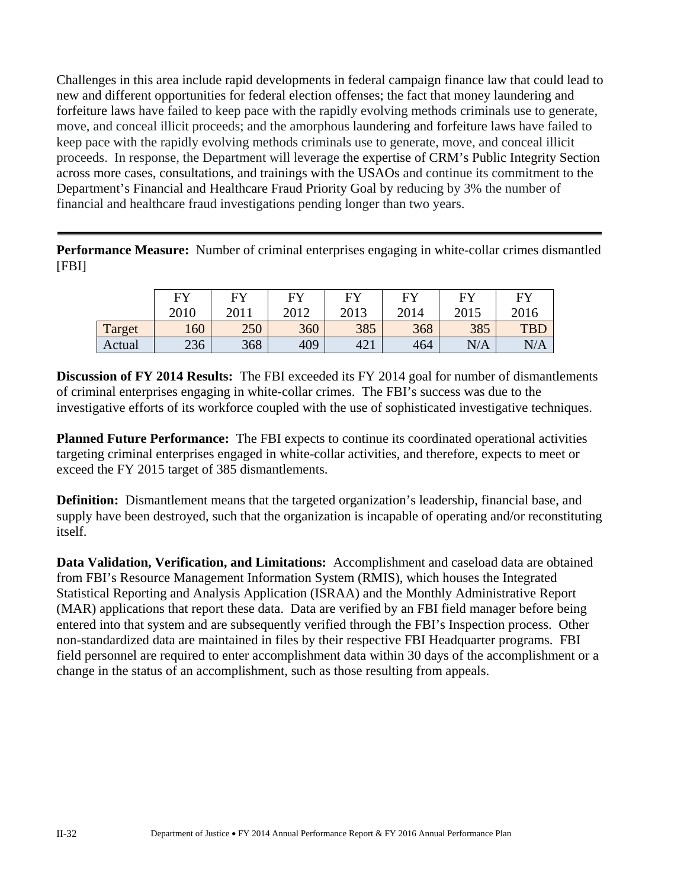Challenges in this area include rapid developments in federal campaign finance law that could lead to new and different opportunities for federal election offenses; the fact that money laundering and forfeiture laws have failed to keep pace with the rapidly evolving methods criminals use to generate, move, and conceal illicit proceeds; and the amorphous laundering and forfeiture laws have failed to keep pace with the rapidly evolving methods criminals use to generate, move, and conceal illicit proceeds. In response, the Department will leverage the expertise of CRM's Public Integrity Section across more cases, consultations, and trainings with the USAOs and continue its commitment to the Department's Financial and Healthcare Fraud Priority Goal by reducing by 3% the number of financial and healthcare fraud investigations pending longer than two years.

---

**Performance Measure:** Number of criminal enterprises engaging in white-collar crimes dismantled [FBI]

| | FY 2010 | FY 2011 | FY 2012 | FY 2013 | FY 2014 | FY 2015 | FY 2016 |
|---|---|---|---|---|---|---|---|
| Target | 160 | 250 | 360 | 385 | 368 | 385 | TBD |
| Actual | 236 | 368 | 409 | 421 | 464 | N/A | N/A |

**Discussion of FY 2014 Results:** The FBI exceeded its FY 2014 goal for number of dismantlements of criminal enterprises engaging in white-collar crimes. The FBI's success was due to the investigative efforts of its workforce coupled with the use of sophisticated investigative techniques.

**Planned Future Performance:** The FBI expects to continue its coordinated operational activities targeting criminal enterprises engaged in white-collar activities, and therefore, expects to meet or exceed the FY 2015 target of 385 dismantlements.

**Definition:** Dismantlement means that the targeted organization's leadership, financial base, and supply have been destroyed, such that the organization is incapable of operating and/or reconstituting itself.

**Data Validation, Verification, and Limitations:** Accomplishment and caseload data are obtained from FBI's Resource Management Information System (RMIS), which houses the Integrated Statistical Reporting and Analysis Application (ISRAA) and the Monthly Administrative Report (MAR) applications that report these data. Data are verified by an FBI field manager before being entered into that system and are subsequently verified through the FBI's Inspection process. Other non-standardized data are maintained in files by their respective FBI Headquarter programs. FBI field personnel are required to enter accomplishment data within 30 days of the accomplishment or a change in the status of an accomplishment, such as those resulting from appeals.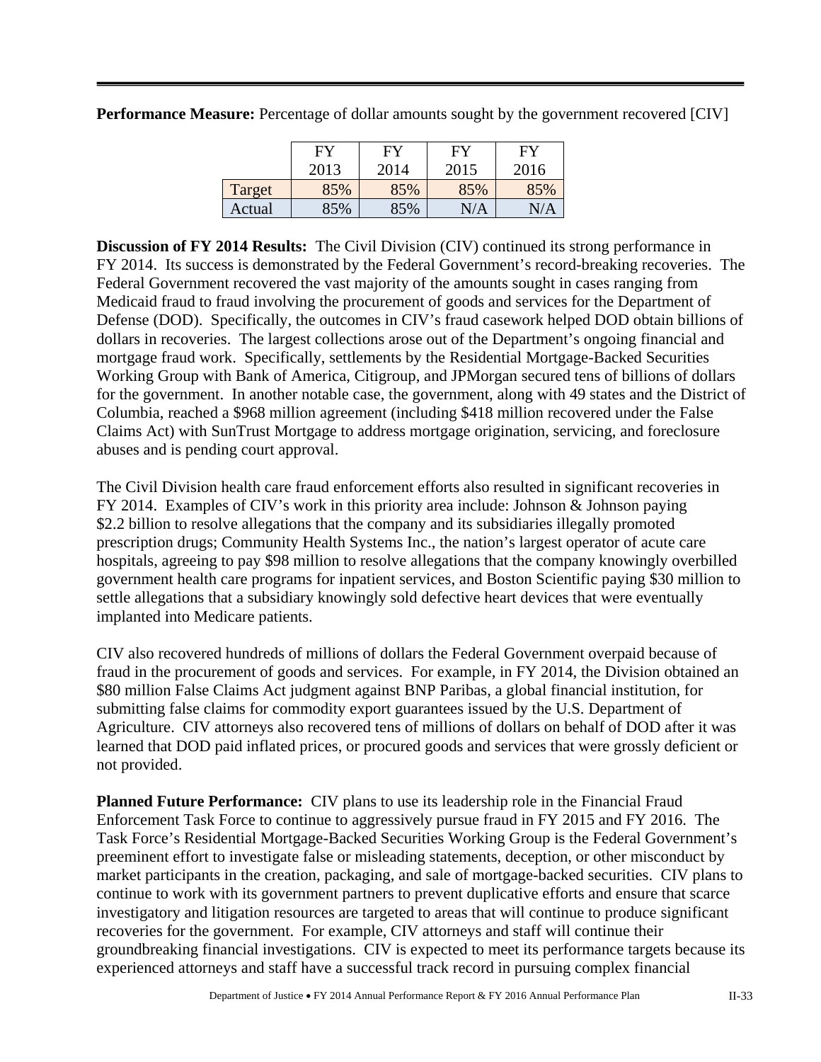**Performance Measure:** Percentage of dollar amounts sought by the government recovered [CIV]

| | FY 2013 | FY 2014 | FY 2015 | FY 2016 |
|---|---|---|---|---|
| Target | 85% | 85% | 85% | 85% |
| Actual | 85% | 85% | N/A | N/A |

**Discussion of FY 2014 Results:** The Civil Division (CIV) continued its strong performance in FY 2014. Its success is demonstrated by the Federal Government's record-breaking recoveries. The Federal Government recovered the vast majority of the amounts sought in cases ranging from Medicaid fraud to fraud involving the procurement of goods and services for the Department of Defense (DOD). Specifically, the outcomes in CIV's fraud casework helped DOD obtain billions of dollars in recoveries. The largest collections arose out of the Department's ongoing financial and mortgage fraud work. Specifically, settlements by the Residential Mortgage-Backed Securities Working Group with Bank of America, Citigroup, and JPMorgan secured tens of billions of dollars for the government. In another notable case, the government, along with 49 states and the District of Columbia, reached a $968 million agreement (including $418 million recovered under the False Claims Act) with SunTrust Mortgage to address mortgage origination, servicing, and foreclosure abuses and is pending court approval.

The Civil Division health care fraud enforcement efforts also resulted in significant recoveries in FY 2014. Examples of CIV's work in this priority area include: Johnson & Johnson paying $2.2 billion to resolve allegations that the company and its subsidiaries illegally promoted prescription drugs; Community Health Systems Inc., the nation's largest operator of acute care hospitals, agreeing to pay $98 million to resolve allegations that the company knowingly overbilled government health care programs for inpatient services, and Boston Scientific paying $30 million to settle allegations that a subsidiary knowingly sold defective heart devices that were eventually implanted into Medicare patients.

CIV also recovered hundreds of millions of dollars the Federal Government overpaid because of fraud in the procurement of goods and services. For example, in FY 2014, the Division obtained an $80 million False Claims Act judgment against BNP Paribas, a global financial institution, for submitting false claims for commodity export guarantees issued by the U.S. Department of Agriculture. CIV attorneys also recovered tens of millions of dollars on behalf of DOD after it was learned that DOD paid inflated prices, or procured goods and services that were grossly deficient or not provided.

**Planned Future Performance:** CIV plans to use its leadership role in the Financial Fraud Enforcement Task Force to continue to aggressively pursue fraud in FY 2015 and FY 2016. The Task Force's Residential Mortgage-Backed Securities Working Group is the Federal Government's preeminent effort to investigate false or misleading statements, deception, or other misconduct by market participants in the creation, packaging, and sale of mortgage-backed securities. CIV plans to continue to work with its government partners to prevent duplicative efforts and ensure that scarce investigatory and litigation resources are targeted to areas that will continue to produce significant recoveries for the government. For example, CIV attorneys and staff will continue their groundbreaking financial investigations. CIV is expected to meet its performance targets because its experienced attorneys and staff have a successful track record in pursuing complex financial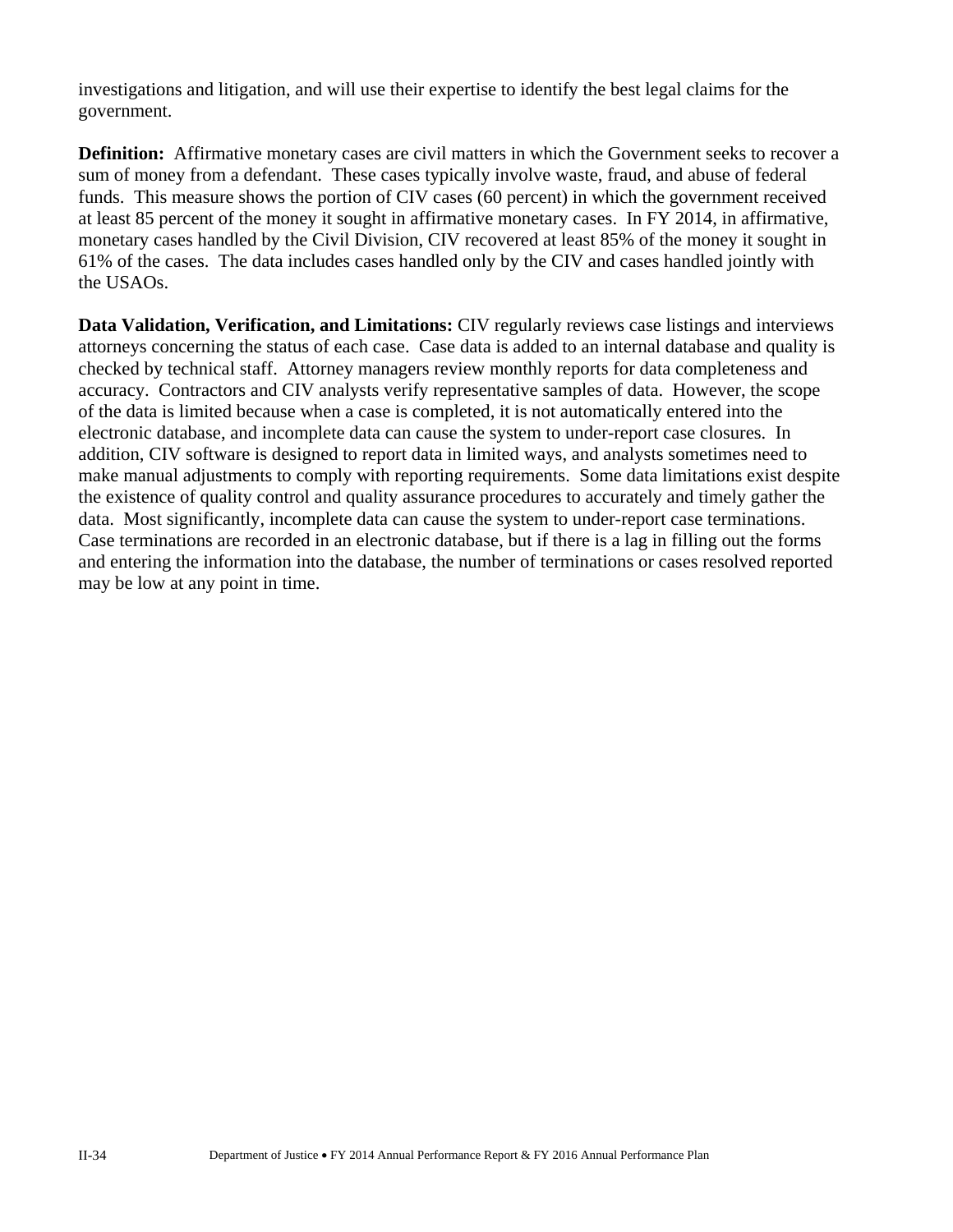investigations and litigation, and will use their expertise to identify the best legal claims for the government.

**Definition:** Affirmative monetary cases are civil matters in which the Government seeks to recover a sum of money from a defendant. These cases typically involve waste, fraud, and abuse of federal funds. This measure shows the portion of CIV cases (60 percent) in which the government received at least 85 percent of the money it sought in affirmative monetary cases. In FY 2014, in affirmative, monetary cases handled by the Civil Division, CIV recovered at least 85% of the money it sought in 61% of the cases. The data includes cases handled only by the CIV and cases handled jointly with the USAOs.

**Data Validation, Verification, and Limitations:** CIV regularly reviews case listings and interviews attorneys concerning the status of each case. Case data is added to an internal database and quality is checked by technical staff. Attorney managers review monthly reports for data completeness and accuracy. Contractors and CIV analysts verify representative samples of data. However, the scope of the data is limited because when a case is completed, it is not automatically entered into the electronic database, and incomplete data can cause the system to under-report case closures. In addition, CIV software is designed to report data in limited ways, and analysts sometimes need to make manual adjustments to comply with reporting requirements. Some data limitations exist despite the existence of quality control and quality assurance procedures to accurately and timely gather the data. Most significantly, incomplete data can cause the system to under-report case terminations. Case terminations are recorded in an electronic database, but if there is a lag in filling out the forms and entering the information into the database, the number of terminations or cases resolved reported may be low at any point in time.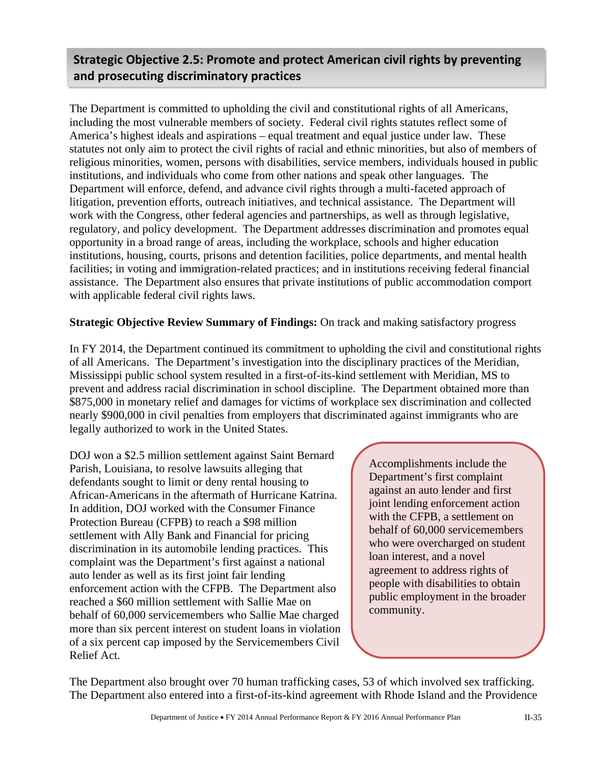## Strategic Objective 2.5: Promote and protect American civil rights by preventing and prosecuting discriminatory practices

The Department is committed to upholding the civil and constitutional rights of all Americans, including the most vulnerable members of society. Federal civil rights statutes reflect some of America's highest ideals and aspirations – equal treatment and equal justice under law. These statutes not only aim to protect the civil rights of racial and ethnic minorities, but also of members of religious minorities, women, persons with disabilities, service members, individuals housed in public institutions, and individuals who come from other nations and speak other languages. The Department will enforce, defend, and advance civil rights through a multi-faceted approach of litigation, prevention efforts, outreach initiatives, and technical assistance. The Department will work with the Congress, other federal agencies and partnerships, as well as through legislative, regulatory, and policy development. The Department addresses discrimination and promotes equal opportunity in a broad range of areas, including the workplace, schools and higher education institutions, housing, courts, prisons and detention facilities, police departments, and mental health facilities; in voting and immigration-related practices; and in institutions receiving federal financial assistance. The Department also ensures that private institutions of public accommodation comport with applicable federal civil rights laws.

**Strategic Objective Review Summary of Findings:** On track and making satisfactory progress

In FY 2014, the Department continued its commitment to upholding the civil and constitutional rights of all Americans. The Department's investigation into the disciplinary practices of the Meridian, Mississippi public school system resulted in a first-of-its-kind settlement with Meridian, MS to prevent and address racial discrimination in school discipline. The Department obtained more than $875,000 in monetary relief and damages for victims of workplace sex discrimination and collected nearly $900,000 in civil penalties from employers that discriminated against immigrants who are legally authorized to work in the United States.

DOJ won a $2.5 million settlement against Saint Bernard Parish, Louisiana, to resolve lawsuits alleging that defendants sought to limit or deny rental housing to African-Americans in the aftermath of Hurricane Katrina. In addition, DOJ worked with the Consumer Finance Protection Bureau (CFPB) to reach a $98 million settlement with Ally Bank and Financial for pricing discrimination in its automobile lending practices. This complaint was the Department's first against a national auto lender as well as its first joint fair lending enforcement action with the CFPB. The Department also reached a $60 million settlement with Sallie Mae on behalf of 60,000 servicemembers who Sallie Mae charged more than six percent interest on student loans in violation of a six percent cap imposed by the Servicemembers Civil Relief Act.

> Accomplishments include the Department's first complaint against an auto lender and first joint lending enforcement action with the CFPB, a settlement on behalf of 60,000 servicemembers who were overcharged on student loan interest, and a novel agreement to address rights of people with disabilities to obtain public employment in the broader community.

The Department also brought over 70 human trafficking cases, 53 of which involved sex trafficking. The Department also entered into a first-of-its-kind agreement with Rhode Island and the Providence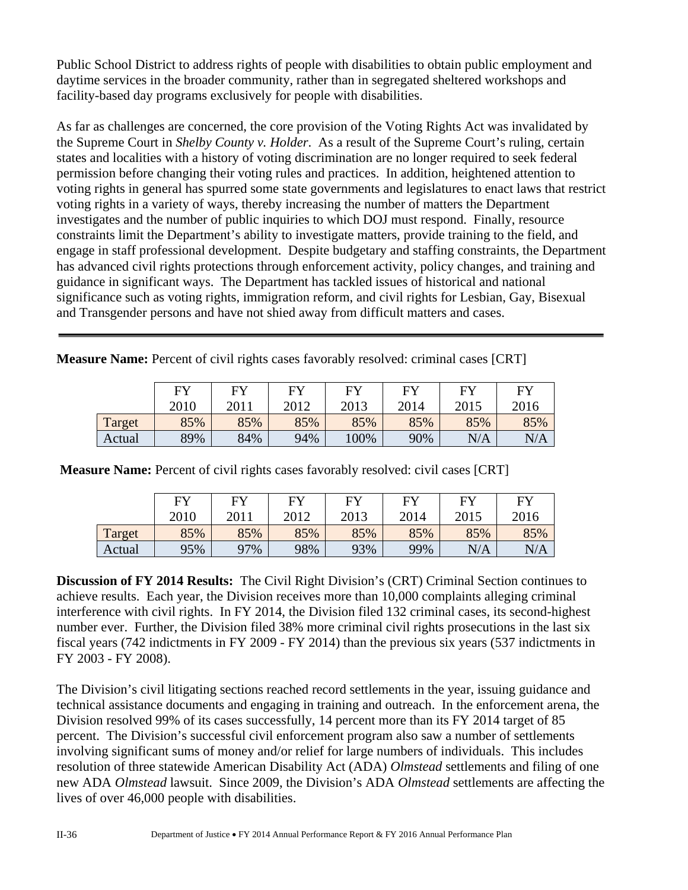Public School District to address rights of people with disabilities to obtain public employment and daytime services in the broader community, rather than in segregated sheltered workshops and facility-based day programs exclusively for people with disabilities.

As far as challenges are concerned, the core provision of the Voting Rights Act was invalidated by the Supreme Court in *Shelby County v. Holder*. As a result of the Supreme Court's ruling, certain states and localities with a history of voting discrimination are no longer required to seek federal permission before changing their voting rules and practices. In addition, heightened attention to voting rights in general has spurred some state governments and legislatures to enact laws that restrict voting rights in a variety of ways, thereby increasing the number of matters the Department investigates and the number of public inquiries to which DOJ must respond. Finally, resource constraints limit the Department's ability to investigate matters, provide training to the field, and engage in staff professional development. Despite budgetary and staffing constraints, the Department has advanced civil rights protections through enforcement activity, policy changes, and training and guidance in significant ways. The Department has tackled issues of historical and national significance such as voting rights, immigration reform, and civil rights for Lesbian, Gay, Bisexual and Transgender persons and have not shied away from difficult matters and cases.

---

**Measure Name:** Percent of civil rights cases favorably resolved: criminal cases [CRT]

| | FY 2010 | FY 2011 | FY 2012 | FY 2013 | FY 2014 | FY 2015 | FY 2016 |
|---|---|---|---|---|---|---|---|
| Target | 85% | 85% | 85% | 85% | 85% | 85% | 85% |
| Actual | 89% | 84% | 94% | 100% | 90% | N/A | N/A |

**Measure Name:** Percent of civil rights cases favorably resolved: civil cases [CRT]

| | FY 2010 | FY 2011 | FY 2012 | FY 2013 | FY 2014 | FY 2015 | FY 2016 |
|---|---|---|---|---|---|---|---|
| Target | 85% | 85% | 85% | 85% | 85% | 85% | 85% |
| Actual | 95% | 97% | 98% | 93% | 99% | N/A | N/A |

**Discussion of FY 2014 Results:** The Civil Right Division's (CRT) Criminal Section continues to achieve results. Each year, the Division receives more than 10,000 complaints alleging criminal interference with civil rights. In FY 2014, the Division filed 132 criminal cases, its second-highest number ever. Further, the Division filed 38% more criminal civil rights prosecutions in the last six fiscal years (742 indictments in FY 2009 - FY 2014) than the previous six years (537 indictments in FY 2003 - FY 2008).

The Division's civil litigating sections reached record settlements in the year, issuing guidance and technical assistance documents and engaging in training and outreach. In the enforcement arena, the Division resolved 99% of its cases successfully, 14 percent more than its FY 2014 target of 85 percent. The Division's successful civil enforcement program also saw a number of settlements involving significant sums of money and/or relief for large numbers of individuals. This includes resolution of three statewide American Disability Act (ADA) *Olmstead* settlements and filing of one new ADA *Olmstead* lawsuit. Since 2009, the Division's ADA *Olmstead* settlements are affecting the lives of over 46,000 people with disabilities.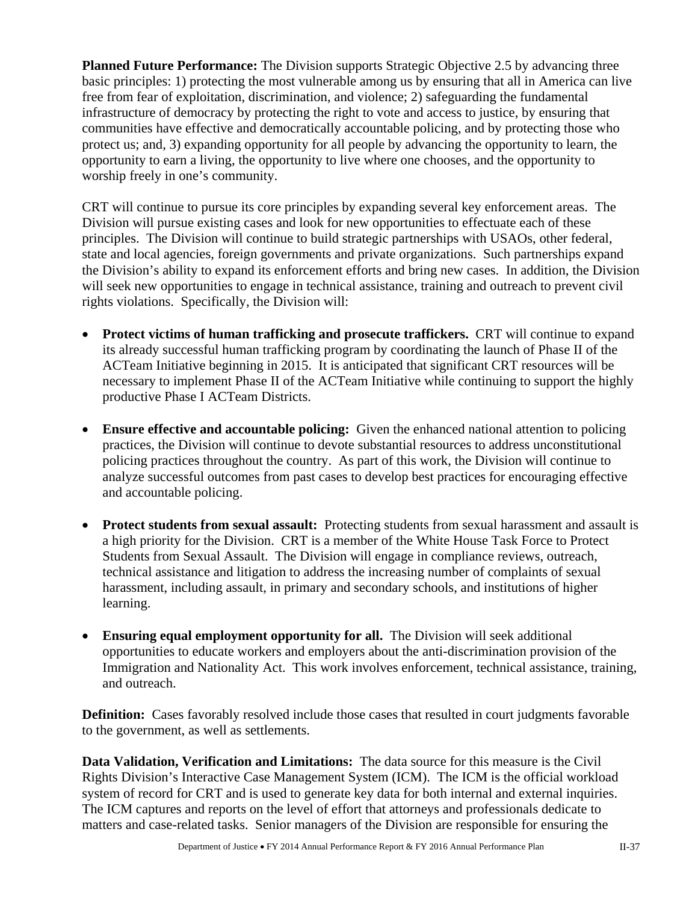**Planned Future Performance:** The Division supports Strategic Objective 2.5 by advancing three basic principles: 1) protecting the most vulnerable among us by ensuring that all in America can live free from fear of exploitation, discrimination, and violence; 2) safeguarding the fundamental infrastructure of democracy by protecting the right to vote and access to justice, by ensuring that communities have effective and democratically accountable policing, and by protecting those who protect us; and, 3) expanding opportunity for all people by advancing the opportunity to learn, the opportunity to earn a living, the opportunity to live where one chooses, and the opportunity to worship freely in one's community.

CRT will continue to pursue its core principles by expanding several key enforcement areas. The Division will pursue existing cases and look for new opportunities to effectuate each of these principles. The Division will continue to build strategic partnerships with USAOs, other federal, state and local agencies, foreign governments and private organizations. Such partnerships expand the Division's ability to expand its enforcement efforts and bring new cases. In addition, the Division will seek new opportunities to engage in technical assistance, training and outreach to prevent civil rights violations. Specifically, the Division will:

- **Protect victims of human trafficking and prosecute traffickers.** CRT will continue to expand its already successful human trafficking program by coordinating the launch of Phase II of the ACTeam Initiative beginning in 2015. It is anticipated that significant CRT resources will be necessary to implement Phase II of the ACTeam Initiative while continuing to support the highly productive Phase I ACTeam Districts.

- **Ensure effective and accountable policing:** Given the enhanced national attention to policing practices, the Division will continue to devote substantial resources to address unconstitutional policing practices throughout the country. As part of this work, the Division will continue to analyze successful outcomes from past cases to develop best practices for encouraging effective and accountable policing.

- **Protect students from sexual assault:** Protecting students from sexual harassment and assault is a high priority for the Division. CRT is a member of the White House Task Force to Protect Students from Sexual Assault. The Division will engage in compliance reviews, outreach, technical assistance and litigation to address the increasing number of complaints of sexual harassment, including assault, in primary and secondary schools, and institutions of higher learning.

- **Ensuring equal employment opportunity for all.** The Division will seek additional opportunities to educate workers and employers about the anti-discrimination provision of the Immigration and Nationality Act. This work involves enforcement, technical assistance, training, and outreach.

**Definition:** Cases favorably resolved include those cases that resulted in court judgments favorable to the government, as well as settlements.

**Data Validation, Verification and Limitations:** The data source for this measure is the Civil Rights Division's Interactive Case Management System (ICM). The ICM is the official workload system of record for CRT and is used to generate key data for both internal and external inquiries. The ICM captures and reports on the level of effort that attorneys and professionals dedicate to matters and case-related tasks. Senior managers of the Division are responsible for ensuring the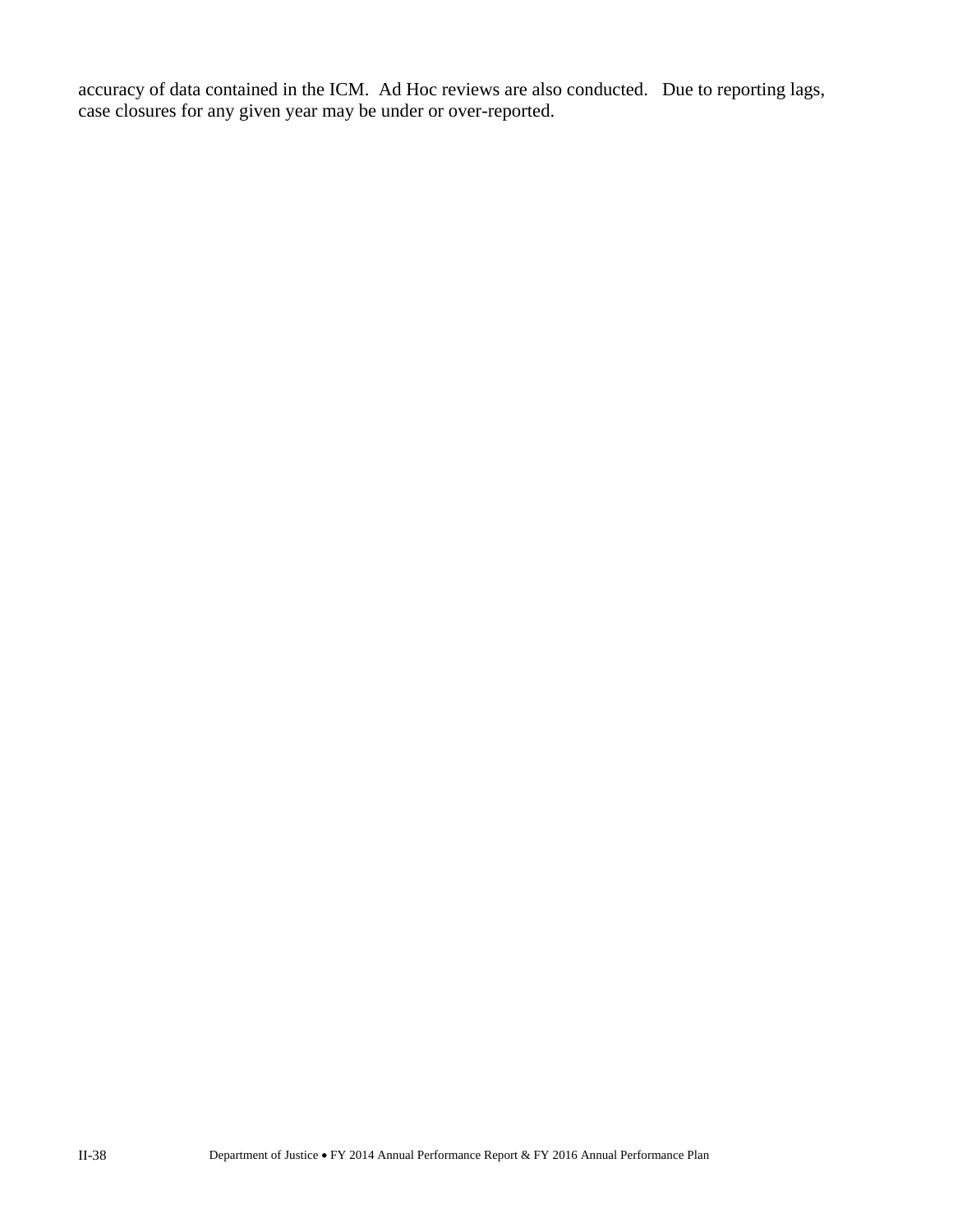accuracy of data contained in the ICM. Ad Hoc reviews are also conducted. Due to reporting lags, case closures for any given year may be under or over-reported.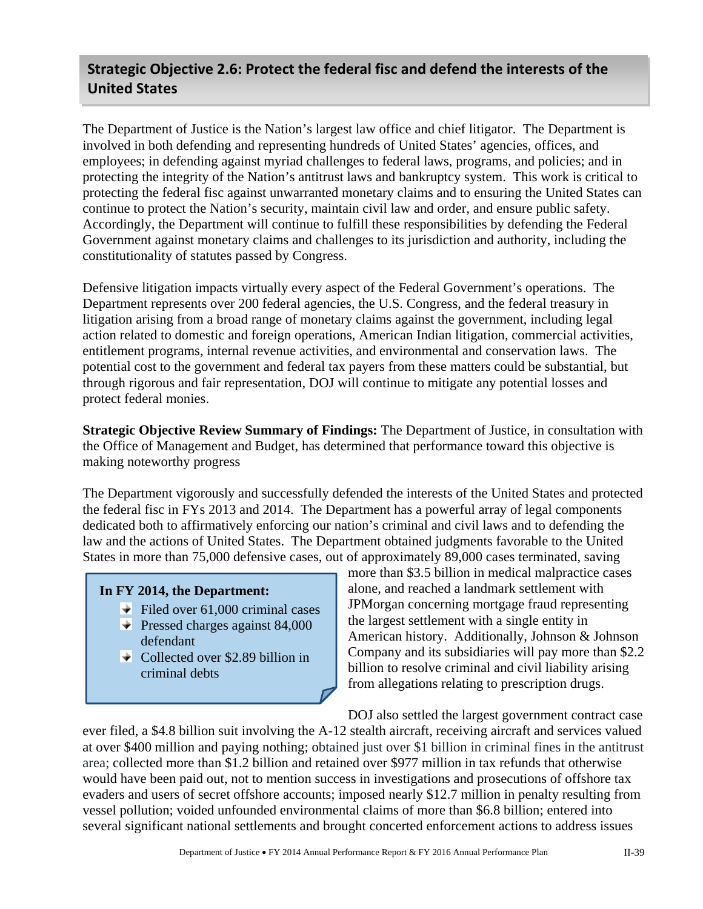## Strategic Objective 2.6: Protect the federal fisc and defend the interests of the United States

The Department of Justice is the Nation's largest law office and chief litigator. The Department is involved in both defending and representing hundreds of United States' agencies, offices, and employees; in defending against myriad challenges to federal laws, programs, and policies; and in protecting the integrity of the Nation's antitrust laws and bankruptcy system. This work is critical to protecting the federal fisc against unwarranted monetary claims and to ensuring the United States can continue to protect the Nation's security, maintain civil law and order, and ensure public safety. Accordingly, the Department will continue to fulfill these responsibilities by defending the Federal Government against monetary claims and challenges to its jurisdiction and authority, including the constitutionality of statutes passed by Congress.

Defensive litigation impacts virtually every aspect of the Federal Government's operations. The Department represents over 200 federal agencies, the U.S. Congress, and the federal treasury in litigation arising from a broad range of monetary claims against the government, including legal action related to domestic and foreign operations, American Indian litigation, commercial activities, entitlement programs, internal revenue activities, and environmental and conservation laws. The potential cost to the government and federal tax payers from these matters could be substantial, but through rigorous and fair representation, DOJ will continue to mitigate any potential losses and protect federal monies.

**Strategic Objective Review Summary of Findings:** The Department of Justice, in consultation with the Office of Management and Budget, has determined that performance toward this objective is making noteworthy progress

The Department vigorously and successfully defended the interests of the United States and protected the federal fisc in FYs 2013 and 2014. The Department has a powerful array of legal components dedicated both to affirmatively enforcing our nation's criminal and civil laws and to defending the law and the actions of United States. The Department obtained judgments favorable to the United States in more than 75,000 defensive cases, out of approximately 89,000 cases terminated, saving more than $3.5 billion in medical malpractice cases alone, and reached a landmark settlement with JPMorgan concerning mortgage fraud representing the largest settlement with a single entity in American history. Additionally, Johnson & Johnson Company and its subsidiaries will pay more than $2.2 billion to resolve criminal and civil liability arising from allegations relating to prescription drugs.

> **In FY 2014, the Department:**
> - Filed over 61,000 criminal cases
> - Pressed charges against 84,000 defendant
> - Collected over $2.89 billion in criminal debts

DOJ also settled the largest government contract case ever filed, a $4.8 billion suit involving the A-12 stealth aircraft, receiving aircraft and services valued at over $400 million and paying nothing; obtained just over $1 billion in criminal fines in the antitrust area; collected more than $1.2 billion and retained over $977 million in tax refunds that otherwise would have been paid out, not to mention success in investigations and prosecutions of offshore tax evaders and users of secret offshore accounts; imposed nearly $12.7 million in penalty resulting from vessel pollution; voided unfounded environmental claims of more than $6.8 billion; entered into several significant national settlements and brought concerted enforcement actions to address issues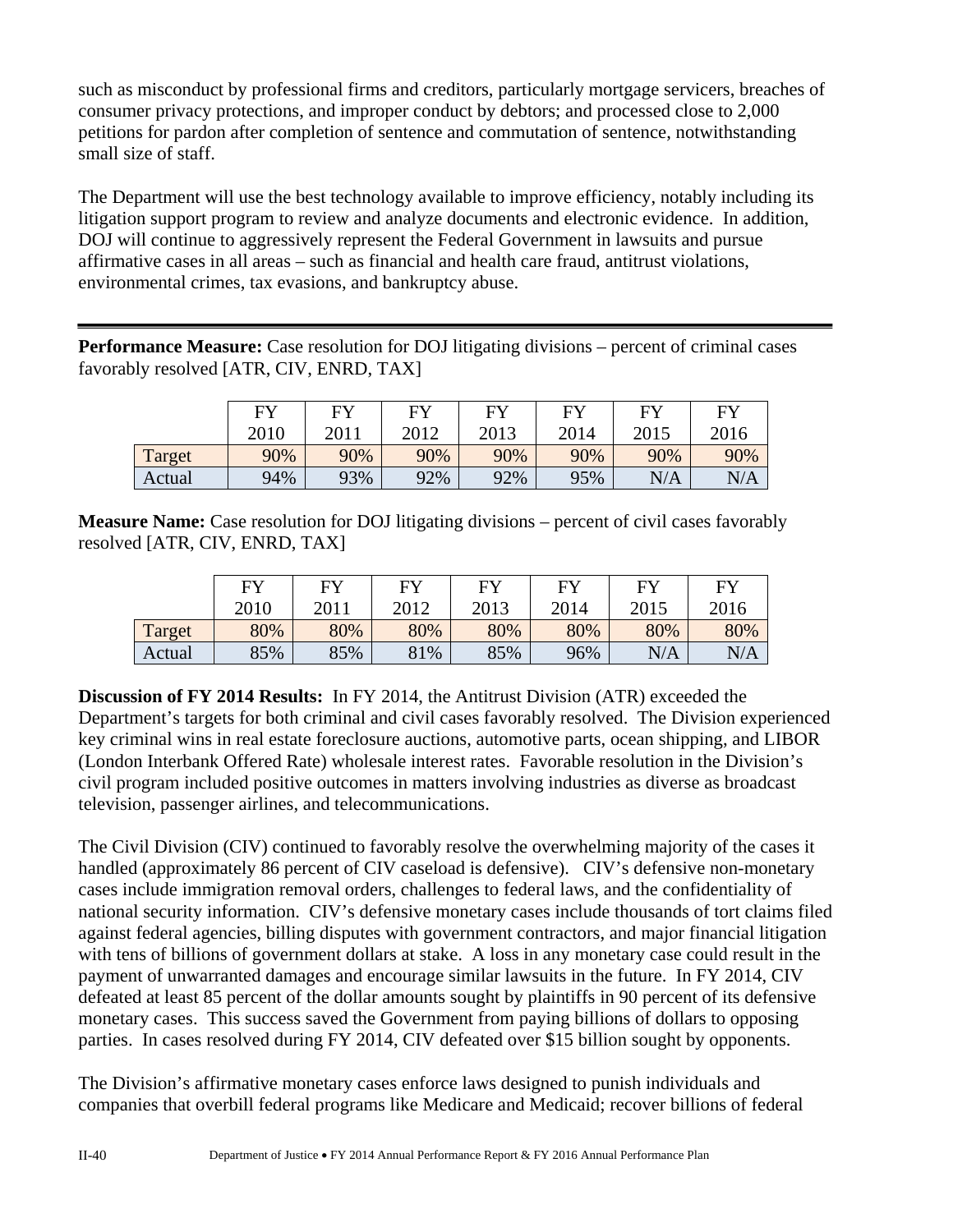such as misconduct by professional firms and creditors, particularly mortgage servicers, breaches of consumer privacy protections, and improper conduct by debtors; and processed close to 2,000 petitions for pardon after completion of sentence and commutation of sentence, notwithstanding small size of staff.

The Department will use the best technology available to improve efficiency, notably including its litigation support program to review and analyze documents and electronic evidence. In addition, DOJ will continue to aggressively represent the Federal Government in lawsuits and pursue affirmative cases in all areas – such as financial and health care fraud, antitrust violations, environmental crimes, tax evasions, and bankruptcy abuse.

---

**Performance Measure:** Case resolution for DOJ litigating divisions – percent of criminal cases favorably resolved [ATR, CIV, ENRD, TAX]

| | FY 2010 | FY 2011 | FY 2012 | FY 2013 | FY 2014 | FY 2015 | FY 2016 |
|---|---|---|---|---|---|---|---|
| Target | 90% | 90% | 90% | 90% | 90% | 90% | 90% |
| Actual | 94% | 93% | 92% | 92% | 95% | N/A | N/A |

**Measure Name:** Case resolution for DOJ litigating divisions – percent of civil cases favorably resolved [ATR, CIV, ENRD, TAX]

| | FY 2010 | FY 2011 | FY 2012 | FY 2013 | FY 2014 | FY 2015 | FY 2016 |
|---|---|---|---|---|---|---|---|
| Target | 80% | 80% | 80% | 80% | 80% | 80% | 80% |
| Actual | 85% | 85% | 81% | 85% | 96% | N/A | N/A |

**Discussion of FY 2014 Results:** In FY 2014, the Antitrust Division (ATR) exceeded the Department's targets for both criminal and civil cases favorably resolved. The Division experienced key criminal wins in real estate foreclosure auctions, automotive parts, ocean shipping, and LIBOR (London Interbank Offered Rate) wholesale interest rates. Favorable resolution in the Division's civil program included positive outcomes in matters involving industries as diverse as broadcast television, passenger airlines, and telecommunications.

The Civil Division (CIV) continued to favorably resolve the overwhelming majority of the cases it handled (approximately 86 percent of CIV caseload is defensive). CIV's defensive non-monetary cases include immigration removal orders, challenges to federal laws, and the confidentiality of national security information. CIV's defensive monetary cases include thousands of tort claims filed against federal agencies, billing disputes with government contractors, and major financial litigation with tens of billions of government dollars at stake. A loss in any monetary case could result in the payment of unwarranted damages and encourage similar lawsuits in the future. In FY 2014, CIV defeated at least 85 percent of the dollar amounts sought by plaintiffs in 90 percent of its defensive monetary cases. This success saved the Government from paying billions of dollars to opposing parties. In cases resolved during FY 2014, CIV defeated over $15 billion sought by opponents.

The Division's affirmative monetary cases enforce laws designed to punish individuals and companies that overbill federal programs like Medicare and Medicaid; recover billions of federal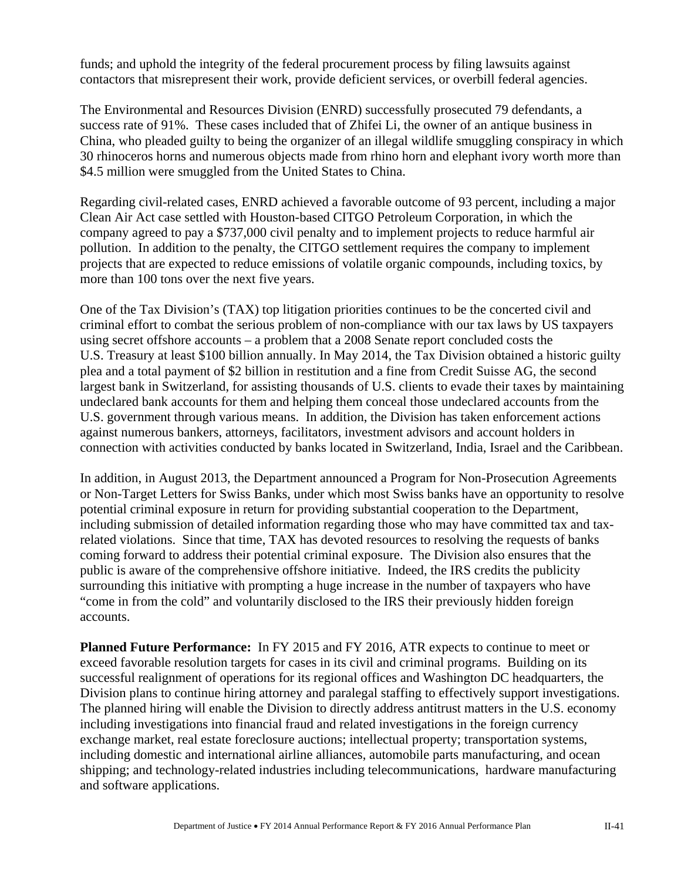funds; and uphold the integrity of the federal procurement process by filing lawsuits against contactors that misrepresent their work, provide deficient services, or overbill federal agencies.

The Environmental and Resources Division (ENRD) successfully prosecuted 79 defendants, a success rate of 91%. These cases included that of Zhifei Li, the owner of an antique business in China, who pleaded guilty to being the organizer of an illegal wildlife smuggling conspiracy in which 30 rhinoceros horns and numerous objects made from rhino horn and elephant ivory worth more than $4.5 million were smuggled from the United States to China.

Regarding civil-related cases, ENRD achieved a favorable outcome of 93 percent, including a major Clean Air Act case settled with Houston-based CITGO Petroleum Corporation, in which the company agreed to pay a $737,000 civil penalty and to implement projects to reduce harmful air pollution. In addition to the penalty, the CITGO settlement requires the company to implement projects that are expected to reduce emissions of volatile organic compounds, including toxics, by more than 100 tons over the next five years.

One of the Tax Division's (TAX) top litigation priorities continues to be the concerted civil and criminal effort to combat the serious problem of non-compliance with our tax laws by US taxpayers using secret offshore accounts – a problem that a 2008 Senate report concluded costs the U.S. Treasury at least $100 billion annually. In May 2014, the Tax Division obtained a historic guilty plea and a total payment of $2 billion in restitution and a fine from Credit Suisse AG, the second largest bank in Switzerland, for assisting thousands of U.S. clients to evade their taxes by maintaining undeclared bank accounts for them and helping them conceal those undeclared accounts from the U.S. government through various means. In addition, the Division has taken enforcement actions against numerous bankers, attorneys, facilitators, investment advisors and account holders in connection with activities conducted by banks located in Switzerland, India, Israel and the Caribbean.

In addition, in August 2013, the Department announced a Program for Non-Prosecution Agreements or Non-Target Letters for Swiss Banks, under which most Swiss banks have an opportunity to resolve potential criminal exposure in return for providing substantial cooperation to the Department, including submission of detailed information regarding those who may have committed tax and tax-related violations. Since that time, TAX has devoted resources to resolving the requests of banks coming forward to address their potential criminal exposure. The Division also ensures that the public is aware of the comprehensive offshore initiative. Indeed, the IRS credits the publicity surrounding this initiative with prompting a huge increase in the number of taxpayers who have "come in from the cold" and voluntarily disclosed to the IRS their previously hidden foreign accounts.

**Planned Future Performance:** In FY 2015 and FY 2016, ATR expects to continue to meet or exceed favorable resolution targets for cases in its civil and criminal programs. Building on its successful realignment of operations for its regional offices and Washington DC headquarters, the Division plans to continue hiring attorney and paralegal staffing to effectively support investigations. The planned hiring will enable the Division to directly address antitrust matters in the U.S. economy including investigations into financial fraud and related investigations in the foreign currency exchange market, real estate foreclosure auctions; intellectual property; transportation systems, including domestic and international airline alliances, automobile parts manufacturing, and ocean shipping; and technology-related industries including telecommunications, hardware manufacturing and software applications.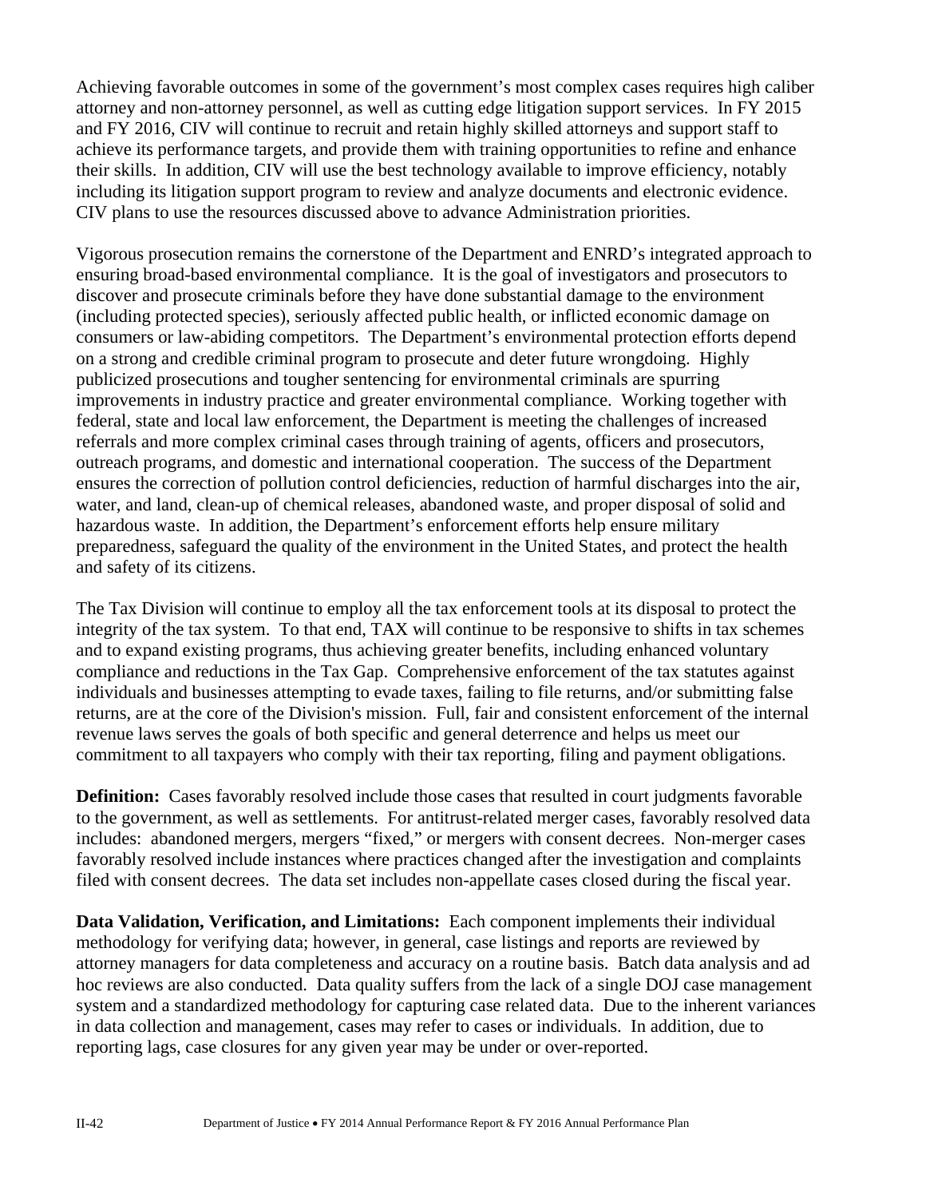Achieving favorable outcomes in some of the government's most complex cases requires high caliber attorney and non-attorney personnel, as well as cutting edge litigation support services. In FY 2015 and FY 2016, CIV will continue to recruit and retain highly skilled attorneys and support staff to achieve its performance targets, and provide them with training opportunities to refine and enhance their skills. In addition, CIV will use the best technology available to improve efficiency, notably including its litigation support program to review and analyze documents and electronic evidence. CIV plans to use the resources discussed above to advance Administration priorities.

Vigorous prosecution remains the cornerstone of the Department and ENRD's integrated approach to ensuring broad-based environmental compliance. It is the goal of investigators and prosecutors to discover and prosecute criminals before they have done substantial damage to the environment (including protected species), seriously affected public health, or inflicted economic damage on consumers or law-abiding competitors. The Department's environmental protection efforts depend on a strong and credible criminal program to prosecute and deter future wrongdoing. Highly publicized prosecutions and tougher sentencing for environmental criminals are spurring improvements in industry practice and greater environmental compliance. Working together with federal, state and local law enforcement, the Department is meeting the challenges of increased referrals and more complex criminal cases through training of agents, officers and prosecutors, outreach programs, and domestic and international cooperation. The success of the Department ensures the correction of pollution control deficiencies, reduction of harmful discharges into the air, water, and land, clean-up of chemical releases, abandoned waste, and proper disposal of solid and hazardous waste. In addition, the Department's enforcement efforts help ensure military preparedness, safeguard the quality of the environment in the United States, and protect the health and safety of its citizens.

The Tax Division will continue to employ all the tax enforcement tools at its disposal to protect the integrity of the tax system. To that end, TAX will continue to be responsive to shifts in tax schemes and to expand existing programs, thus achieving greater benefits, including enhanced voluntary compliance and reductions in the Tax Gap. Comprehensive enforcement of the tax statutes against individuals and businesses attempting to evade taxes, failing to file returns, and/or submitting false returns, are at the core of the Division's mission. Full, fair and consistent enforcement of the internal revenue laws serves the goals of both specific and general deterrence and helps us meet our commitment to all taxpayers who comply with their tax reporting, filing and payment obligations.

**Definition:** Cases favorably resolved include those cases that resulted in court judgments favorable to the government, as well as settlements. For antitrust-related merger cases, favorably resolved data includes: abandoned mergers, mergers "fixed," or mergers with consent decrees. Non-merger cases favorably resolved include instances where practices changed after the investigation and complaints filed with consent decrees. The data set includes non-appellate cases closed during the fiscal year.

**Data Validation, Verification, and Limitations:** Each component implements their individual methodology for verifying data; however, in general, case listings and reports are reviewed by attorney managers for data completeness and accuracy on a routine basis. Batch data analysis and ad hoc reviews are also conducted. Data quality suffers from the lack of a single DOJ case management system and a standardized methodology for capturing case related data. Due to the inherent variances in data collection and management, cases may refer to cases or individuals. In addition, due to reporting lags, case closures for any given year may be under or over-reported.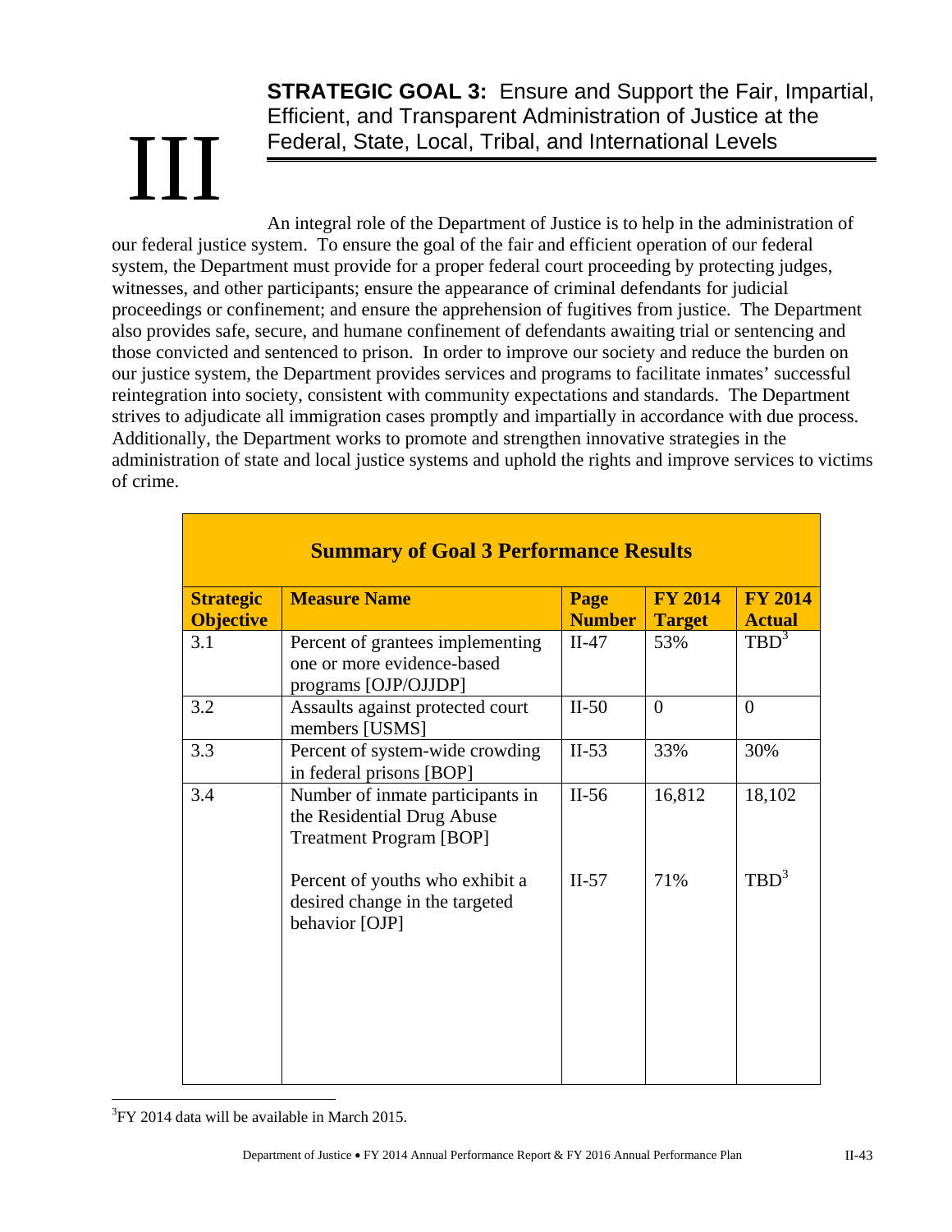# III

## STRATEGIC GOAL 3: Ensure and Support the Fair, Impartial, Efficient, and Transparent Administration of Justice at the Federal, State, Local, Tribal, and International Levels

An integral role of the Department of Justice is to help in the administration of our federal justice system. To ensure the goal of the fair and efficient operation of our federal system, the Department must provide for a proper federal court proceeding by protecting judges, witnesses, and other participants; ensure the appearance of criminal defendants for judicial proceedings or confinement; and ensure the apprehension of fugitives from justice. The Department also provides safe, secure, and humane confinement of defendants awaiting trial or sentencing and those convicted and sentenced to prison. In order to improve our society and reduce the burden on our justice system, the Department provides services and programs to facilitate inmates' successful reintegration into society, consistent with community expectations and standards. The Department strives to adjudicate all immigration cases promptly and impartially in accordance with due process. Additionally, the Department works to promote and strengthen innovative strategies in the administration of state and local justice systems and uphold the rights and improve services to victims of crime.

**Summary of Goal 3 Performance Results**

| Strategic Objective | Measure Name | Page Number | FY 2014 Target | FY 2014 Actual |
|---|---|---|---|---|
| 3.1 | Percent of grantees implementing one or more evidence-based programs [OJP/OJJDP] | II-47 | 53% | TBD[3] |
| 3.2 | Assaults against protected court members [USMS] | II-50 | 0 | 0 |
| 3.3 | Percent of system-wide crowding in federal prisons [BOP] | II-53 | 33% | 30% |
| 3.4 | Number of inmate participants in the Residential Drug Abuse Treatment Program [BOP] | II-56 | 16,812 | 18,102 |
| | Percent of youths who exhibit a desired change in the targeted behavior [OJP] | II-57 | 71% | TBD[3] |

[3] FY 2014 data will be available in March 2015.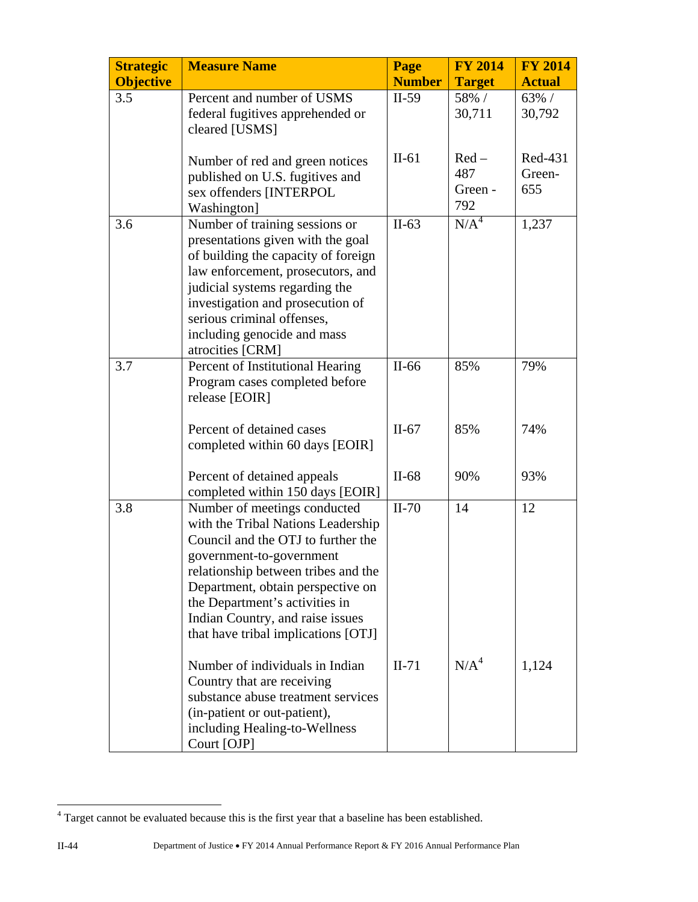| Strategic Objective | Measure Name | Page Number | FY 2014 Target | FY 2014 Actual |
|---|---|---|---|---|
| 3.5 | Percent and number of USMS federal fugitives apprehended or cleared [USMS] | II-59 | 58% / 30,711 | 63% / 30,792 |
| | Number of red and green notices published on U.S. fugitives and sex offenders [INTERPOL Washington] | II-61 | Red – 487 Green - 792 | Red-431 Green-655 |
| 3.6 | Number of training sessions or presentations given with the goal of building the capacity of foreign law enforcement, prosecutors, and judicial systems regarding the investigation and prosecution of serious criminal offenses, including genocide and mass atrocities [CRM] | II-63 | N/A[4] | 1,237 |
| 3.7 | Percent of Institutional Hearing Program cases completed before release [EOIR] | II-66 | 85% | 79% |
| | Percent of detained cases completed within 60 days [EOIR] | II-67 | 85% | 74% |
| | Percent of detained appeals completed within 150 days [EOIR] | II-68 | 90% | 93% |
| 3.8 | Number of meetings conducted with the Tribal Nations Leadership Council and the OTJ to further the government-to-government relationship between tribes and the Department, obtain perspective on the Department's activities in Indian Country, and raise issues that have tribal implications [OTJ] | II-70 | 14 | 12 |
| | Number of individuals in Indian Country that are receiving substance abuse treatment services (in-patient or out-patient), including Healing-to-Wellness Court [OJP] | II-71 | N/A[4] | 1,124 |

[4] Target cannot be evaluated because this is the first year that a baseline has been established.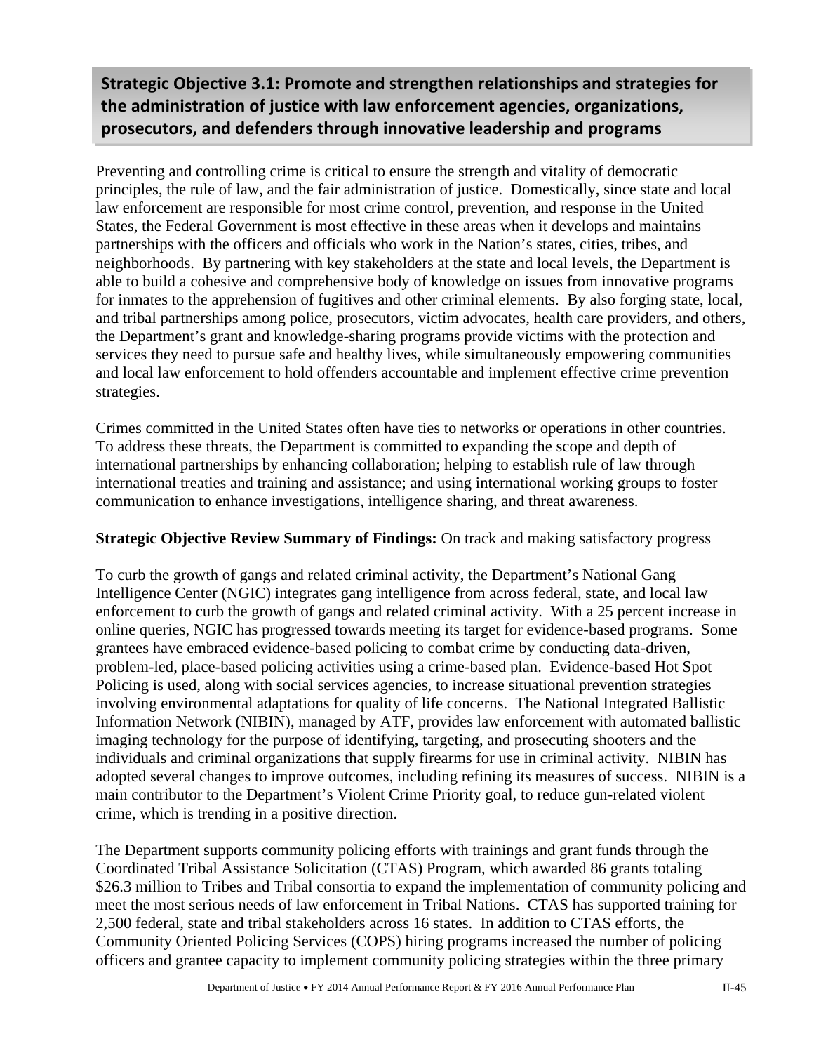## Strategic Objective 3.1: Promote and strengthen relationships and strategies for the administration of justice with law enforcement agencies, organizations, prosecutors, and defenders through innovative leadership and programs

Preventing and controlling crime is critical to ensure the strength and vitality of democratic principles, the rule of law, and the fair administration of justice. Domestically, since state and local law enforcement are responsible for most crime control, prevention, and response in the United States, the Federal Government is most effective in these areas when it develops and maintains partnerships with the officers and officials who work in the Nation's states, cities, tribes, and neighborhoods. By partnering with key stakeholders at the state and local levels, the Department is able to build a cohesive and comprehensive body of knowledge on issues from innovative programs for inmates to the apprehension of fugitives and other criminal elements. By also forging state, local, and tribal partnerships among police, prosecutors, victim advocates, health care providers, and others, the Department's grant and knowledge-sharing programs provide victims with the protection and services they need to pursue safe and healthy lives, while simultaneously empowering communities and local law enforcement to hold offenders accountable and implement effective crime prevention strategies.

Crimes committed in the United States often have ties to networks or operations in other countries. To address these threats, the Department is committed to expanding the scope and depth of international partnerships by enhancing collaboration; helping to establish rule of law through international treaties and training and assistance; and using international working groups to foster communication to enhance investigations, intelligence sharing, and threat awareness.

**Strategic Objective Review Summary of Findings:** On track and making satisfactory progress

To curb the growth of gangs and related criminal activity, the Department's National Gang Intelligence Center (NGIC) integrates gang intelligence from across federal, state, and local law enforcement to curb the growth of gangs and related criminal activity. With a 25 percent increase in online queries, NGIC has progressed towards meeting its target for evidence-based programs. Some grantees have embraced evidence-based policing to combat crime by conducting data-driven, problem-led, place-based policing activities using a crime-based plan. Evidence-based Hot Spot Policing is used, along with social services agencies, to increase situational prevention strategies involving environmental adaptations for quality of life concerns. The National Integrated Ballistic Information Network (NIBIN), managed by ATF, provides law enforcement with automated ballistic imaging technology for the purpose of identifying, targeting, and prosecuting shooters and the individuals and criminal organizations that supply firearms for use in criminal activity. NIBIN has adopted several changes to improve outcomes, including refining its measures of success. NIBIN is a main contributor to the Department's Violent Crime Priority goal, to reduce gun-related violent crime, which is trending in a positive direction.

The Department supports community policing efforts with trainings and grant funds through the Coordinated Tribal Assistance Solicitation (CTAS) Program, which awarded 86 grants totaling $26.3 million to Tribes and Tribal consortia to expand the implementation of community policing and meet the most serious needs of law enforcement in Tribal Nations. CTAS has supported training for 2,500 federal, state and tribal stakeholders across 16 states. In addition to CTAS efforts, the Community Oriented Policing Services (COPS) hiring programs increased the number of policing officers and grantee capacity to implement community policing strategies within the three primary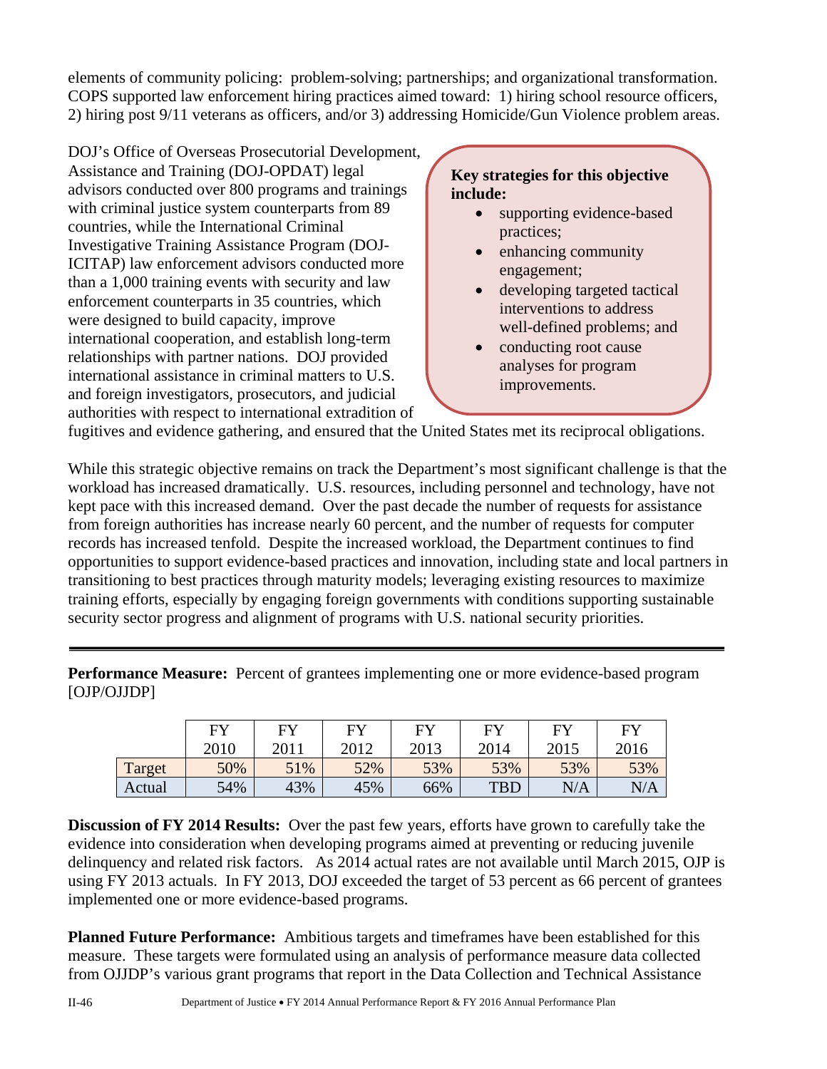elements of community policing: problem-solving; partnerships; and organizational transformation. COPS supported law enforcement hiring practices aimed toward: 1) hiring school resource officers, 2) hiring post 9/11 veterans as officers, and/or 3) addressing Homicide/Gun Violence problem areas.

DOJ's Office of Overseas Prosecutorial Development, Assistance and Training (DOJ-OPDAT) legal advisors conducted over 800 programs and trainings with criminal justice system counterparts from 89 countries, while the International Criminal Investigative Training Assistance Program (DOJ-ICITAP) law enforcement advisors conducted more than a 1,000 training events with security and law enforcement counterparts in 35 countries, which were designed to build capacity, improve international cooperation, and establish long-term relationships with partner nations. DOJ provided international assistance in criminal matters to U.S. and foreign investigators, prosecutors, and judicial authorities with respect to international extradition of fugitives and evidence gathering, and ensured that the United States met its reciprocal obligations.

**Key strategies for this objective include:**

- supporting evidence-based practices;
- enhancing community engagement;
- developing targeted tactical interventions to address well-defined problems; and
- conducting root cause analyses for program improvements.

While this strategic objective remains on track the Department's most significant challenge is that the workload has increased dramatically. U.S. resources, including personnel and technology, have not kept pace with this increased demand. Over the past decade the number of requests for assistance from foreign authorities has increase nearly 60 percent, and the number of requests for computer records has increased tenfold. Despite the increased workload, the Department continues to find opportunities to support evidence-based practices and innovation, including state and local partners in transitioning to best practices through maturity models; leveraging existing resources to maximize training efforts, especially by engaging foreign governments with conditions supporting sustainable security sector progress and alignment of programs with U.S. national security priorities.

---

**Performance Measure:** Percent of grantees implementing one or more evidence-based program [OJP/OJJDP]

| | FY 2010 | FY 2011 | FY 2012 | FY 2013 | FY 2014 | FY 2015 | FY 2016 |
|---|---|---|---|---|---|---|---|
| Target | 50% | 51% | 52% | 53% | 53% | 53% | 53% |
| Actual | 54% | 43% | 45% | 66% | TBD | N/A | N/A |

**Discussion of FY 2014 Results:** Over the past few years, efforts have grown to carefully take the evidence into consideration when developing programs aimed at preventing or reducing juvenile delinquency and related risk factors. As 2014 actual rates are not available until March 2015, OJP is using FY 2013 actuals. In FY 2013, DOJ exceeded the target of 53 percent as 66 percent of grantees implemented one or more evidence-based programs.

**Planned Future Performance:** Ambitious targets and timeframes have been established for this measure. These targets were formulated using an analysis of performance measure data collected from OJJDP's various grant programs that report in the Data Collection and Technical Assistance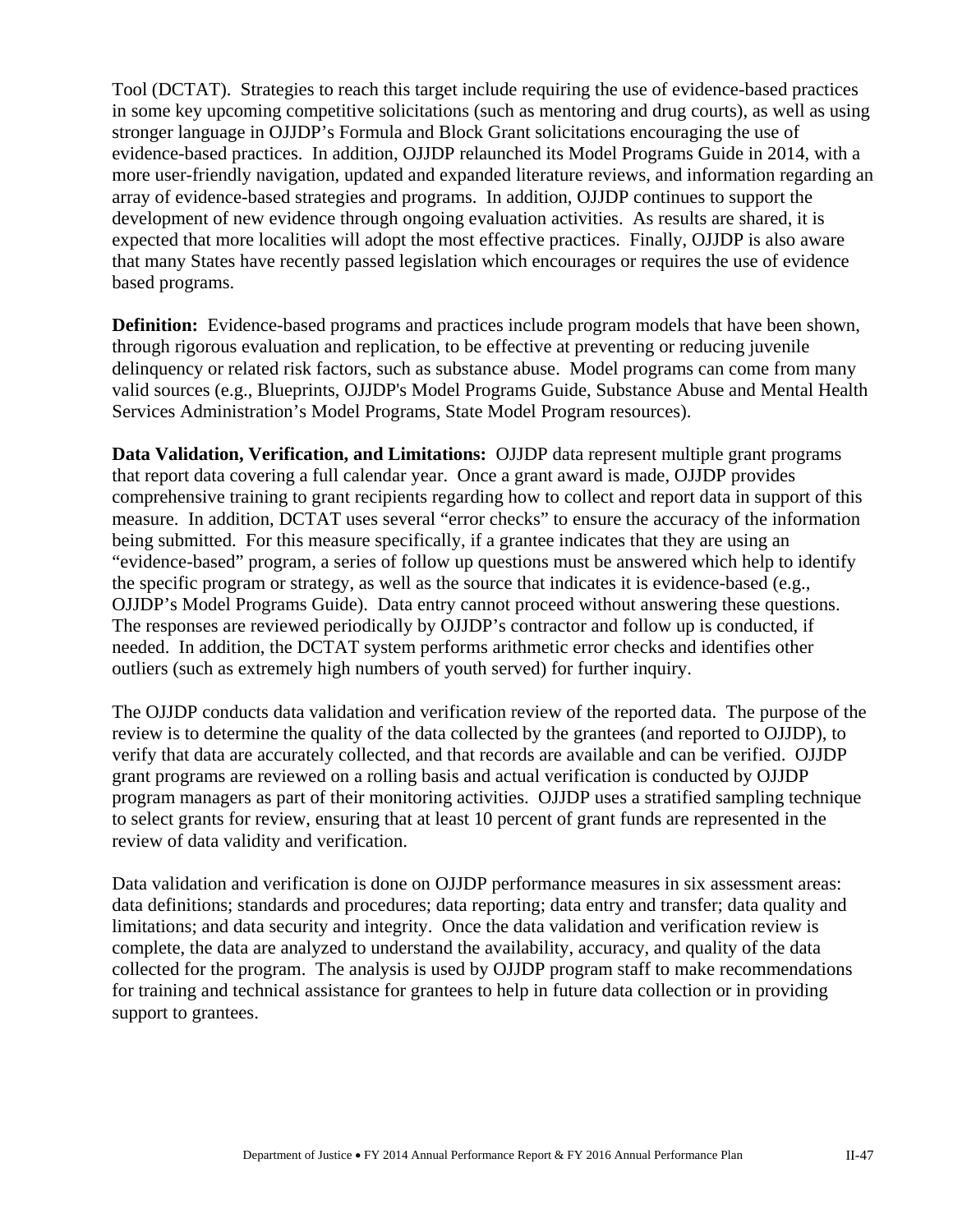Tool (DCTAT). Strategies to reach this target include requiring the use of evidence-based practices in some key upcoming competitive solicitations (such as mentoring and drug courts), as well as using stronger language in OJJDP's Formula and Block Grant solicitations encouraging the use of evidence-based practices. In addition, OJJDP relaunched its Model Programs Guide in 2014, with a more user-friendly navigation, updated and expanded literature reviews, and information regarding an array of evidence-based strategies and programs. In addition, OJJDP continues to support the development of new evidence through ongoing evaluation activities. As results are shared, it is expected that more localities will adopt the most effective practices. Finally, OJJDP is also aware that many States have recently passed legislation which encourages or requires the use of evidence based programs.

**Definition:** Evidence-based programs and practices include program models that have been shown, through rigorous evaluation and replication, to be effective at preventing or reducing juvenile delinquency or related risk factors, such as substance abuse. Model programs can come from many valid sources (e.g., Blueprints, OJJDP's Model Programs Guide, Substance Abuse and Mental Health Services Administration's Model Programs, State Model Program resources).

**Data Validation, Verification, and Limitations:** OJJDP data represent multiple grant programs that report data covering a full calendar year. Once a grant award is made, OJJDP provides comprehensive training to grant recipients regarding how to collect and report data in support of this measure. In addition, DCTAT uses several "error checks" to ensure the accuracy of the information being submitted. For this measure specifically, if a grantee indicates that they are using an "evidence-based" program, a series of follow up questions must be answered which help to identify the specific program or strategy, as well as the source that indicates it is evidence-based (e.g., OJJDP's Model Programs Guide). Data entry cannot proceed without answering these questions. The responses are reviewed periodically by OJJDP's contractor and follow up is conducted, if needed. In addition, the DCTAT system performs arithmetic error checks and identifies other outliers (such as extremely high numbers of youth served) for further inquiry.

The OJJDP conducts data validation and verification review of the reported data. The purpose of the review is to determine the quality of the data collected by the grantees (and reported to OJJDP), to verify that data are accurately collected, and that records are available and can be verified. OJJDP grant programs are reviewed on a rolling basis and actual verification is conducted by OJJDP program managers as part of their monitoring activities. OJJDP uses a stratified sampling technique to select grants for review, ensuring that at least 10 percent of grant funds are represented in the review of data validity and verification.

Data validation and verification is done on OJJDP performance measures in six assessment areas: data definitions; standards and procedures; data reporting; data entry and transfer; data quality and limitations; and data security and integrity. Once the data validation and verification review is complete, the data are analyzed to understand the availability, accuracy, and quality of the data collected for the program. The analysis is used by OJJDP program staff to make recommendations for training and technical assistance for grantees to help in future data collection or in providing support to grantees.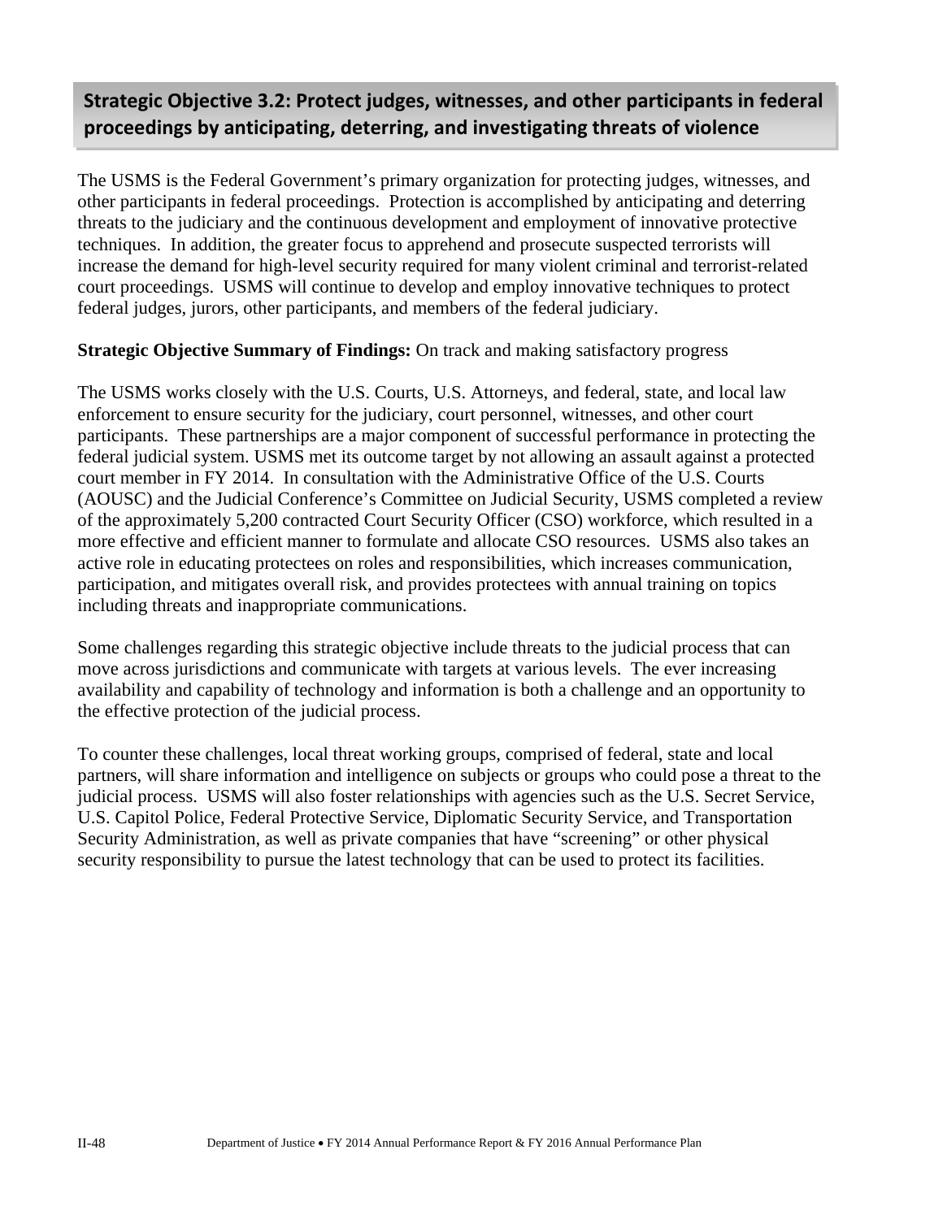## Strategic Objective 3.2: Protect judges, witnesses, and other participants in federal proceedings by anticipating, deterring, and investigating threats of violence

The USMS is the Federal Government's primary organization for protecting judges, witnesses, and other participants in federal proceedings. Protection is accomplished by anticipating and deterring threats to the judiciary and the continuous development and employment of innovative protective techniques. In addition, the greater focus to apprehend and prosecute suspected terrorists will increase the demand for high-level security required for many violent criminal and terrorist-related court proceedings. USMS will continue to develop and employ innovative techniques to protect federal judges, jurors, other participants, and members of the federal judiciary.

**Strategic Objective Summary of Findings:** On track and making satisfactory progress

The USMS works closely with the U.S. Courts, U.S. Attorneys, and federal, state, and local law enforcement to ensure security for the judiciary, court personnel, witnesses, and other court participants. These partnerships are a major component of successful performance in protecting the federal judicial system. USMS met its outcome target by not allowing an assault against a protected court member in FY 2014. In consultation with the Administrative Office of the U.S. Courts (AOUSC) and the Judicial Conference's Committee on Judicial Security, USMS completed a review of the approximately 5,200 contracted Court Security Officer (CSO) workforce, which resulted in a more effective and efficient manner to formulate and allocate CSO resources. USMS also takes an active role in educating protectees on roles and responsibilities, which increases communication, participation, and mitigates overall risk, and provides protectees with annual training on topics including threats and inappropriate communications.

Some challenges regarding this strategic objective include threats to the judicial process that can move across jurisdictions and communicate with targets at various levels. The ever increasing availability and capability of technology and information is both a challenge and an opportunity to the effective protection of the judicial process.

To counter these challenges, local threat working groups, comprised of federal, state and local partners, will share information and intelligence on subjects or groups who could pose a threat to the judicial process. USMS will also foster relationships with agencies such as the U.S. Secret Service, U.S. Capitol Police, Federal Protective Service, Diplomatic Security Service, and Transportation Security Administration, as well as private companies that have "screening" or other physical security responsibility to pursue the latest technology that can be used to protect its facilities.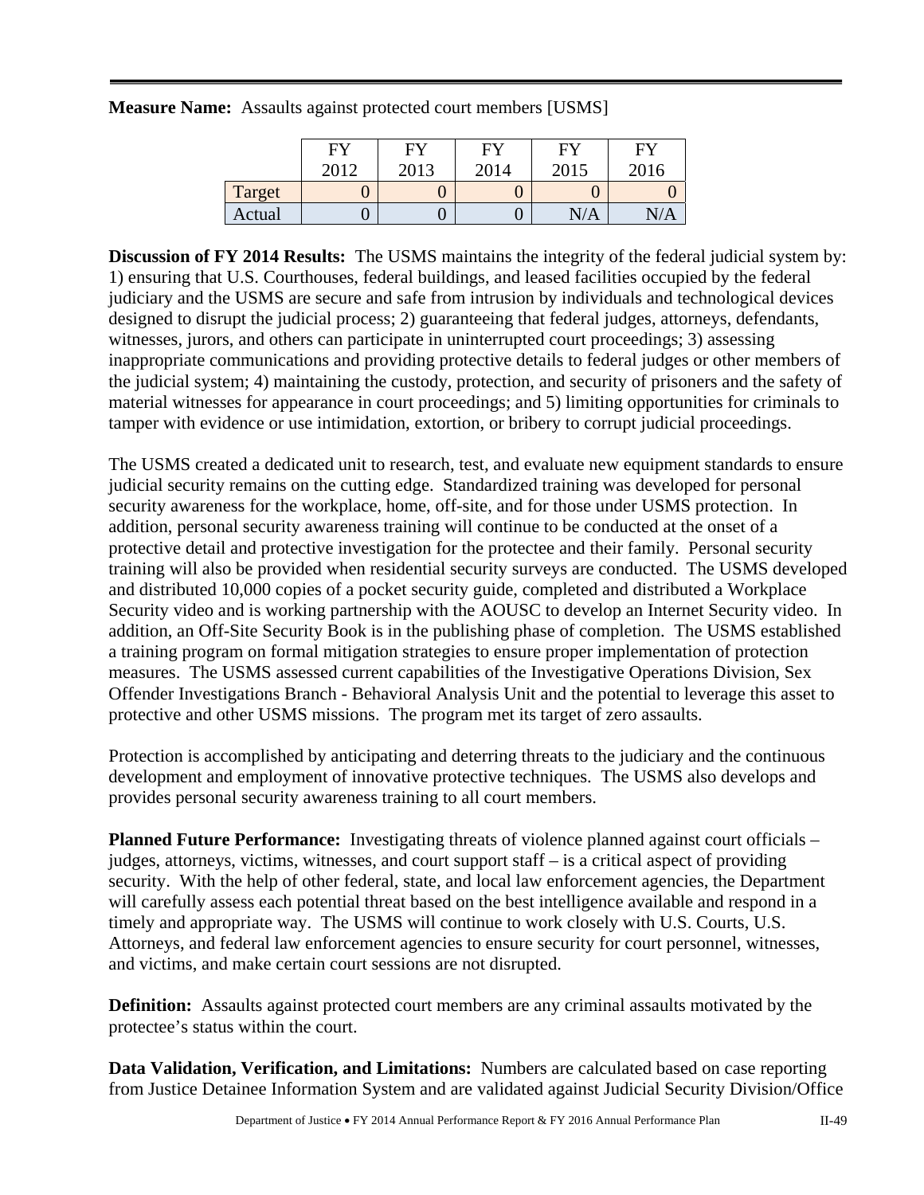**Measure Name:** Assaults against protected court members [USMS]

| | FY 2012 | FY 2013 | FY 2014 | FY 2015 | FY 2016 |
|---|---|---|---|---|---|
| Target | 0 | 0 | 0 | 0 | 0 |
| Actual | 0 | 0 | 0 | N/A | N/A |

**Discussion of FY 2014 Results:** The USMS maintains the integrity of the federal judicial system by: 1) ensuring that U.S. Courthouses, federal buildings, and leased facilities occupied by the federal judiciary and the USMS are secure and safe from intrusion by individuals and technological devices designed to disrupt the judicial process; 2) guaranteeing that federal judges, attorneys, defendants, witnesses, jurors, and others can participate in uninterrupted court proceedings; 3) assessing inappropriate communications and providing protective details to federal judges or other members of the judicial system; 4) maintaining the custody, protection, and security of prisoners and the safety of material witnesses for appearance in court proceedings; and 5) limiting opportunities for criminals to tamper with evidence or use intimidation, extortion, or bribery to corrupt judicial proceedings.

The USMS created a dedicated unit to research, test, and evaluate new equipment standards to ensure judicial security remains on the cutting edge. Standardized training was developed for personal security awareness for the workplace, home, off-site, and for those under USMS protection. In addition, personal security awareness training will continue to be conducted at the onset of a protective detail and protective investigation for the protectee and their family. Personal security training will also be provided when residential security surveys are conducted. The USMS developed and distributed 10,000 copies of a pocket security guide, completed and distributed a Workplace Security video and is working partnership with the AOUSC to develop an Internet Security video. In addition, an Off-Site Security Book is in the publishing phase of completion. The USMS established a training program on formal mitigation strategies to ensure proper implementation of protection measures. The USMS assessed current capabilities of the Investigative Operations Division, Sex Offender Investigations Branch - Behavioral Analysis Unit and the potential to leverage this asset to protective and other USMS missions. The program met its target of zero assaults.

Protection is accomplished by anticipating and deterring threats to the judiciary and the continuous development and employment of innovative protective techniques. The USMS also develops and provides personal security awareness training to all court members.

**Planned Future Performance:** Investigating threats of violence planned against court officials – judges, attorneys, victims, witnesses, and court support staff – is a critical aspect of providing security. With the help of other federal, state, and local law enforcement agencies, the Department will carefully assess each potential threat based on the best intelligence available and respond in a timely and appropriate way. The USMS will continue to work closely with U.S. Courts, U.S. Attorneys, and federal law enforcement agencies to ensure security for court personnel, witnesses, and victims, and make certain court sessions are not disrupted.

**Definition:** Assaults against protected court members are any criminal assaults motivated by the protectee's status within the court.

**Data Validation, Verification, and Limitations:** Numbers are calculated based on case reporting from Justice Detainee Information System and are validated against Judicial Security Division/Office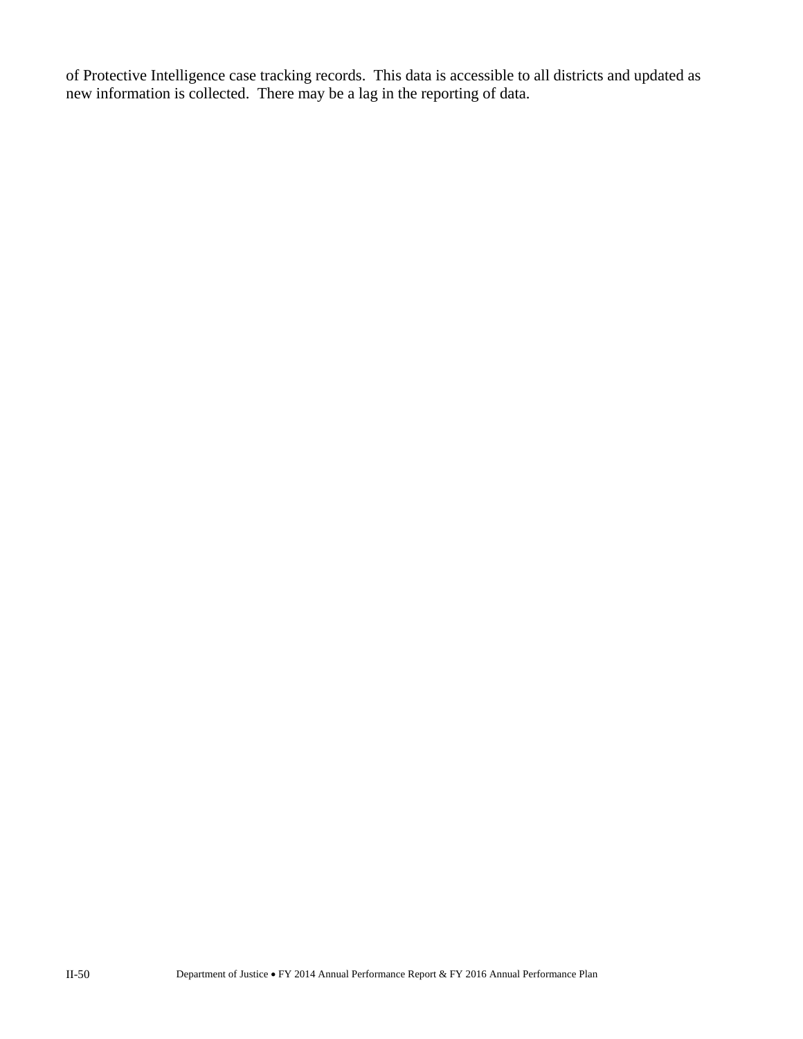of Protective Intelligence case tracking records. This data is accessible to all districts and updated as new information is collected. There may be a lag in the reporting of data.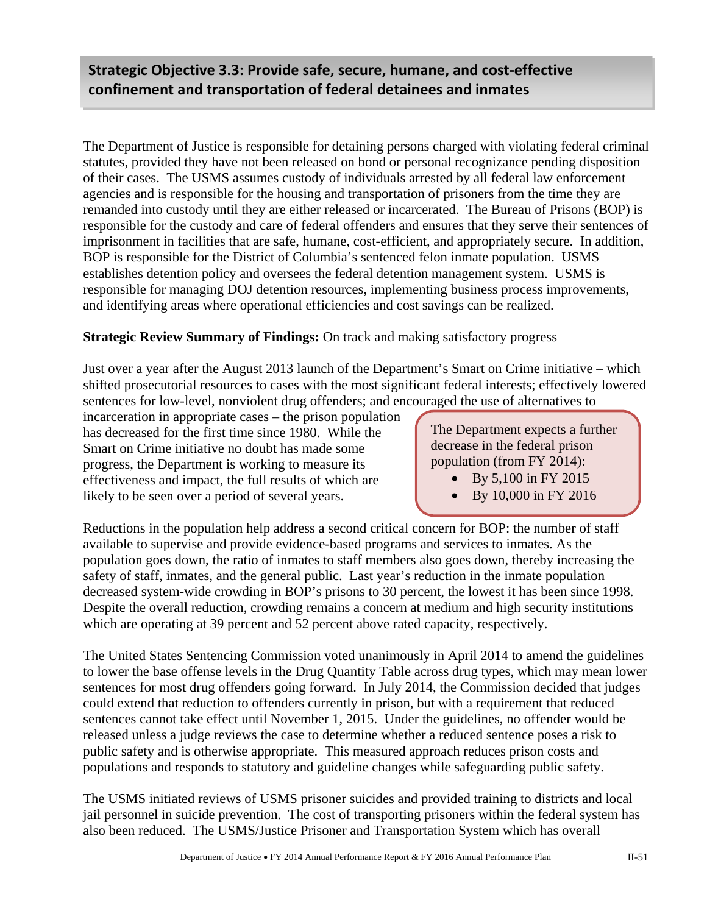## Strategic Objective 3.3: Provide safe, secure, humane, and cost-effective confinement and transportation of federal detainees and inmates

The Department of Justice is responsible for detaining persons charged with violating federal criminal statutes, provided they have not been released on bond or personal recognizance pending disposition of their cases. The USMS assumes custody of individuals arrested by all federal law enforcement agencies and is responsible for the housing and transportation of prisoners from the time they are remanded into custody until they are either released or incarcerated. The Bureau of Prisons (BOP) is responsible for the custody and care of federal offenders and ensures that they serve their sentences of imprisonment in facilities that are safe, humane, cost-efficient, and appropriately secure. In addition, BOP is responsible for the District of Columbia's sentenced felon inmate population. USMS establishes detention policy and oversees the federal detention management system. USMS is responsible for managing DOJ detention resources, implementing business process improvements, and identifying areas where operational efficiencies and cost savings can be realized.

**Strategic Review Summary of Findings:** On track and making satisfactory progress

Just over a year after the August 2013 launch of the Department's Smart on Crime initiative – which shifted prosecutorial resources to cases with the most significant federal interests; effectively lowered sentences for low-level, nonviolent drug offenders; and encouraged the use of alternatives to incarceration in appropriate cases – the prison population has decreased for the first time since 1980. While the Smart on Crime initiative no doubt has made some progress, the Department is working to measure its effectiveness and impact, the full results of which are likely to be seen over a period of several years.

> The Department expects a further decrease in the federal prison population (from FY 2014):
> - By 5,100 in FY 2015
> - By 10,000 in FY 2016

Reductions in the population help address a second critical concern for BOP: the number of staff available to supervise and provide evidence-based programs and services to inmates. As the population goes down, the ratio of inmates to staff members also goes down, thereby increasing the safety of staff, inmates, and the general public. Last year's reduction in the inmate population decreased system-wide crowding in BOP's prisons to 30 percent, the lowest it has been since 1998. Despite the overall reduction, crowding remains a concern at medium and high security institutions which are operating at 39 percent and 52 percent above rated capacity, respectively.

The United States Sentencing Commission voted unanimously in April 2014 to amend the guidelines to lower the base offense levels in the Drug Quantity Table across drug types, which may mean lower sentences for most drug offenders going forward. In July 2014, the Commission decided that judges could extend that reduction to offenders currently in prison, but with a requirement that reduced sentences cannot take effect until November 1, 2015. Under the guidelines, no offender would be released unless a judge reviews the case to determine whether a reduced sentence poses a risk to public safety and is otherwise appropriate. This measured approach reduces prison costs and populations and responds to statutory and guideline changes while safeguarding public safety.

The USMS initiated reviews of USMS prisoner suicides and provided training to districts and local jail personnel in suicide prevention. The cost of transporting prisoners within the federal system has also been reduced. The USMS/Justice Prisoner and Transportation System which has overall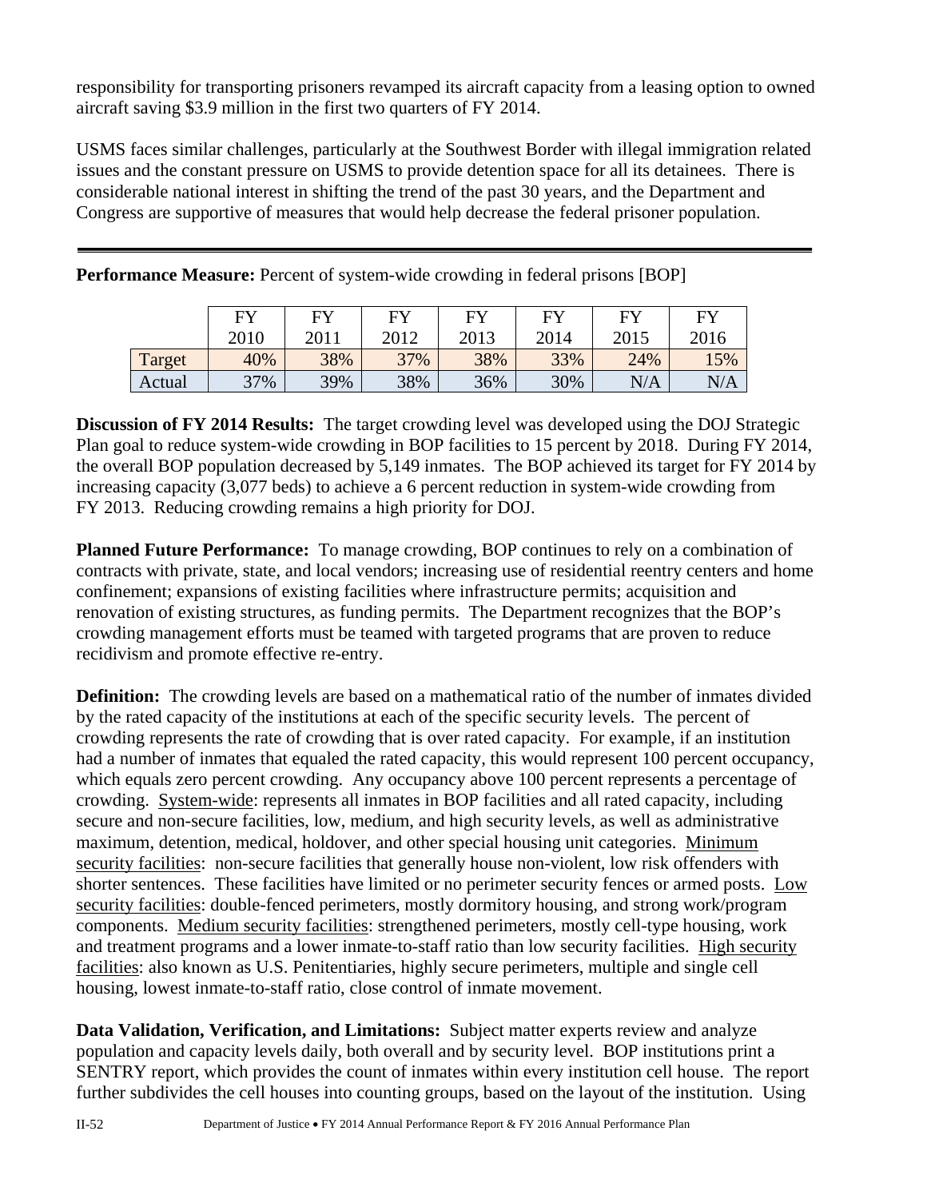responsibility for transporting prisoners revamped its aircraft capacity from a leasing option to owned aircraft saving $3.9 million in the first two quarters of FY 2014.

USMS faces similar challenges, particularly at the Southwest Border with illegal immigration related issues and the constant pressure on USMS to provide detention space for all its detainees. There is considerable national interest in shifting the trend of the past 30 years, and the Department and Congress are supportive of measures that would help decrease the federal prisoner population.

---

**Performance Measure:** Percent of system-wide crowding in federal prisons [BOP]

| | FY 2010 | FY 2011 | FY 2012 | FY 2013 | FY 2014 | FY 2015 | FY 2016 |
|---|---|---|---|---|---|---|---|
| Target | 40% | 38% | 37% | 38% | 33% | 24% | 15% |
| Actual | 37% | 39% | 38% | 36% | 30% | N/A | N/A |

**Discussion of FY 2014 Results:** The target crowding level was developed using the DOJ Strategic Plan goal to reduce system-wide crowding in BOP facilities to 15 percent by 2018. During FY 2014, the overall BOP population decreased by 5,149 inmates. The BOP achieved its target for FY 2014 by increasing capacity (3,077 beds) to achieve a 6 percent reduction in system-wide crowding from FY 2013. Reducing crowding remains a high priority for DOJ.

**Planned Future Performance:** To manage crowding, BOP continues to rely on a combination of contracts with private, state, and local vendors; increasing use of residential reentry centers and home confinement; expansions of existing facilities where infrastructure permits; acquisition and renovation of existing structures, as funding permits. The Department recognizes that the BOP's crowding management efforts must be teamed with targeted programs that are proven to reduce recidivism and promote effective re-entry.

**Definition:** The crowding levels are based on a mathematical ratio of the number of inmates divided by the rated capacity of the institutions at each of the specific security levels. The percent of crowding represents the rate of crowding that is over rated capacity. For example, if an institution had a number of inmates that equaled the rated capacity, this would represent 100 percent occupancy, which equals zero percent crowding. Any occupancy above 100 percent represents a percentage of crowding. System-wide: represents all inmates in BOP facilities and all rated capacity, including secure and non-secure facilities, low, medium, and high security levels, as well as administrative maximum, detention, medical, holdover, and other special housing unit categories. Minimum security facilities: non-secure facilities that generally house non-violent, low risk offenders with shorter sentences. These facilities have limited or no perimeter security fences or armed posts. Low security facilities: double-fenced perimeters, mostly dormitory housing, and strong work/program components. Medium security facilities: strengthened perimeters, mostly cell-type housing, work and treatment programs and a lower inmate-to-staff ratio than low security facilities. High security facilities: also known as U.S. Penitentiaries, highly secure perimeters, multiple and single cell housing, lowest inmate-to-staff ratio, close control of inmate movement.

**Data Validation, Verification, and Limitations:** Subject matter experts review and analyze population and capacity levels daily, both overall and by security level. BOP institutions print a SENTRY report, which provides the count of inmates within every institution cell house. The report further subdivides the cell houses into counting groups, based on the layout of the institution. Using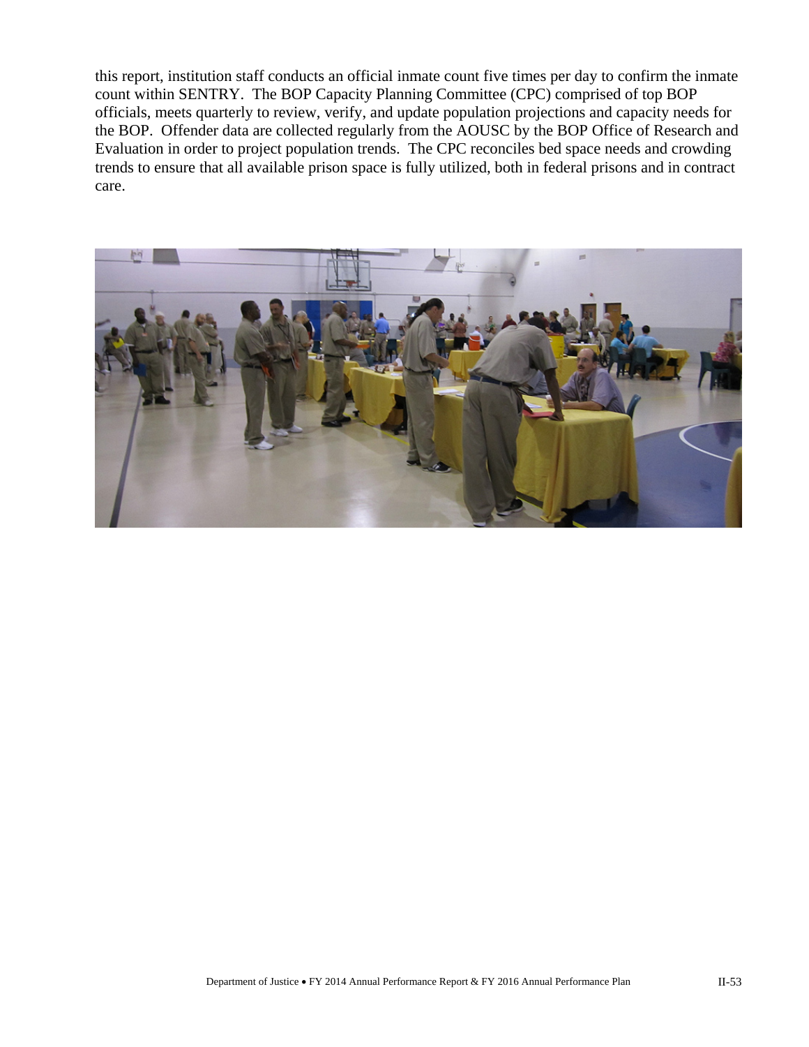this report, institution staff conducts an official inmate count five times per day to confirm the inmate count within SENTRY. The BOP Capacity Planning Committee (CPC) comprised of top BOP officials, meets quarterly to review, verify, and update population projections and capacity needs for the BOP. Offender data are collected regularly from the AOUSC by the BOP Office of Research and Evaluation in order to project population trends. The CPC reconciles bed space needs and crowding trends to ensure that all available prison space is fully utilized, both in federal prisons and in contract care.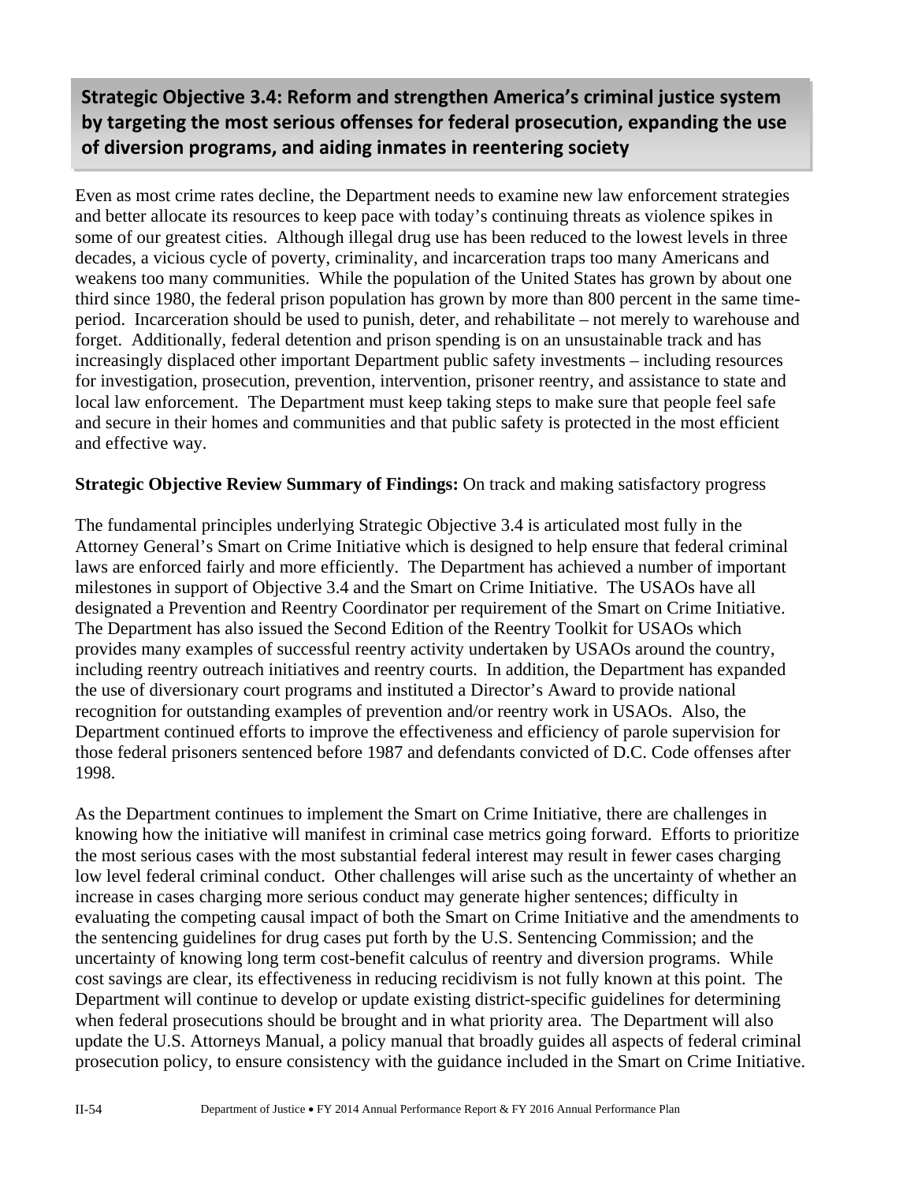## Strategic Objective 3.4: Reform and strengthen America's criminal justice system by targeting the most serious offenses for federal prosecution, expanding the use of diversion programs, and aiding inmates in reentering society

Even as most crime rates decline, the Department needs to examine new law enforcement strategies and better allocate its resources to keep pace with today's continuing threats as violence spikes in some of our greatest cities. Although illegal drug use has been reduced to the lowest levels in three decades, a vicious cycle of poverty, criminality, and incarceration traps too many Americans and weakens too many communities. While the population of the United States has grown by about one third since 1980, the federal prison population has grown by more than 800 percent in the same time-period. Incarceration should be used to punish, deter, and rehabilitate – not merely to warehouse and forget. Additionally, federal detention and prison spending is on an unsustainable track and has increasingly displaced other important Department public safety investments – including resources for investigation, prosecution, prevention, intervention, prisoner reentry, and assistance to state and local law enforcement. The Department must keep taking steps to make sure that people feel safe and secure in their homes and communities and that public safety is protected in the most efficient and effective way.

**Strategic Objective Review Summary of Findings:** On track and making satisfactory progress

The fundamental principles underlying Strategic Objective 3.4 is articulated most fully in the Attorney General's Smart on Crime Initiative which is designed to help ensure that federal criminal laws are enforced fairly and more efficiently. The Department has achieved a number of important milestones in support of Objective 3.4 and the Smart on Crime Initiative. The USAOs have all designated a Prevention and Reentry Coordinator per requirement of the Smart on Crime Initiative. The Department has also issued the Second Edition of the Reentry Toolkit for USAOs which provides many examples of successful reentry activity undertaken by USAOs around the country, including reentry outreach initiatives and reentry courts. In addition, the Department has expanded the use of diversionary court programs and instituted a Director's Award to provide national recognition for outstanding examples of prevention and/or reentry work in USAOs. Also, the Department continued efforts to improve the effectiveness and efficiency of parole supervision for those federal prisoners sentenced before 1987 and defendants convicted of D.C. Code offenses after 1998.

As the Department continues to implement the Smart on Crime Initiative, there are challenges in knowing how the initiative will manifest in criminal case metrics going forward. Efforts to prioritize the most serious cases with the most substantial federal interest may result in fewer cases charging low level federal criminal conduct. Other challenges will arise such as the uncertainty of whether an increase in cases charging more serious conduct may generate higher sentences; difficulty in evaluating the competing causal impact of both the Smart on Crime Initiative and the amendments to the sentencing guidelines for drug cases put forth by the U.S. Sentencing Commission; and the uncertainty of knowing long term cost-benefit calculus of reentry and diversion programs. While cost savings are clear, its effectiveness in reducing recidivism is not fully known at this point. The Department will continue to develop or update existing district-specific guidelines for determining when federal prosecutions should be brought and in what priority area. The Department will also update the U.S. Attorneys Manual, a policy manual that broadly guides all aspects of federal criminal prosecution policy, to ensure consistency with the guidance included in the Smart on Crime Initiative.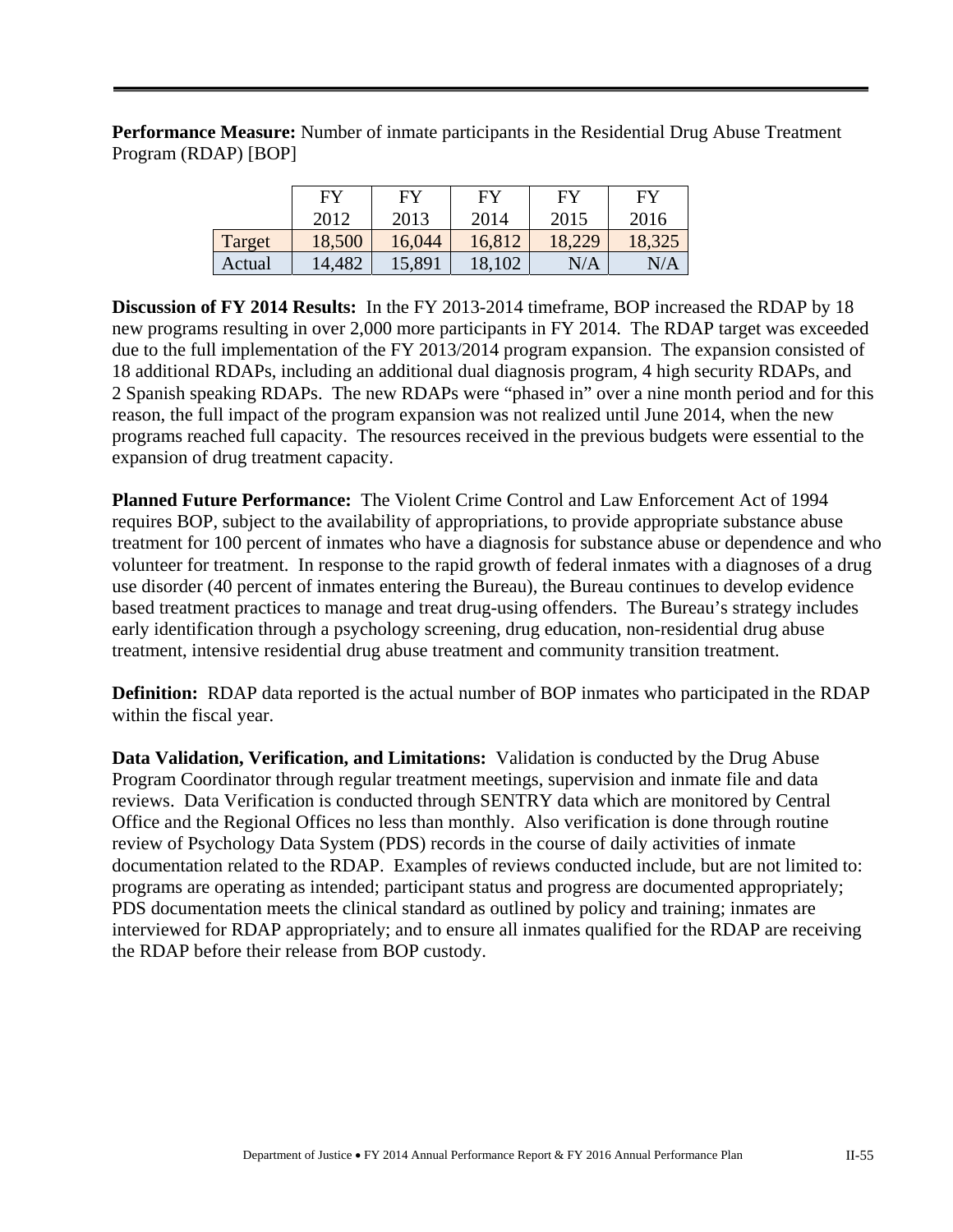**Performance Measure:** Number of inmate participants in the Residential Drug Abuse Treatment Program (RDAP) [BOP]

| | FY 2012 | FY 2013 | FY 2014 | FY 2015 | FY 2016 |
|---|---|---|---|---|---|
| Target | 18,500 | 16,044 | 16,812 | 18,229 | 18,325 |
| Actual | 14,482 | 15,891 | 18,102 | N/A | N/A |

**Discussion of FY 2014 Results:** In the FY 2013-2014 timeframe, BOP increased the RDAP by 18 new programs resulting in over 2,000 more participants in FY 2014. The RDAP target was exceeded due to the full implementation of the FY 2013/2014 program expansion. The expansion consisted of 18 additional RDAPs, including an additional dual diagnosis program, 4 high security RDAPs, and 2 Spanish speaking RDAPs. The new RDAPs were "phased in" over a nine month period and for this reason, the full impact of the program expansion was not realized until June 2014, when the new programs reached full capacity. The resources received in the previous budgets were essential to the expansion of drug treatment capacity.

**Planned Future Performance:** The Violent Crime Control and Law Enforcement Act of 1994 requires BOP, subject to the availability of appropriations, to provide appropriate substance abuse treatment for 100 percent of inmates who have a diagnosis for substance abuse or dependence and who volunteer for treatment. In response to the rapid growth of federal inmates with a diagnoses of a drug use disorder (40 percent of inmates entering the Bureau), the Bureau continues to develop evidence based treatment practices to manage and treat drug-using offenders. The Bureau's strategy includes early identification through a psychology screening, drug education, non-residential drug abuse treatment, intensive residential drug abuse treatment and community transition treatment.

**Definition:** RDAP data reported is the actual number of BOP inmates who participated in the RDAP within the fiscal year.

**Data Validation, Verification, and Limitations:** Validation is conducted by the Drug Abuse Program Coordinator through regular treatment meetings, supervision and inmate file and data reviews. Data Verification is conducted through SENTRY data which are monitored by Central Office and the Regional Offices no less than monthly. Also verification is done through routine review of Psychology Data System (PDS) records in the course of daily activities of inmate documentation related to the RDAP. Examples of reviews conducted include, but are not limited to: programs are operating as intended; participant status and progress are documented appropriately; PDS documentation meets the clinical standard as outlined by policy and training; inmates are interviewed for RDAP appropriately; and to ensure all inmates qualified for the RDAP are receiving the RDAP before their release from BOP custody.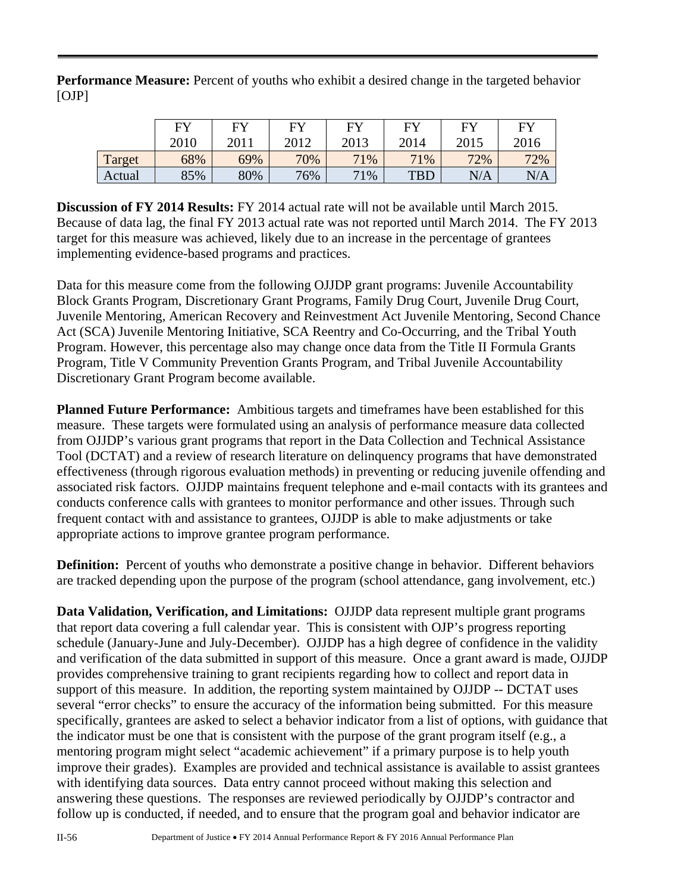**Performance Measure:** Percent of youths who exhibit a desired change in the targeted behavior [OJP]

| | FY 2010 | FY 2011 | FY 2012 | FY 2013 | FY 2014 | FY 2015 | FY 2016 |
|---|---|---|---|---|---|---|---|
| Target | 68% | 69% | 70% | 71% | 71% | 72% | 72% |
| Actual | 85% | 80% | 76% | 71% | TBD | N/A | N/A |

**Discussion of FY 2014 Results:** FY 2014 actual rate will not be available until March 2015. Because of data lag, the final FY 2013 actual rate was not reported until March 2014. The FY 2013 target for this measure was achieved, likely due to an increase in the percentage of grantees implementing evidence-based programs and practices.

Data for this measure come from the following OJJDP grant programs: Juvenile Accountability Block Grants Program, Discretionary Grant Programs, Family Drug Court, Juvenile Drug Court, Juvenile Mentoring, American Recovery and Reinvestment Act Juvenile Mentoring, Second Chance Act (SCA) Juvenile Mentoring Initiative, SCA Reentry and Co-Occurring, and the Tribal Youth Program. However, this percentage also may change once data from the Title II Formula Grants Program, Title V Community Prevention Grants Program, and Tribal Juvenile Accountability Discretionary Grant Program become available.

**Planned Future Performance:** Ambitious targets and timeframes have been established for this measure. These targets were formulated using an analysis of performance measure data collected from OJJDP's various grant programs that report in the Data Collection and Technical Assistance Tool (DCTAT) and a review of research literature on delinquency programs that have demonstrated effectiveness (through rigorous evaluation methods) in preventing or reducing juvenile offending and associated risk factors. OJJDP maintains frequent telephone and e-mail contacts with its grantees and conducts conference calls with grantees to monitor performance and other issues. Through such frequent contact with and assistance to grantees, OJJDP is able to make adjustments or take appropriate actions to improve grantee program performance.

**Definition:** Percent of youths who demonstrate a positive change in behavior. Different behaviors are tracked depending upon the purpose of the program (school attendance, gang involvement, etc.)

**Data Validation, Verification, and Limitations:** OJJDP data represent multiple grant programs that report data covering a full calendar year. This is consistent with OJP's progress reporting schedule (January-June and July-December). OJJDP has a high degree of confidence in the validity and verification of the data submitted in support of this measure. Once a grant award is made, OJJDP provides comprehensive training to grant recipients regarding how to collect and report data in support of this measure. In addition, the reporting system maintained by OJJDP -- DCTAT uses several "error checks" to ensure the accuracy of the information being submitted. For this measure specifically, grantees are asked to select a behavior indicator from a list of options, with guidance that the indicator must be one that is consistent with the purpose of the grant program itself (e.g., a mentoring program might select "academic achievement" if a primary purpose is to help youth improve their grades). Examples are provided and technical assistance is available to assist grantees with identifying data sources. Data entry cannot proceed without making this selection and answering these questions. The responses are reviewed periodically by OJJDP's contractor and follow up is conducted, if needed, and to ensure that the program goal and behavior indicator are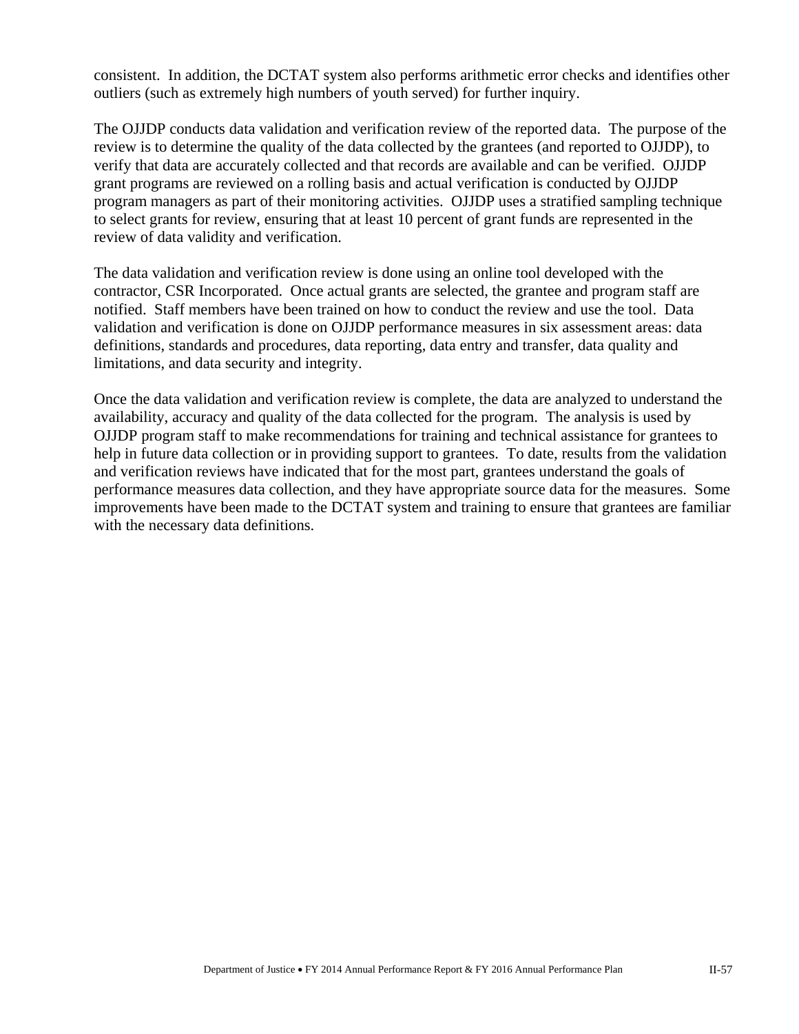consistent. In addition, the DCTAT system also performs arithmetic error checks and identifies other outliers (such as extremely high numbers of youth served) for further inquiry.

The OJJDP conducts data validation and verification review of the reported data. The purpose of the review is to determine the quality of the data collected by the grantees (and reported to OJJDP), to verify that data are accurately collected and that records are available and can be verified. OJJDP grant programs are reviewed on a rolling basis and actual verification is conducted by OJJDP program managers as part of their monitoring activities. OJJDP uses a stratified sampling technique to select grants for review, ensuring that at least 10 percent of grant funds are represented in the review of data validity and verification.

The data validation and verification review is done using an online tool developed with the contractor, CSR Incorporated. Once actual grants are selected, the grantee and program staff are notified. Staff members have been trained on how to conduct the review and use the tool. Data validation and verification is done on OJJDP performance measures in six assessment areas: data definitions, standards and procedures, data reporting, data entry and transfer, data quality and limitations, and data security and integrity.

Once the data validation and verification review is complete, the data are analyzed to understand the availability, accuracy and quality of the data collected for the program. The analysis is used by OJJDP program staff to make recommendations for training and technical assistance for grantees to help in future data collection or in providing support to grantees. To date, results from the validation and verification reviews have indicated that for the most part, grantees understand the goals of performance measures data collection, and they have appropriate source data for the measures. Some improvements have been made to the DCTAT system and training to ensure that grantees are familiar with the necessary data definitions.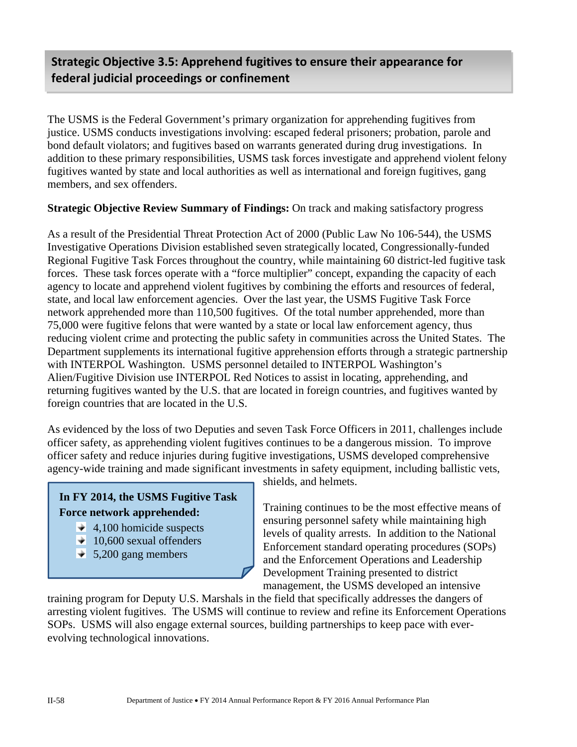## Strategic Objective 3.5: Apprehend fugitives to ensure their appearance for federal judicial proceedings or confinement

The USMS is the Federal Government's primary organization for apprehending fugitives from justice. USMS conducts investigations involving: escaped federal prisoners; probation, parole and bond default violators; and fugitives based on warrants generated during drug investigations. In addition to these primary responsibilities, USMS task forces investigate and apprehend violent felony fugitives wanted by state and local authorities as well as international and foreign fugitives, gang members, and sex offenders.

**Strategic Objective Review Summary of Findings:** On track and making satisfactory progress

As a result of the Presidential Threat Protection Act of 2000 (Public Law No 106-544), the USMS Investigative Operations Division established seven strategically located, Congressionally-funded Regional Fugitive Task Forces throughout the country, while maintaining 60 district-led fugitive task forces. These task forces operate with a "force multiplier" concept, expanding the capacity of each agency to locate and apprehend violent fugitives by combining the efforts and resources of federal, state, and local law enforcement agencies. Over the last year, the USMS Fugitive Task Force network apprehended more than 110,500 fugitives. Of the total number apprehended, more than 75,000 were fugitive felons that were wanted by a state or local law enforcement agency, thus reducing violent crime and protecting the public safety in communities across the United States. The Department supplements its international fugitive apprehension efforts through a strategic partnership with INTERPOL Washington. USMS personnel detailed to INTERPOL Washington's Alien/Fugitive Division use INTERPOL Red Notices to assist in locating, apprehending, and returning fugitives wanted by the U.S. that are located in foreign countries, and fugitives wanted by foreign countries that are located in the U.S.

As evidenced by the loss of two Deputies and seven Task Force Officers in 2011, challenges include officer safety, as apprehending violent fugitives continues to be a dangerous mission. To improve officer safety and reduce injuries during fugitive investigations, USMS developed comprehensive agency-wide training and made significant investments in safety equipment, including ballistic vets, shields, and helmets.

**In FY 2014, the USMS Fugitive Task Force network apprehended:**

- 4,100 homicide suspects
- 10,600 sexual offenders
- 5,200 gang members

Training continues to be the most effective means of ensuring personnel safety while maintaining high levels of quality arrests. In addition to the National Enforcement standard operating procedures (SOPs) and the Enforcement Operations and Leadership Development Training presented to district management, the USMS developed an intensive training program for Deputy U.S. Marshals in the field that specifically addresses the dangers of arresting violent fugitives. The USMS will continue to review and refine its Enforcement Operations SOPs. USMS will also engage external sources, building partnerships to keep pace with ever-evolving technological innovations.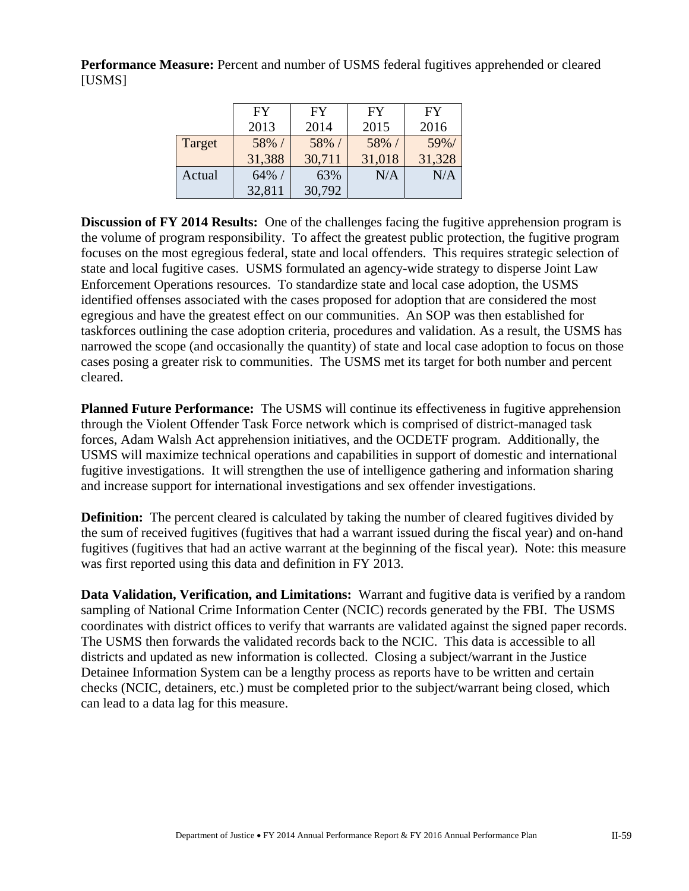**Performance Measure:** Percent and number of USMS federal fugitives apprehended or cleared [USMS]

| | FY 2013 | FY 2014 | FY 2015 | FY 2016 |
|---|---|---|---|---|
| Target | 58% / 31,388 | 58% / 30,711 | 58% / 31,018 | 59%/ 31,328 |
| Actual | 64% / 32,811 | 63% 30,792 | N/A | N/A |

**Discussion of FY 2014 Results:** One of the challenges facing the fugitive apprehension program is the volume of program responsibility. To affect the greatest public protection, the fugitive program focuses on the most egregious federal, state and local offenders. This requires strategic selection of state and local fugitive cases. USMS formulated an agency-wide strategy to disperse Joint Law Enforcement Operations resources. To standardize state and local case adoption, the USMS identified offenses associated with the cases proposed for adoption that are considered the most egregious and have the greatest effect on our communities. An SOP was then established for taskforces outlining the case adoption criteria, procedures and validation. As a result, the USMS has narrowed the scope (and occasionally the quantity) of state and local case adoption to focus on those cases posing a greater risk to communities. The USMS met its target for both number and percent cleared.

**Planned Future Performance:** The USMS will continue its effectiveness in fugitive apprehension through the Violent Offender Task Force network which is comprised of district-managed task forces, Adam Walsh Act apprehension initiatives, and the OCDETF program. Additionally, the USMS will maximize technical operations and capabilities in support of domestic and international fugitive investigations. It will strengthen the use of intelligence gathering and information sharing and increase support for international investigations and sex offender investigations.

**Definition:** The percent cleared is calculated by taking the number of cleared fugitives divided by the sum of received fugitives (fugitives that had a warrant issued during the fiscal year) and on-hand fugitives (fugitives that had an active warrant at the beginning of the fiscal year). Note: this measure was first reported using this data and definition in FY 2013.

**Data Validation, Verification, and Limitations:** Warrant and fugitive data is verified by a random sampling of National Crime Information Center (NCIC) records generated by the FBI. The USMS coordinates with district offices to verify that warrants are validated against the signed paper records. The USMS then forwards the validated records back to the NCIC. This data is accessible to all districts and updated as new information is collected. Closing a subject/warrant in the Justice Detainee Information System can be a lengthy process as reports have to be written and certain checks (NCIC, detainers, etc.) must be completed prior to the subject/warrant being closed, which can lead to a data lag for this measure.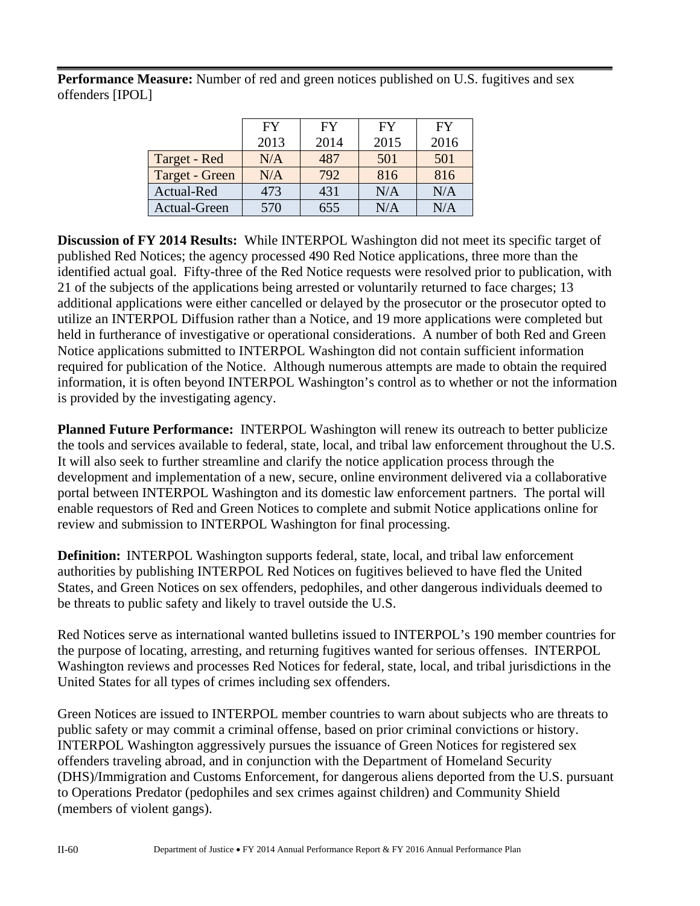**Performance Measure:** Number of red and green notices published on U.S. fugitives and sex offenders [IPOL]

| | FY 2013 | FY 2014 | FY 2015 | FY 2016 |
|---|---|---|---|---|
| Target - Red | N/A | 487 | 501 | 501 |
| Target - Green | N/A | 792 | 816 | 816 |
| Actual-Red | 473 | 431 | N/A | N/A |
| Actual-Green | 570 | 655 | N/A | N/A |

**Discussion of FY 2014 Results:** While INTERPOL Washington did not meet its specific target of published Red Notices; the agency processed 490 Red Notice applications, three more than the identified actual goal. Fifty-three of the Red Notice requests were resolved prior to publication, with 21 of the subjects of the applications being arrested or voluntarily returned to face charges; 13 additional applications were either cancelled or delayed by the prosecutor or the prosecutor opted to utilize an INTERPOL Diffusion rather than a Notice, and 19 more applications were completed but held in furtherance of investigative or operational considerations. A number of both Red and Green Notice applications submitted to INTERPOL Washington did not contain sufficient information required for publication of the Notice. Although numerous attempts are made to obtain the required information, it is often beyond INTERPOL Washington's control as to whether or not the information is provided by the investigating agency.

**Planned Future Performance:** INTERPOL Washington will renew its outreach to better publicize the tools and services available to federal, state, local, and tribal law enforcement throughout the U.S. It will also seek to further streamline and clarify the notice application process through the development and implementation of a new, secure, online environment delivered via a collaborative portal between INTERPOL Washington and its domestic law enforcement partners. The portal will enable requestors of Red and Green Notices to complete and submit Notice applications online for review and submission to INTERPOL Washington for final processing.

**Definition:** INTERPOL Washington supports federal, state, local, and tribal law enforcement authorities by publishing INTERPOL Red Notices on fugitives believed to have fled the United States, and Green Notices on sex offenders, pedophiles, and other dangerous individuals deemed to be threats to public safety and likely to travel outside the U.S.

Red Notices serve as international wanted bulletins issued to INTERPOL's 190 member countries for the purpose of locating, arresting, and returning fugitives wanted for serious offenses. INTERPOL Washington reviews and processes Red Notices for federal, state, local, and tribal jurisdictions in the United States for all types of crimes including sex offenders.

Green Notices are issued to INTERPOL member countries to warn about subjects who are threats to public safety or may commit a criminal offense, based on prior criminal convictions or history. INTERPOL Washington aggressively pursues the issuance of Green Notices for registered sex offenders traveling abroad, and in conjunction with the Department of Homeland Security (DHS)/Immigration and Customs Enforcement, for dangerous aliens deported from the U.S. pursuant to Operations Predator (pedophiles and sex crimes against children) and Community Shield (members of violent gangs).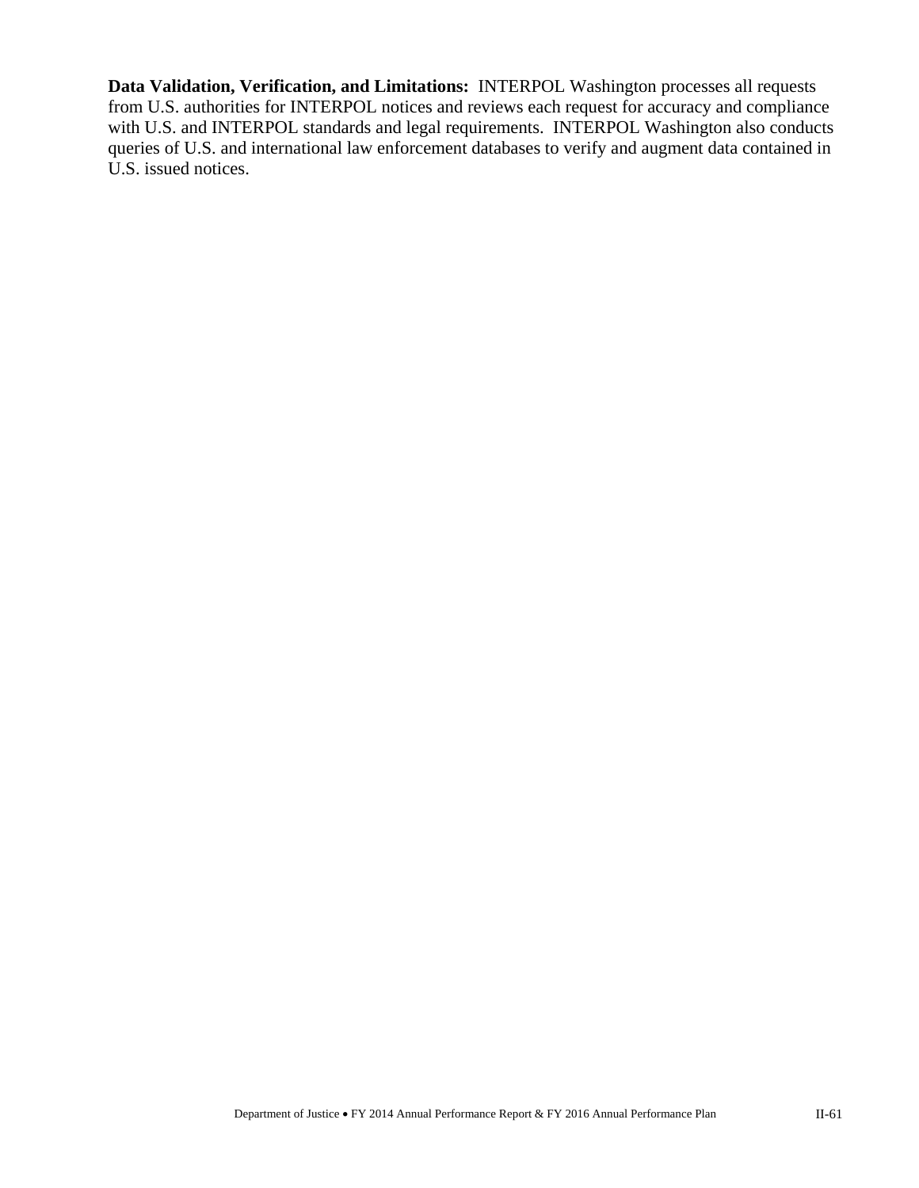**Data Validation, Verification, and Limitations:** INTERPOL Washington processes all requests from U.S. authorities for INTERPOL notices and reviews each request for accuracy and compliance with U.S. and INTERPOL standards and legal requirements. INTERPOL Washington also conducts queries of U.S. and international law enforcement databases to verify and augment data contained in U.S. issued notices.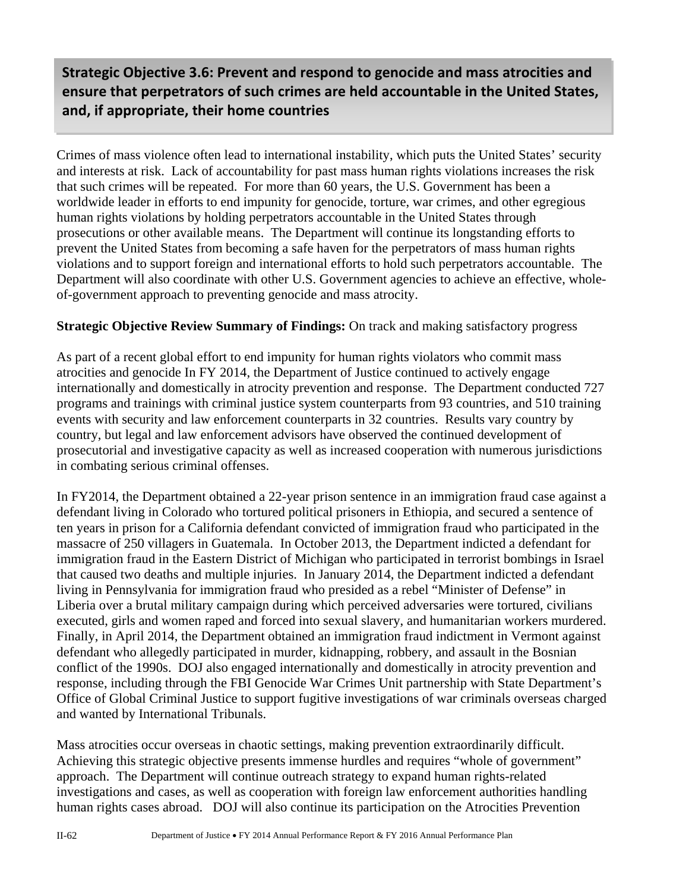## Strategic Objective 3.6: Prevent and respond to genocide and mass atrocities and ensure that perpetrators of such crimes are held accountable in the United States, and, if appropriate, their home countries

Crimes of mass violence often lead to international instability, which puts the United States' security and interests at risk. Lack of accountability for past mass human rights violations increases the risk that such crimes will be repeated. For more than 60 years, the U.S. Government has been a worldwide leader in efforts to end impunity for genocide, torture, war crimes, and other egregious human rights violations by holding perpetrators accountable in the United States through prosecutions or other available means. The Department will continue its longstanding efforts to prevent the United States from becoming a safe haven for the perpetrators of mass human rights violations and to support foreign and international efforts to hold such perpetrators accountable. The Department will also coordinate with other U.S. Government agencies to achieve an effective, whole-of-government approach to preventing genocide and mass atrocity.

**Strategic Objective Review Summary of Findings:** On track and making satisfactory progress

As part of a recent global effort to end impunity for human rights violators who commit mass atrocities and genocide In FY 2014, the Department of Justice continued to actively engage internationally and domestically in atrocity prevention and response. The Department conducted 727 programs and trainings with criminal justice system counterparts from 93 countries, and 510 training events with security and law enforcement counterparts in 32 countries. Results vary country by country, but legal and law enforcement advisors have observed the continued development of prosecutorial and investigative capacity as well as increased cooperation with numerous jurisdictions in combating serious criminal offenses.

In FY2014, the Department obtained a 22-year prison sentence in an immigration fraud case against a defendant living in Colorado who tortured political prisoners in Ethiopia, and secured a sentence of ten years in prison for a California defendant convicted of immigration fraud who participated in the massacre of 250 villagers in Guatemala. In October 2013, the Department indicted a defendant for immigration fraud in the Eastern District of Michigan who participated in terrorist bombings in Israel that caused two deaths and multiple injuries. In January 2014, the Department indicted a defendant living in Pennsylvania for immigration fraud who presided as a rebel "Minister of Defense" in Liberia over a brutal military campaign during which perceived adversaries were tortured, civilians executed, girls and women raped and forced into sexual slavery, and humanitarian workers murdered. Finally, in April 2014, the Department obtained an immigration fraud indictment in Vermont against defendant who allegedly participated in murder, kidnapping, robbery, and assault in the Bosnian conflict of the 1990s. DOJ also engaged internationally and domestically in atrocity prevention and response, including through the FBI Genocide War Crimes Unit partnership with State Department's Office of Global Criminal Justice to support fugitive investigations of war criminals overseas charged and wanted by International Tribunals.

Mass atrocities occur overseas in chaotic settings, making prevention extraordinarily difficult. Achieving this strategic objective presents immense hurdles and requires "whole of government" approach. The Department will continue outreach strategy to expand human rights-related investigations and cases, as well as cooperation with foreign law enforcement authorities handling human rights cases abroad. DOJ will also continue its participation on the Atrocities Prevention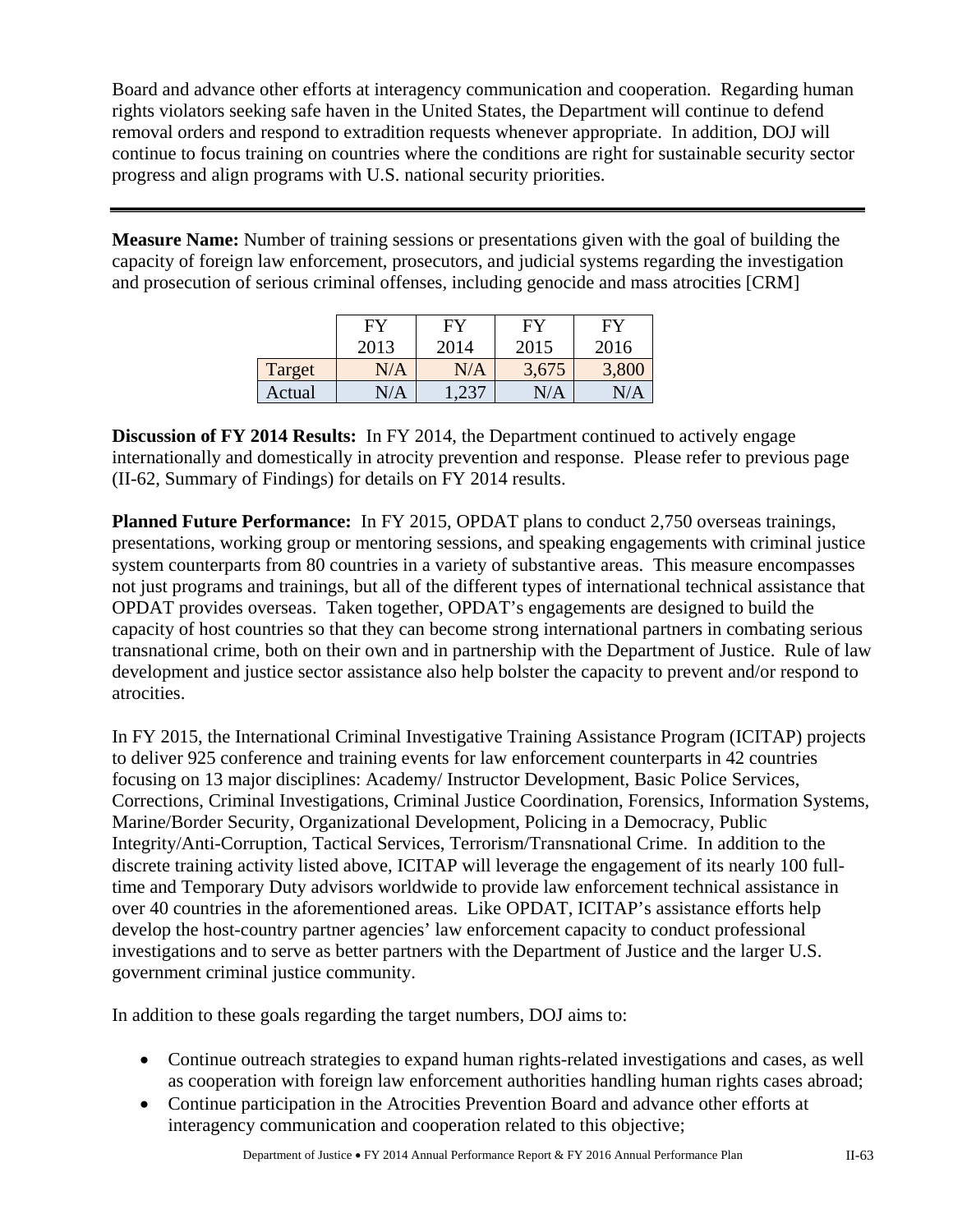Board and advance other efforts at interagency communication and cooperation. Regarding human rights violators seeking safe haven in the United States, the Department will continue to defend removal orders and respond to extradition requests whenever appropriate. In addition, DOJ will continue to focus training on countries where the conditions are right for sustainable security sector progress and align programs with U.S. national security priorities.

---

**Measure Name:** Number of training sessions or presentations given with the goal of building the capacity of foreign law enforcement, prosecutors, and judicial systems regarding the investigation and prosecution of serious criminal offenses, including genocide and mass atrocities [CRM]

| | FY 2013 | FY 2014 | FY 2015 | FY 2016 |
|---|---|---|---|---|
| Target | N/A | N/A | 3,675 | 3,800 |
| Actual | N/A | 1,237 | N/A | N/A |

**Discussion of FY 2014 Results:** In FY 2014, the Department continued to actively engage internationally and domestically in atrocity prevention and response. Please refer to previous page (II-62, Summary of Findings) for details on FY 2014 results.

**Planned Future Performance:** In FY 2015, OPDAT plans to conduct 2,750 overseas trainings, presentations, working group or mentoring sessions, and speaking engagements with criminal justice system counterparts from 80 countries in a variety of substantive areas. This measure encompasses not just programs and trainings, but all of the different types of international technical assistance that OPDAT provides overseas. Taken together, OPDAT's engagements are designed to build the capacity of host countries so that they can become strong international partners in combating serious transnational crime, both on their own and in partnership with the Department of Justice. Rule of law development and justice sector assistance also help bolster the capacity to prevent and/or respond to atrocities.

In FY 2015, the International Criminal Investigative Training Assistance Program (ICITAP) projects to deliver 925 conference and training events for law enforcement counterparts in 42 countries focusing on 13 major disciplines: Academy/ Instructor Development, Basic Police Services, Corrections, Criminal Investigations, Criminal Justice Coordination, Forensics, Information Systems, Marine/Border Security, Organizational Development, Policing in a Democracy, Public Integrity/Anti-Corruption, Tactical Services, Terrorism/Transnational Crime. In addition to the discrete training activity listed above, ICITAP will leverage the engagement of its nearly 100 full-time and Temporary Duty advisors worldwide to provide law enforcement technical assistance in over 40 countries in the aforementioned areas. Like OPDAT, ICITAP's assistance efforts help develop the host-country partner agencies' law enforcement capacity to conduct professional investigations and to serve as better partners with the Department of Justice and the larger U.S. government criminal justice community.

In addition to these goals regarding the target numbers, DOJ aims to:

- Continue outreach strategies to expand human rights-related investigations and cases, as well as cooperation with foreign law enforcement authorities handling human rights cases abroad;
- Continue participation in the Atrocities Prevention Board and advance other efforts at interagency communication and cooperation related to this objective;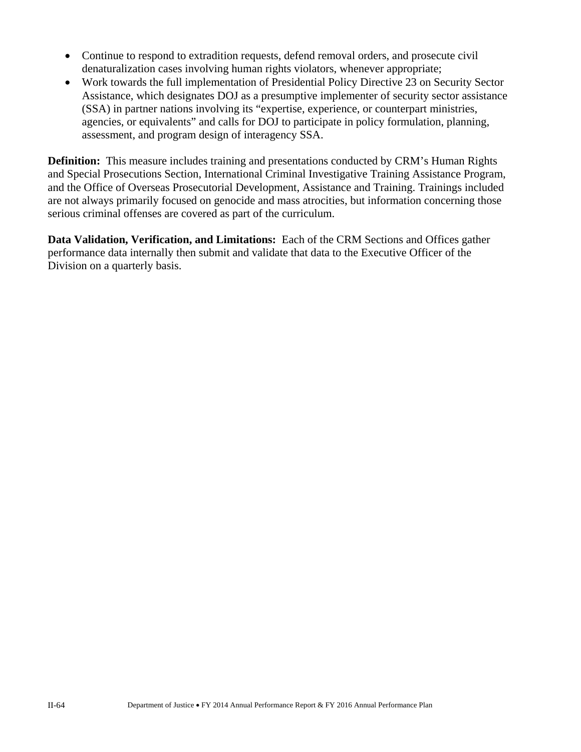- Continue to respond to extradition requests, defend removal orders, and prosecute civil denaturalization cases involving human rights violators, whenever appropriate;
- Work towards the full implementation of Presidential Policy Directive 23 on Security Sector Assistance, which designates DOJ as a presumptive implementer of security sector assistance (SSA) in partner nations involving its "expertise, experience, or counterpart ministries, agencies, or equivalents" and calls for DOJ to participate in policy formulation, planning, assessment, and program design of interagency SSA.

**Definition:** This measure includes training and presentations conducted by CRM's Human Rights and Special Prosecutions Section, International Criminal Investigative Training Assistance Program, and the Office of Overseas Prosecutorial Development, Assistance and Training. Trainings included are not always primarily focused on genocide and mass atrocities, but information concerning those serious criminal offenses are covered as part of the curriculum.

**Data Validation, Verification, and Limitations:** Each of the CRM Sections and Offices gather performance data internally then submit and validate that data to the Executive Officer of the Division on a quarterly basis.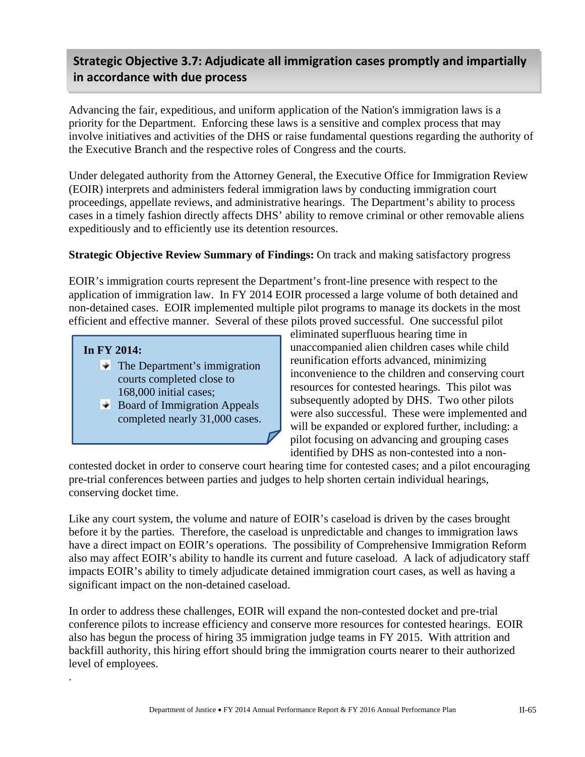## Strategic Objective 3.7: Adjudicate all immigration cases promptly and impartially in accordance with due process

Advancing the fair, expeditious, and uniform application of the Nation's immigration laws is a priority for the Department. Enforcing these laws is a sensitive and complex process that may involve initiatives and activities of the DHS or raise fundamental questions regarding the authority of the Executive Branch and the respective roles of Congress and the courts.

Under delegated authority from the Attorney General, the Executive Office for Immigration Review (EOIR) interprets and administers federal immigration laws by conducting immigration court proceedings, appellate reviews, and administrative hearings. The Department's ability to process cases in a timely fashion directly affects DHS' ability to remove criminal or other removable aliens expeditiously and to efficiently use its detention resources.

**Strategic Objective Review Summary of Findings:** On track and making satisfactory progress

EOIR's immigration courts represent the Department's front-line presence with respect to the application of immigration law. In FY 2014 EOIR processed a large volume of both detained and non-detained cases. EOIR implemented multiple pilot programs to manage its dockets in the most efficient and effective manner. Several of these pilots proved successful. One successful pilot eliminated superfluous hearing time in unaccompanied alien children cases while child reunification efforts advanced, minimizing inconvenience to the children and conserving court resources for contested hearings. This pilot was subsequently adopted by DHS. Two other pilots were also successful. These were implemented and will be expanded or explored further, including: a pilot focusing on advancing and grouping cases identified by DHS as non-contested into a non-contested docket in order to conserve court hearing time for contested cases; and a pilot encouraging pre-trial conferences between parties and judges to help shorten certain individual hearings, conserving docket time.

**In FY 2014:**

- The Department's immigration courts completed close to 168,000 initial cases;
- Board of Immigration Appeals completed nearly 31,000 cases.

Like any court system, the volume and nature of EOIR's caseload is driven by the cases brought before it by the parties. Therefore, the caseload is unpredictable and changes to immigration laws have a direct impact on EOIR's operations. The possibility of Comprehensive Immigration Reform also may affect EOIR's ability to handle its current and future caseload. A lack of adjudicatory staff impacts EOIR's ability to timely adjudicate detained immigration court cases, as well as having a significant impact on the non-detained caseload.

In order to address these challenges, EOIR will expand the non-contested docket and pre-trial conference pilots to increase efficiency and conserve more resources for contested hearings. EOIR also has begun the process of hiring 35 immigration judge teams in FY 2015. With attrition and backfill authority, this hiring effort should bring the immigration courts nearer to their authorized level of employees.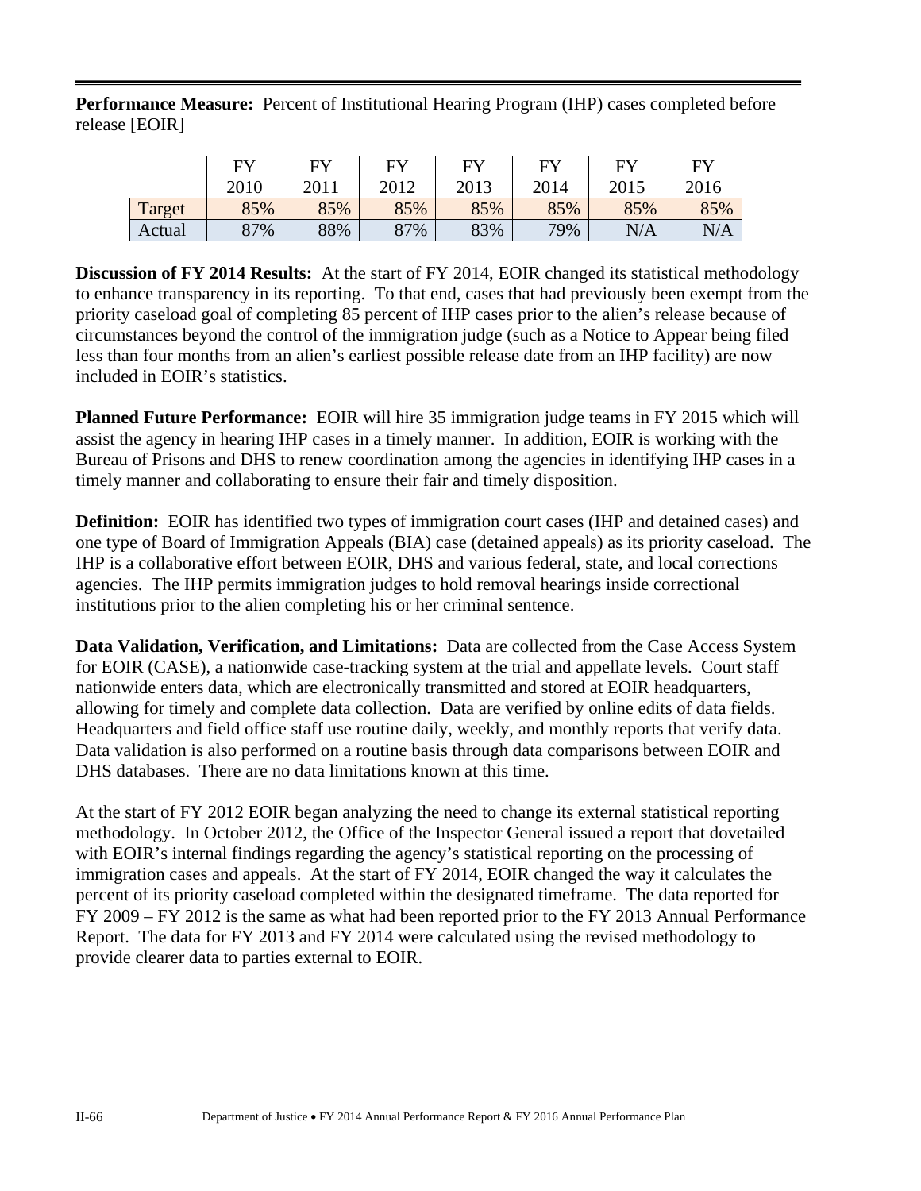**Performance Measure:** Percent of Institutional Hearing Program (IHP) cases completed before release [EOIR]

| | FY 2010 | FY 2011 | FY 2012 | FY 2013 | FY 2014 | FY 2015 | FY 2016 |
|---|---|---|---|---|---|---|---|
| Target | 85% | 85% | 85% | 85% | 85% | 85% | 85% |
| Actual | 87% | 88% | 87% | 83% | 79% | N/A | N/A |

**Discussion of FY 2014 Results:** At the start of FY 2014, EOIR changed its statistical methodology to enhance transparency in its reporting. To that end, cases that had previously been exempt from the priority caseload goal of completing 85 percent of IHP cases prior to the alien's release because of circumstances beyond the control of the immigration judge (such as a Notice to Appear being filed less than four months from an alien's earliest possible release date from an IHP facility) are now included in EOIR's statistics.

**Planned Future Performance:** EOIR will hire 35 immigration judge teams in FY 2015 which will assist the agency in hearing IHP cases in a timely manner. In addition, EOIR is working with the Bureau of Prisons and DHS to renew coordination among the agencies in identifying IHP cases in a timely manner and collaborating to ensure their fair and timely disposition.

**Definition:** EOIR has identified two types of immigration court cases (IHP and detained cases) and one type of Board of Immigration Appeals (BIA) case (detained appeals) as its priority caseload. The IHP is a collaborative effort between EOIR, DHS and various federal, state, and local corrections agencies. The IHP permits immigration judges to hold removal hearings inside correctional institutions prior to the alien completing his or her criminal sentence.

**Data Validation, Verification, and Limitations:** Data are collected from the Case Access System for EOIR (CASE), a nationwide case-tracking system at the trial and appellate levels. Court staff nationwide enters data, which are electronically transmitted and stored at EOIR headquarters, allowing for timely and complete data collection. Data are verified by online edits of data fields. Headquarters and field office staff use routine daily, weekly, and monthly reports that verify data. Data validation is also performed on a routine basis through data comparisons between EOIR and DHS databases. There are no data limitations known at this time.

At the start of FY 2012 EOIR began analyzing the need to change its external statistical reporting methodology. In October 2012, the Office of the Inspector General issued a report that dovetailed with EOIR's internal findings regarding the agency's statistical reporting on the processing of immigration cases and appeals. At the start of FY 2014, EOIR changed the way it calculates the percent of its priority caseload completed within the designated timeframe. The data reported for FY 2009 – FY 2012 is the same as what had been reported prior to the FY 2013 Annual Performance Report. The data for FY 2013 and FY 2014 were calculated using the revised methodology to provide clearer data to parties external to EOIR.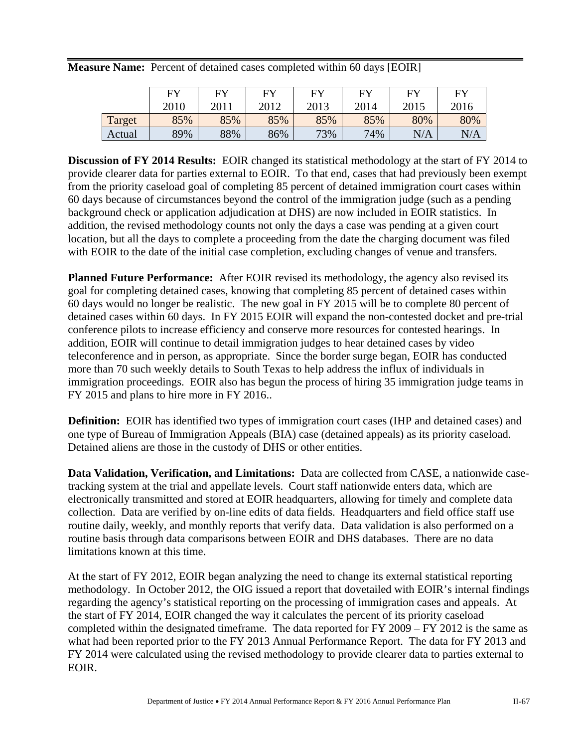**Measure Name:** Percent of detained cases completed within 60 days [EOIR]

| | FY 2010 | FY 2011 | FY 2012 | FY 2013 | FY 2014 | FY 2015 | FY 2016 |
|---|---|---|---|---|---|---|---|
| Target | 85% | 85% | 85% | 85% | 85% | 80% | 80% |
| Actual | 89% | 88% | 86% | 73% | 74% | N/A | N/A |

**Discussion of FY 2014 Results:** EOIR changed its statistical methodology at the start of FY 2014 to provide clearer data for parties external to EOIR. To that end, cases that had previously been exempt from the priority caseload goal of completing 85 percent of detained immigration court cases within 60 days because of circumstances beyond the control of the immigration judge (such as a pending background check or application adjudication at DHS) are now included in EOIR statistics. In addition, the revised methodology counts not only the days a case was pending at a given court location, but all the days to complete a proceeding from the date the charging document was filed with EOIR to the date of the initial case completion, excluding changes of venue and transfers.

**Planned Future Performance:** After EOIR revised its methodology, the agency also revised its goal for completing detained cases, knowing that completing 85 percent of detained cases within 60 days would no longer be realistic. The new goal in FY 2015 will be to complete 80 percent of detained cases within 60 days. In FY 2015 EOIR will expand the non-contested docket and pre-trial conference pilots to increase efficiency and conserve more resources for contested hearings. In addition, EOIR will continue to detail immigration judges to hear detained cases by video teleconference and in person, as appropriate. Since the border surge began, EOIR has conducted more than 70 such weekly details to South Texas to help address the influx of individuals in immigration proceedings. EOIR also has begun the process of hiring 35 immigration judge teams in FY 2015 and plans to hire more in FY 2016..

**Definition:** EOIR has identified two types of immigration court cases (IHP and detained cases) and one type of Bureau of Immigration Appeals (BIA) case (detained appeals) as its priority caseload. Detained aliens are those in the custody of DHS or other entities.

**Data Validation, Verification, and Limitations:** Data are collected from CASE, a nationwide case-tracking system at the trial and appellate levels. Court staff nationwide enters data, which are electronically transmitted and stored at EOIR headquarters, allowing for timely and complete data collection. Data are verified by on-line edits of data fields. Headquarters and field office staff use routine daily, weekly, and monthly reports that verify data. Data validation is also performed on a routine basis through data comparisons between EOIR and DHS databases. There are no data limitations known at this time.

At the start of FY 2012, EOIR began analyzing the need to change its external statistical reporting methodology. In October 2012, the OIG issued a report that dovetailed with EOIR's internal findings regarding the agency's statistical reporting on the processing of immigration cases and appeals. At the start of FY 2014, EOIR changed the way it calculates the percent of its priority caseload completed within the designated timeframe. The data reported for FY 2009 – FY 2012 is the same as what had been reported prior to the FY 2013 Annual Performance Report. The data for FY 2013 and FY 2014 were calculated using the revised methodology to provide clearer data to parties external to EOIR.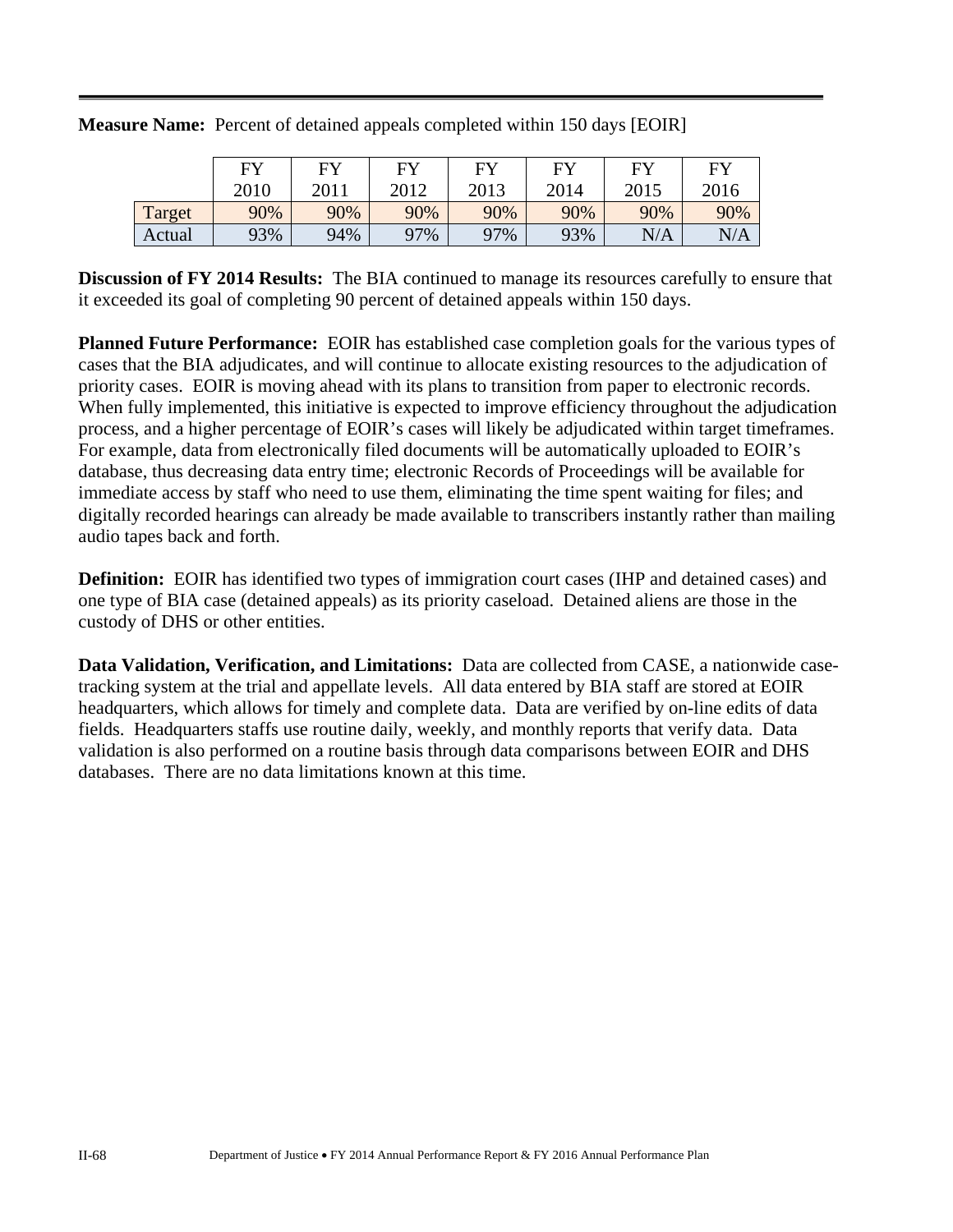**Measure Name:** Percent of detained appeals completed within 150 days [EOIR]

| | FY 2010 | FY 2011 | FY 2012 | FY 2013 | FY 2014 | FY 2015 | FY 2016 |
|---|---|---|---|---|---|---|---|
| Target | 90% | 90% | 90% | 90% | 90% | 90% | 90% |
| Actual | 93% | 94% | 97% | 97% | 93% | N/A | N/A |

**Discussion of FY 2014 Results:** The BIA continued to manage its resources carefully to ensure that it exceeded its goal of completing 90 percent of detained appeals within 150 days.

**Planned Future Performance:** EOIR has established case completion goals for the various types of cases that the BIA adjudicates, and will continue to allocate existing resources to the adjudication of priority cases. EOIR is moving ahead with its plans to transition from paper to electronic records. When fully implemented, this initiative is expected to improve efficiency throughout the adjudication process, and a higher percentage of EOIR's cases will likely be adjudicated within target timeframes. For example, data from electronically filed documents will be automatically uploaded to EOIR's database, thus decreasing data entry time; electronic Records of Proceedings will be available for immediate access by staff who need to use them, eliminating the time spent waiting for files; and digitally recorded hearings can already be made available to transcribers instantly rather than mailing audio tapes back and forth.

**Definition:** EOIR has identified two types of immigration court cases (IHP and detained cases) and one type of BIA case (detained appeals) as its priority caseload. Detained aliens are those in the custody of DHS or other entities.

**Data Validation, Verification, and Limitations:** Data are collected from CASE, a nationwide case-tracking system at the trial and appellate levels. All data entered by BIA staff are stored at EOIR headquarters, which allows for timely and complete data. Data are verified by on-line edits of data fields. Headquarters staffs use routine daily, weekly, and monthly reports that verify data. Data validation is also performed on a routine basis through data comparisons between EOIR and DHS databases. There are no data limitations known at this time.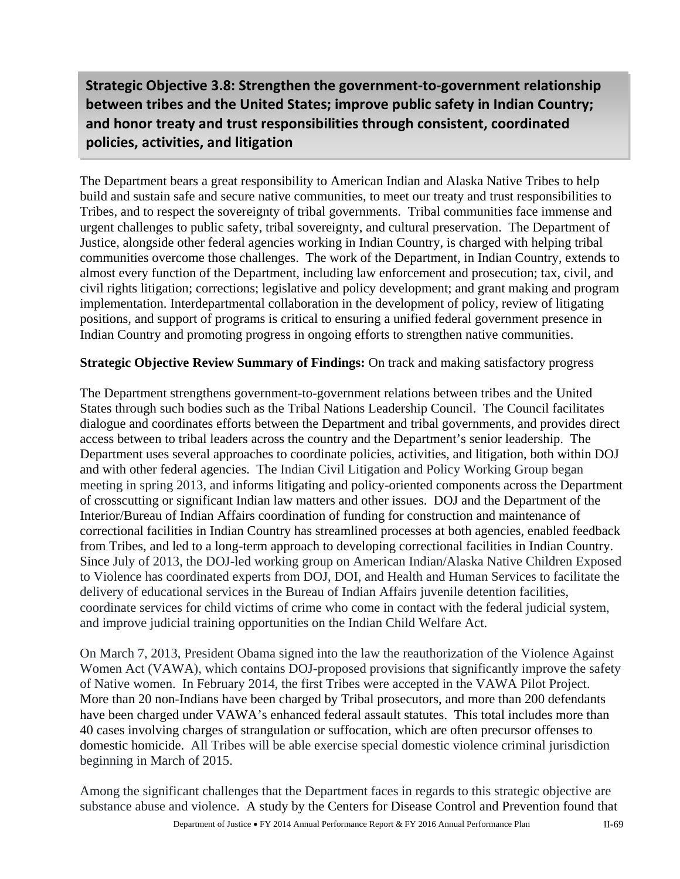## Strategic Objective 3.8: Strengthen the government-to-government relationship between tribes and the United States; improve public safety in Indian Country; and honor treaty and trust responsibilities through consistent, coordinated policies, activities, and litigation

The Department bears a great responsibility to American Indian and Alaska Native Tribes to help build and sustain safe and secure native communities, to meet our treaty and trust responsibilities to Tribes, and to respect the sovereignty of tribal governments. Tribal communities face immense and urgent challenges to public safety, tribal sovereignty, and cultural preservation. The Department of Justice, alongside other federal agencies working in Indian Country, is charged with helping tribal communities overcome those challenges. The work of the Department, in Indian Country, extends to almost every function of the Department, including law enforcement and prosecution; tax, civil, and civil rights litigation; corrections; legislative and policy development; and grant making and program implementation. Interdepartmental collaboration in the development of policy, review of litigating positions, and support of programs is critical to ensuring a unified federal government presence in Indian Country and promoting progress in ongoing efforts to strengthen native communities.

**Strategic Objective Review Summary of Findings:** On track and making satisfactory progress

The Department strengthens government-to-government relations between tribes and the United States through such bodies such as the Tribal Nations Leadership Council. The Council facilitates dialogue and coordinates efforts between the Department and tribal governments, and provides direct access between to tribal leaders across the country and the Department's senior leadership. The Department uses several approaches to coordinate policies, activities, and litigation, both within DOJ and with other federal agencies. The Indian Civil Litigation and Policy Working Group began meeting in spring 2013, and informs litigating and policy-oriented components across the Department of crosscutting or significant Indian law matters and other issues. DOJ and the Department of the Interior/Bureau of Indian Affairs coordination of funding for construction and maintenance of correctional facilities in Indian Country has streamlined processes at both agencies, enabled feedback from Tribes, and led to a long-term approach to developing correctional facilities in Indian Country. Since July of 2013, the DOJ-led working group on American Indian/Alaska Native Children Exposed to Violence has coordinated experts from DOJ, DOI, and Health and Human Services to facilitate the delivery of educational services in the Bureau of Indian Affairs juvenile detention facilities, coordinate services for child victims of crime who come in contact with the federal judicial system, and improve judicial training opportunities on the Indian Child Welfare Act.

On March 7, 2013, President Obama signed into the law the reauthorization of the Violence Against Women Act (VAWA), which contains DOJ-proposed provisions that significantly improve the safety of Native women. In February 2014, the first Tribes were accepted in the VAWA Pilot Project. More than 20 non-Indians have been charged by Tribal prosecutors, and more than 200 defendants have been charged under VAWA's enhanced federal assault statutes. This total includes more than 40 cases involving charges of strangulation or suffocation, which are often precursor offenses to domestic homicide. All Tribes will be able exercise special domestic violence criminal jurisdiction beginning in March of 2015.

Among the significant challenges that the Department faces in regards to this strategic objective are substance abuse and violence. A study by the Centers for Disease Control and Prevention found that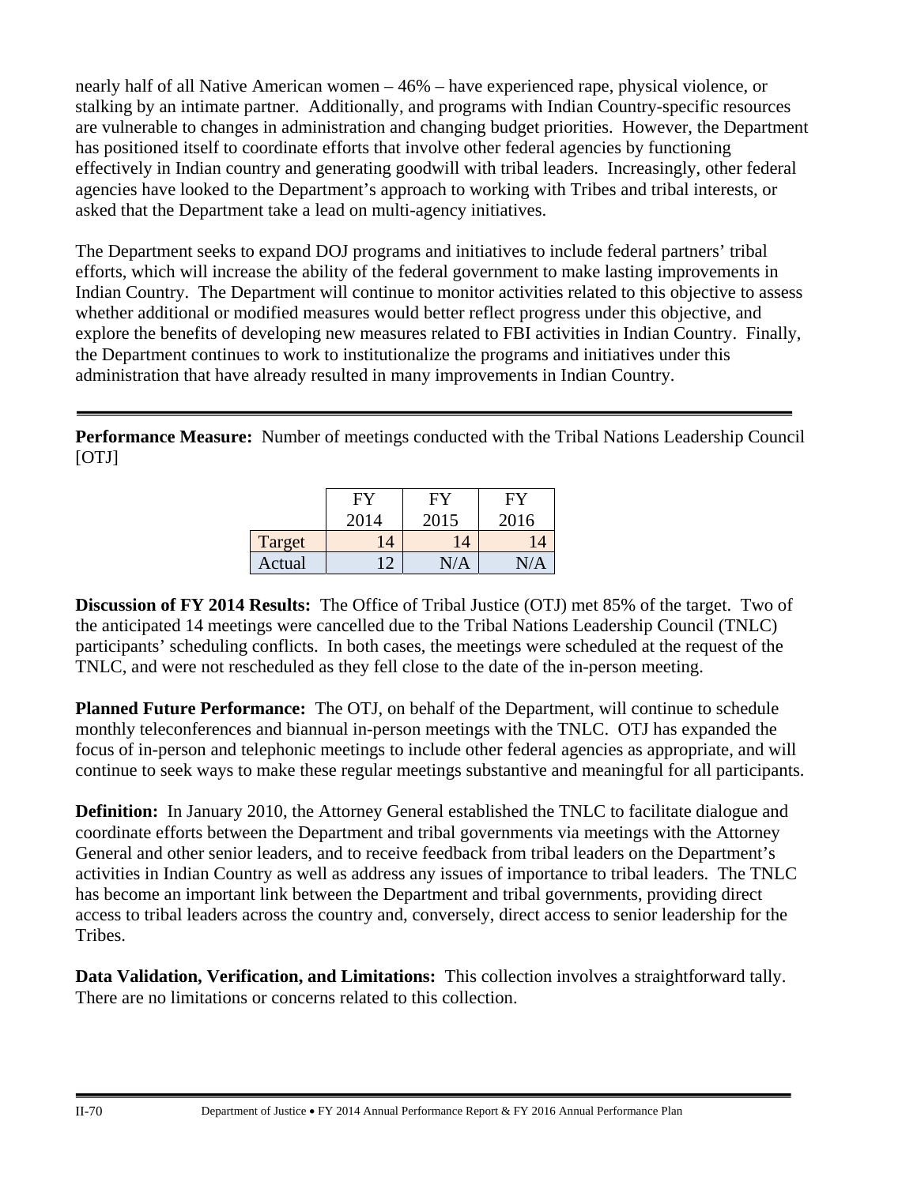nearly half of all Native American women – 46% – have experienced rape, physical violence, or stalking by an intimate partner. Additionally, and programs with Indian Country-specific resources are vulnerable to changes in administration and changing budget priorities. However, the Department has positioned itself to coordinate efforts that involve other federal agencies by functioning effectively in Indian country and generating goodwill with tribal leaders. Increasingly, other federal agencies have looked to the Department's approach to working with Tribes and tribal interests, or asked that the Department take a lead on multi-agency initiatives.

The Department seeks to expand DOJ programs and initiatives to include federal partners' tribal efforts, which will increase the ability of the federal government to make lasting improvements in Indian Country. The Department will continue to monitor activities related to this objective to assess whether additional or modified measures would better reflect progress under this objective, and explore the benefits of developing new measures related to FBI activities in Indian Country. Finally, the Department continues to work to institutionalize the programs and initiatives under this administration that have already resulted in many improvements in Indian Country.

---

**Performance Measure:** Number of meetings conducted with the Tribal Nations Leadership Council [OTJ]

| | FY 2014 | FY 2015 | FY 2016 |
|---|---|---|---|
| Target | 14 | 14 | 14 |
| Actual | 12 | N/A | N/A |

**Discussion of FY 2014 Results:** The Office of Tribal Justice (OTJ) met 85% of the target. Two of the anticipated 14 meetings were cancelled due to the Tribal Nations Leadership Council (TNLC) participants' scheduling conflicts. In both cases, the meetings were scheduled at the request of the TNLC, and were not rescheduled as they fell close to the date of the in-person meeting.

**Planned Future Performance:** The OTJ, on behalf of the Department, will continue to schedule monthly teleconferences and biannual in-person meetings with the TNLC. OTJ has expanded the focus of in-person and telephonic meetings to include other federal agencies as appropriate, and will continue to seek ways to make these regular meetings substantive and meaningful for all participants.

**Definition:** In January 2010, the Attorney General established the TNLC to facilitate dialogue and coordinate efforts between the Department and tribal governments via meetings with the Attorney General and other senior leaders, and to receive feedback from tribal leaders on the Department's activities in Indian Country as well as address any issues of importance to tribal leaders. The TNLC has become an important link between the Department and tribal governments, providing direct access to tribal leaders across the country and, conversely, direct access to senior leadership for the Tribes.

**Data Validation, Verification, and Limitations:** This collection involves a straightforward tally. There are no limitations or concerns related to this collection.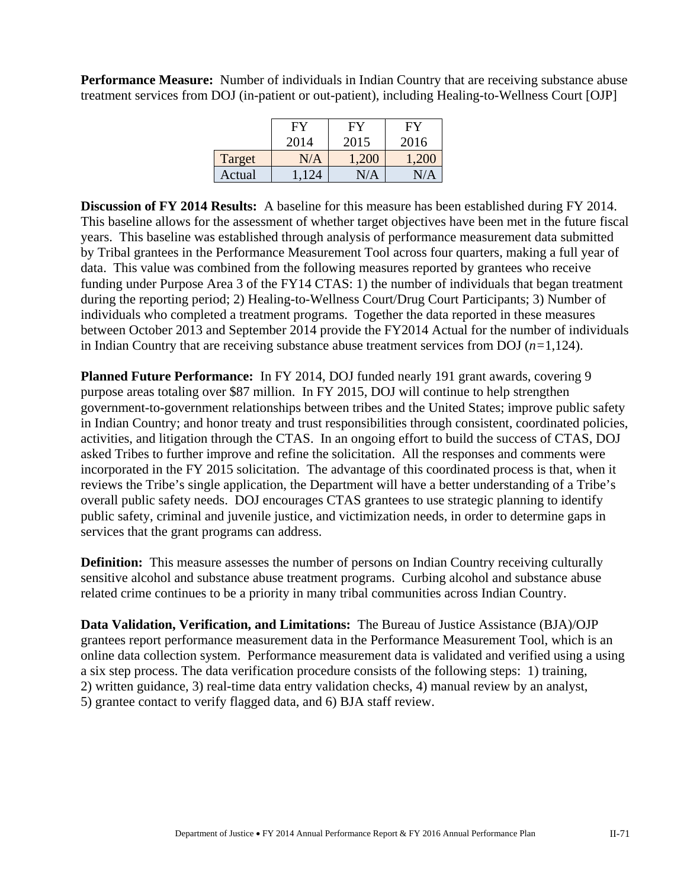**Performance Measure:** Number of individuals in Indian Country that are receiving substance abuse treatment services from DOJ (in-patient or out-patient), including Healing-to-Wellness Court [OJP]

| | FY 2014 | FY 2015 | FY 2016 |
|---|---|---|---|
| Target | N/A | 1,200 | 1,200 |
| Actual | 1,124 | N/A | N/A |

**Discussion of FY 2014 Results:** A baseline for this measure has been established during FY 2014. This baseline allows for the assessment of whether target objectives have been met in the future fiscal years. This baseline was established through analysis of performance measurement data submitted by Tribal grantees in the Performance Measurement Tool across four quarters, making a full year of data. This value was combined from the following measures reported by grantees who receive funding under Purpose Area 3 of the FY14 CTAS: 1) the number of individuals that began treatment during the reporting period; 2) Healing-to-Wellness Court/Drug Court Participants; 3) Number of individuals who completed a treatment programs. Together the data reported in these measures between October 2013 and September 2014 provide the FY2014 Actual for the number of individuals in Indian Country that are receiving substance abuse treatment services from DOJ (*n*=1,124).

**Planned Future Performance:** In FY 2014, DOJ funded nearly 191 grant awards, covering 9 purpose areas totaling over $87 million. In FY 2015, DOJ will continue to help strengthen government-to-government relationships between tribes and the United States; improve public safety in Indian Country; and honor treaty and trust responsibilities through consistent, coordinated policies, activities, and litigation through the CTAS. In an ongoing effort to build the success of CTAS, DOJ asked Tribes to further improve and refine the solicitation. All the responses and comments were incorporated in the FY 2015 solicitation. The advantage of this coordinated process is that, when it reviews the Tribe's single application, the Department will have a better understanding of a Tribe's overall public safety needs. DOJ encourages CTAS grantees to use strategic planning to identify public safety, criminal and juvenile justice, and victimization needs, in order to determine gaps in services that the grant programs can address.

**Definition:** This measure assesses the number of persons on Indian Country receiving culturally sensitive alcohol and substance abuse treatment programs. Curbing alcohol and substance abuse related crime continues to be a priority in many tribal communities across Indian Country.

**Data Validation, Verification, and Limitations:** The Bureau of Justice Assistance (BJA)/OJP grantees report performance measurement data in the Performance Measurement Tool, which is an online data collection system. Performance measurement data is validated and verified using a using a six step process. The data verification procedure consists of the following steps: 1) training, 2) written guidance, 3) real-time data entry validation checks, 4) manual review by an analyst, 5) grantee contact to verify flagged data, and 6) BJA staff review.